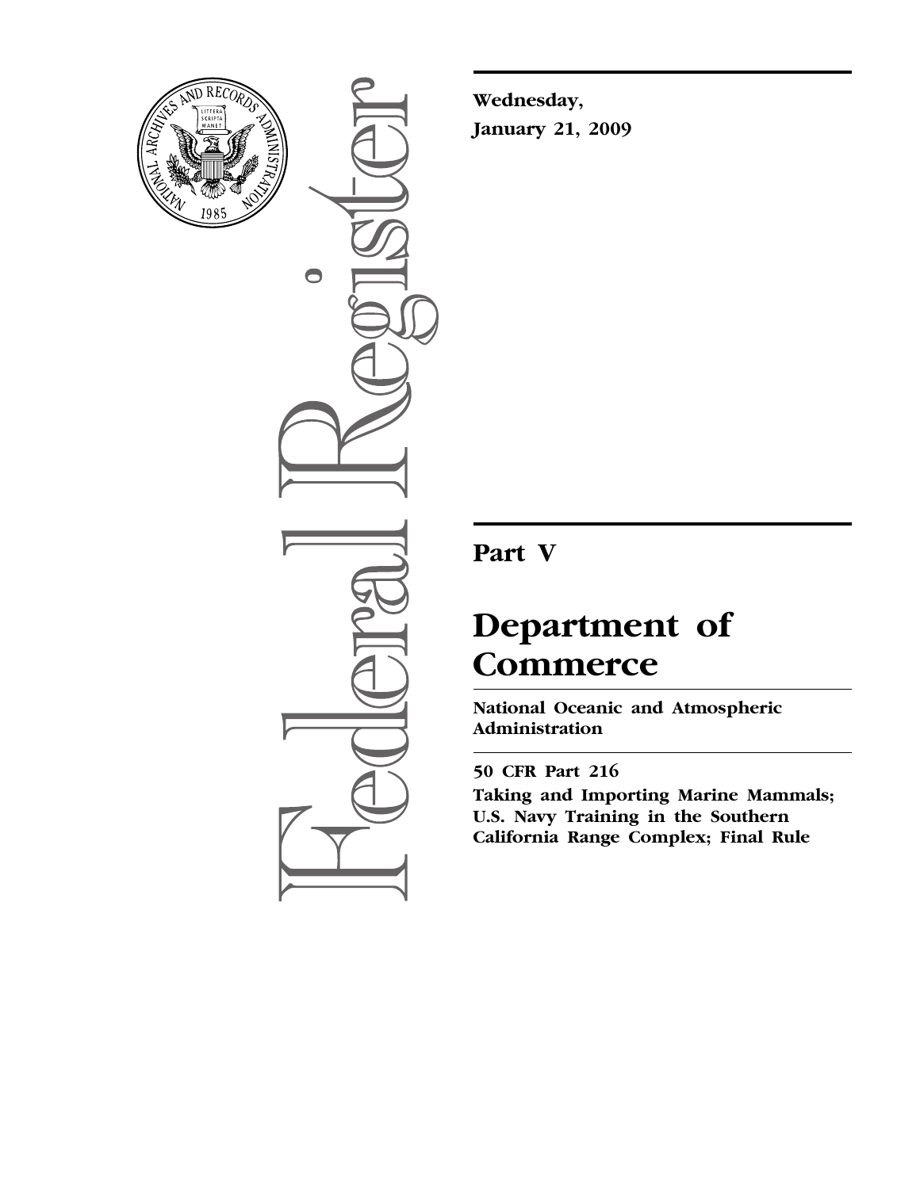**Wednesday,**

**January 21, 2009**

---

# Part V

# Department of Commerce

**National Oceanic and Atmospheric Administration**

---

**50 CFR Part 216**

**Taking and Importing Marine Mammals; U.S. Navy Training in the Southern California Range Complex; Final Rule**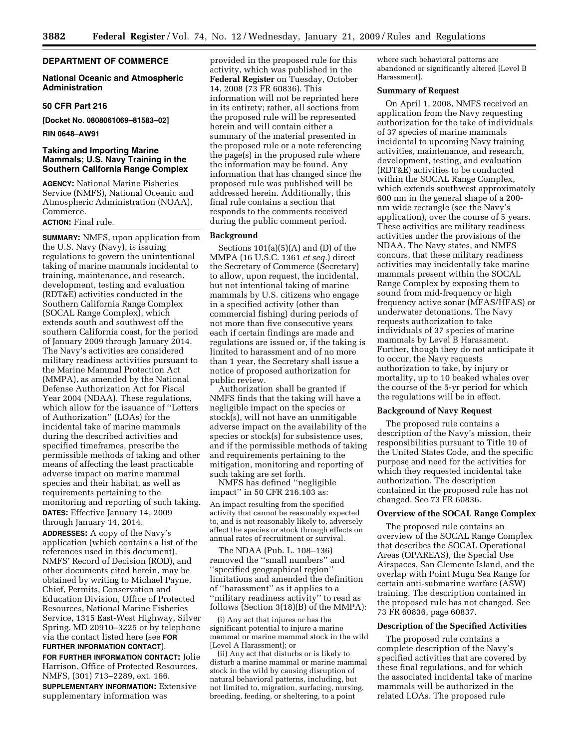## DEPARTMENT OF COMMERCE

### National Oceanic and Atmospheric Administration

### 50 CFR Part 216

**[Docket No. 0808061069–81583–02]**

**RIN 0648–AW91**

### Taking and Importing Marine Mammals; U.S. Navy Training in the Southern California Range Complex

**AGENCY:** National Marine Fisheries Service (NMFS), National Oceanic and Atmospheric Administration (NOAA), Commerce.

**ACTION:** Final rule.

**SUMMARY:** NMFS, upon application from the U.S. Navy (Navy), is issuing regulations to govern the unintentional taking of marine mammals incidental to training, maintenance, and research, development, testing and evaluation (RDT&E) activities conducted in the Southern California Range Complex (SOCAL Range Complex), which extends south and southwest off the southern California coast, for the period of January 2009 through January 2014. The Navy's activities are considered military readiness activities pursuant to the Marine Mammal Protection Act (MMPA), as amended by the National Defense Authorization Act for Fiscal Year 2004 (NDAA). These regulations, which allow for the issuance of ''Letters of Authorization'' (LOAs) for the incidental take of marine mammals during the described activities and specified timeframes, prescribe the permissible methods of taking and other means of affecting the least practicable adverse impact on marine mammal species and their habitat, as well as requirements pertaining to the monitoring and reporting of such taking.

**DATES:** Effective January 14, 2009 through January 14, 2014.

**ADDRESSES:** A copy of the Navy's application (which contains a list of the references used in this document), NMFS' Record of Decision (ROD), and other documents cited herein, may be obtained by writing to Michael Payne, Chief, Permits, Conservation and Education Division, Office of Protected Resources, National Marine Fisheries Service, 1315 East-West Highway, Silver Spring, MD 20910–3225 or by telephone via the contact listed here (see **FOR FURTHER INFORMATION CONTACT**).

**FOR FURTHER INFORMATION CONTACT:** Jolie Harrison, Office of Protected Resources, NMFS, (301) 713–2289, ext. 166.

**SUPPLEMENTARY INFORMATION:** Extensive supplementary information was provided in the proposed rule for this activity, which was published in the **Federal Register** on Tuesday, October 14, 2008 (73 FR 60836). This information will not be reprinted here in its entirety; rather, all sections from the proposed rule will be represented herein and will contain either a summary of the material presented in the proposed rule or a note referencing the page(s) in the proposed rule where the information may be found. Any information that has changed since the proposed rule was published will be addressed herein. Additionally, this final rule contains a section that responds to the comments received during the public comment period.

**Background**

Sections 101(a)(5)(A) and (D) of the MMPA (16 U.S.C. 1361 *et seq.*) direct the Secretary of Commerce (Secretary) to allow, upon request, the incidental, but not intentional taking of marine mammals by U.S. citizens who engage in a specified activity (other than commercial fishing) during periods of not more than five consecutive years each if certain findings are made and regulations are issued or, if the taking is limited to harassment and of no more than 1 year, the Secretary shall issue a notice of proposed authorization for public review.

Authorization shall be granted if NMFS finds that the taking will have a negligible impact on the species or stock(s), will not have an unmitigable adverse impact on the availability of the species or stock(s) for subsistence uses, and if the permissible methods of taking and requirements pertaining to the mitigation, monitoring and reporting of such taking are set forth.

NMFS has defined ''negligible impact'' in 50 CFR 216.103 as:

An impact resulting from the specified activity that cannot be reasonably expected to, and is not reasonably likely to, adversely affect the species or stock through effects on annual rates of recruitment or survival.

The NDAA (Pub. L. 108–136) removed the ''small numbers'' and ''specified geographical region'' limitations and amended the definition of ''harassment'' as it applies to a ''military readiness activity'' to read as follows (Section 3(18)(B) of the MMPA):

(i) Any act that injures or has the significant potential to injure a marine mammal or marine mammal stock in the wild [Level A Harassment]; or

(ii) Any act that disturbs or is likely to disturb a marine mammal or marine mammal stock in the wild by causing disruption of natural behavioral patterns, including, but not limited to, migration, surfacing, nursing, breeding, feeding, or sheltering, to a point where such behavioral patterns are abandoned or significantly altered [Level B Harassment].

**Summary of Request**

On April 1, 2008, NMFS received an application from the Navy requesting authorization for the take of individuals of 37 species of marine mammals incidental to upcoming Navy training activities, maintenance, and research, development, testing, and evaluation (RDT&E) activities to be conducted within the SOCAL Range Complex, which extends southwest approximately 600 nm in the general shape of a 200-nm wide rectangle (see the Navy's application), over the course of 5 years. These activities are military readiness activities under the provisions of the NDAA. The Navy states, and NMFS concurs, that these military readiness activities may incidentally take marine mammals present within the SOCAL Range Complex by exposing them to sound from mid-frequency or high frequency active sonar (MFAS/HFAS) or underwater detonations. The Navy requests authorization to take individuals of 37 species of marine mammals by Level B Harassment. Further, though they do not anticipate it to occur, the Navy requests authorization to take, by injury or mortality, up to 10 beaked whales over the course of the 5-yr period for which the regulations will be in effect.

**Background of Navy Request**

The proposed rule contains a description of the Navy's mission, their responsibilities pursuant to Title 10 of the United States Code, and the specific purpose and need for the activities for which they requested incidental take authorization. The description contained in the proposed rule has not changed. See 73 FR 60836.

**Overview of the SOCAL Range Complex**

The proposed rule contains an overview of the SOCAL Range Complex that describes the SOCAL Operational Areas (OPAREAS), the Special Use Airspaces, San Clemente Island, and the overlap with Point Mugu Sea Range for certain anti-submarine warfare (ASW) training. The description contained in the proposed rule has not changed. See 73 FR 60836, page 60837.

**Description of the Specified Activities**

The proposed rule contains a complete description of the Navy's specified activities that are covered by these final regulations, and for which the associated incidental take of marine mammals will be authorized in the related LOAs. The proposed rule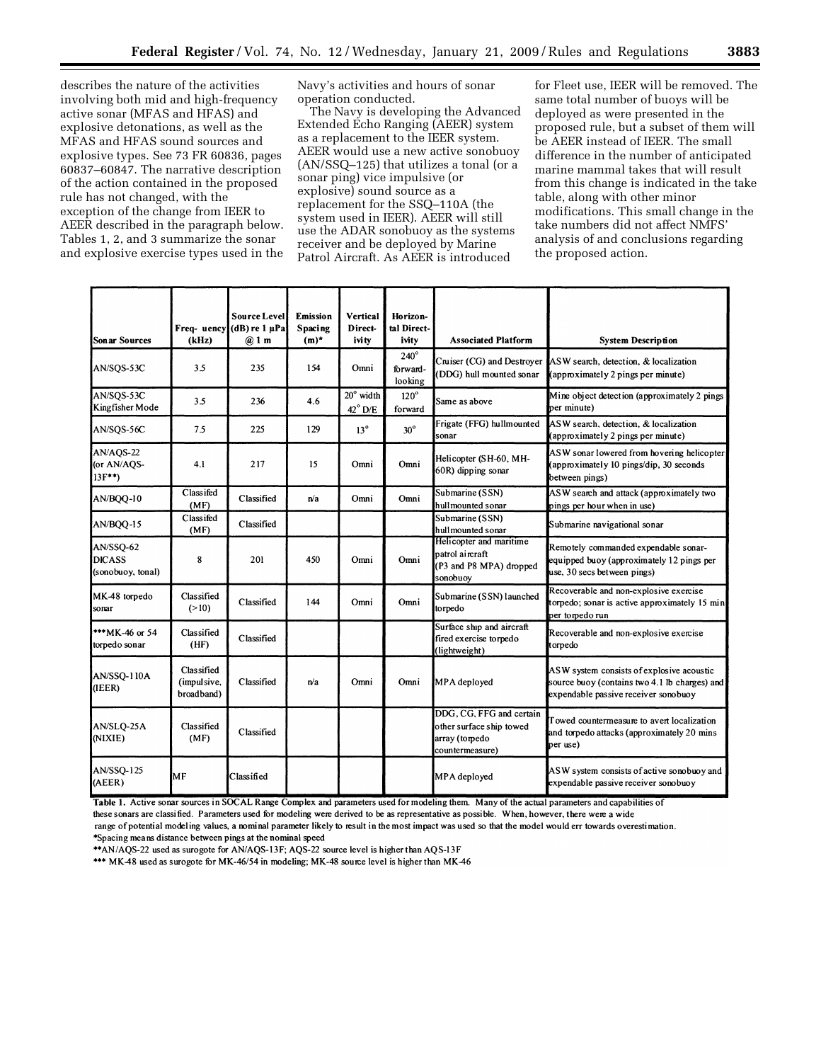describes the nature of the activities involving both mid and high-frequency active sonar (MFAS and HFAS) and explosive detonations, as well as the MFAS and HFAS sound sources and explosive types. See 73 FR 60836, pages 60837–60847. The narrative description of the action contained in the proposed rule has not changed, with the exception of the change from IEER to AEER described in the paragraph below. Tables 1, 2, and 3 summarize the sonar and explosive exercise types used in the Navy's activities and hours of sonar operation conducted.

The Navy is developing the Advanced Extended Echo Ranging (AEER) system as a replacement to the IEER system. AEER would use a new active sonobuoy (AN/SSQ–125) that utilizes a tonal (or a sonar ping) vice impulsive (or explosive) sound source as a replacement for the SSQ–110A (the system used in IEER). AEER will still use the ADAR sonobuoy as the systems receiver and be deployed by Marine Patrol Aircraft. As AEER is introduced for Fleet use, IEER will be removed. The same total number of buoys will be deployed as were presented in the proposed rule, but a subset of them will be AEER instead of IEER. The small difference in the number of anticipated marine mammal takes that will result from this change is indicated in the take table, along with other minor modifications. This small change in the take numbers did not affect NMFS' analysis of and conclusions regarding the proposed action.

| Sonar Sources | Freq- uency (kHz) | Source Level (dB) re 1 μPa @ 1 m | Emission Spacing (m)* | Vertical Direct- ivity | Horizon- tal Direct- ivity | Associated Platform | System Description |
|---|---|---|---|---|---|---|---|
| AN/SQS-53C | 3.5 | 235 | 154 | Omni | 240° forward-looking | Cruiser (CG) and Destroyer (DDG) hull mounted sonar | ASW search, detection, & localization (approximately 2 pings per minute) |
| AN/SQS-53C Kingfisher Mode | 3.5 | 236 | 4.6 | 20° width 42° D/E | 120° forward | Same as above | Mine object detection (approximately 2 pings per minute) |
| AN/SQS-56C | 7.5 | 225 | 129 | 13° | 30° | Frigate (FFG) hullmounted sonar | ASW search, detection, & localization (approximately 2 pings per minute) |
| AN/AQS-22 (or AN/AQS-13F**) | 4.1 | 217 | 15 | Omni | Omni | Helicopter (SH-60, MH-60R) dipping sonar | ASW sonar lowered from hovering helicopter (approximately 10 pings/dip, 30 seconds between pings) |
| AN/BQQ-10 | Classifed (MF) | Classified | n/a | Omni | Omni | Submarine (SSN) hullmounted sonar | ASW search and attack (approximately two pings per hour when in use) |
| AN/BQQ-15 | Classifed (MF) | Classified | | | | Submarine (SSN) hullmounted sonar | Submarine navigational sonar |
| AN/SSQ-62 DICASS (sonobuoy, tonal) | 8 | 201 | 450 | Omni | Omni | Helicopter and maritime patrol aircraft (P3 and P8 MPA) dropped sonobuoy | Remotely commanded expendable sonar-equipped buoy (approximately 12 pings per use, 30 secs between pings) |
| MK-48 torpedo sonar | Classified (>10) | Classified | 144 | Omni | Omni | Submarine (SSN) launched torpedo | Recoverable and non-explosive exercise torpedo; sonar is active approximately 15 min per torpedo run |
| ***MK-46 or 54 torpedo sonar | Classified (HF) | Classified | | | | Surface ship and aircraft fired exercise torpedo (lightweight) | Recoverable and non-explosive exercise torpedo |
| AN/SSQ-110A (IEER) | Classified (impulsive, broadband) | Classified | n/a | Omni | Omni | MPA deployed | ASW system consists of explosive acoustic source buoy (contains two 4.1 lb charges) and expendable passive receiver sonobuoy |
| AN/SLQ-25A (NIXIE) | Classified (MF) | Classified | | | | DDG, CG, FFG and certain other surface ship towed array (torpedo countermeasure) | Towed countermeasure to avert localization and torpedo attacks (approximately 20 mins per use) |
| AN/SSQ-125 (AEER) | MF | Classified | | | | MPA deployed | ASW system consists of active sonobuoy and expendable passive receiver sonobuoy |

**Table 1.** Active sonar sources in SOCAL Range Complex and parameters used for modeling them. Many of the actual parameters and capabilities of these sonars are classified. Parameters used for modeling were derived to be as representative as possible. When, however, there were a wide range of potential modeling values, a nominal parameter likely to result in the most impact was used so that the model would err towards overestimation.

*Spacing means distance between pings at the nominal speed

**AN/AQS-22 used as surogote for AN/AQS-13F; AQS-22 source level is higher than AQS-13F

*** MK-48 used as surogote for MK-46/54 in modeling; MK-48 source level is higher than MK-46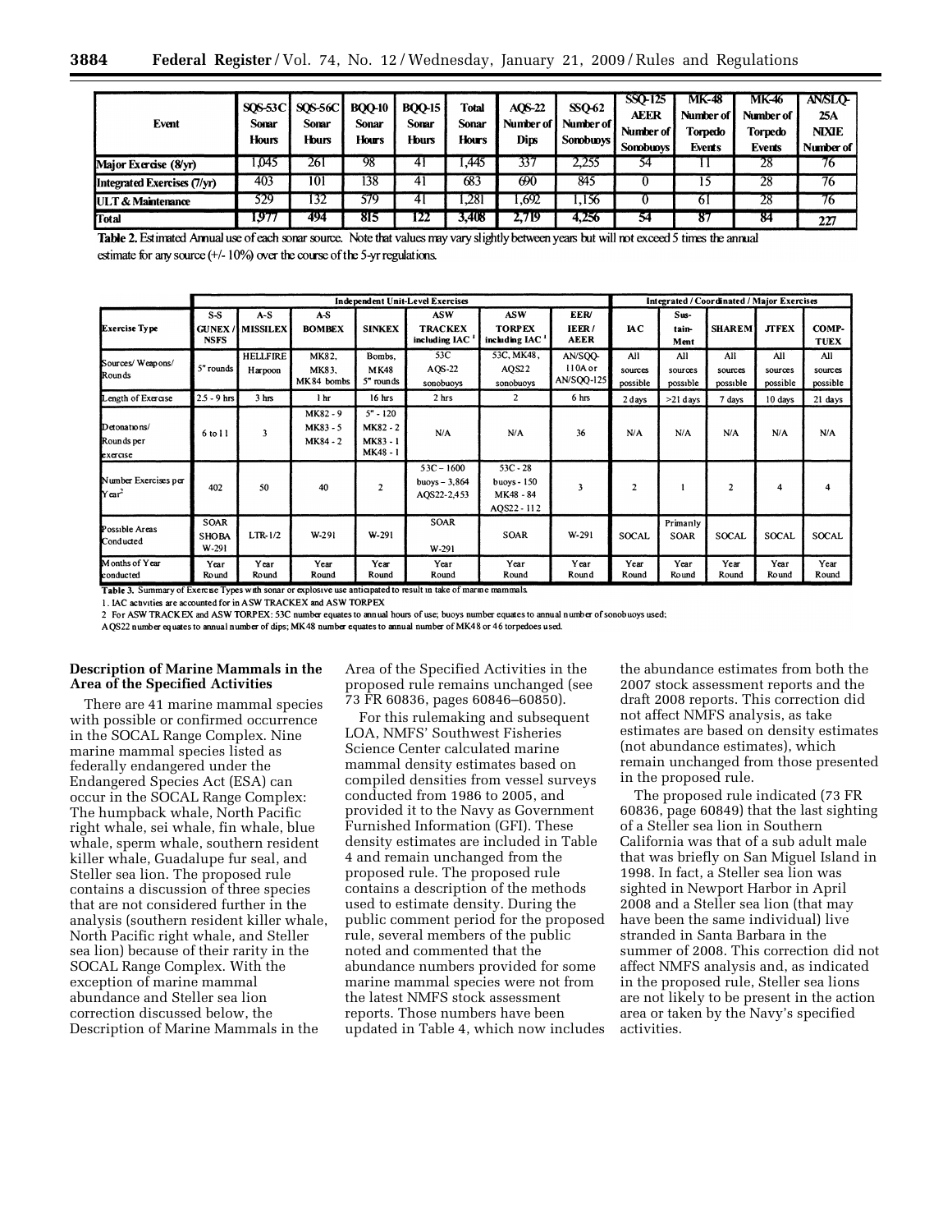| Event | SQS-53C Sonar Hours | SQS-56C Sonar Hours | BQQ-10 Sonar Hours | BQQ-15 Sonar Hours | Total Sonar Hours | AQS-22 Number of Dips | SSQ-62 Number of Sonobuoys | SSQ-125 AEER Number of Sonobuoys | MK-48 Number of Torpedo Events | MK-46 Number of Torpedo Events | AN/SLQ-25A NIXIE Number of |
|---|---|---|---|---|---|---|---|---|---|---|---|
| Major Exercise (8/yr) | 1,045 | 261 | 98 | 41 | 1,445 | 337 | 2,255 | 54 | 11 | 28 | 76 |
| Integrated Exercises (7/yr) | 403 | 101 | 138 | 41 | 683 | 690 | 845 | 0 | 15 | 28 | 76 |
| ULT & Maintenance | 529 | 132 | 579 | 41 | 1,281 | 1,692 | 1,156 | 0 | 61 | 28 | 76 |
| Total | 1,977 | 494 | 815 | 122 | 3,408 | 2,719 | 4,256 | 54 | 87 | 84 | 227 |

Table 2. Estimated Annual use of each sonar source. Note that values may vary slightly between years but will not exceed 5 times the annual estimate for any source (+/- 10%) over the course of the 5-yr regulations.

| | Independent Unit-Level Exercises | | | | | | | Integrated / Coordinated / Major Exercises | | | | |
|---|---|---|---|---|---|---|---|---|---|---|---|---|
| Exercise Type | S-S GUNEX / NSFS | A-S MISSILEX | A-S BOMBEX | SINKEX | ASW TRACKEX including IAC[1] | ASW TORPEX including IAC[1] | EER/ IEER / AEER | IAC | Sus-tain-Ment | SHAREM | JTFEX | COMP-TUEX |
| Sources/ Weapons/ Rounds | 5" rounds | HELLFIRE Harpoon | MK82, MK83, MK84 bombs | Bombs, MK48 5" rounds | 53C AQS-22 sonobuoys | 53C, MK48, AQS22 sonobuoys | AN/SQQ-110A or AN/SQQ-125 | All sources possible | All sources possible | All sources possible | All sources possible | All sources possible |
| Length of Exercise | 2.5 - 9 hrs | 3 hrs | 1 hr | 16 hrs | 2 hrs | 2 | 6 hrs | 2 days | >21 days | 7 days | 10 days | 21 days |
| Detonations/ Rounds per exercise | 6 to 11 | 3 | MK82 - 9 MK83 - 5 MK84 - 2 | 5" - 120 MK82 - 2 MK83 - 1 MK48 - 1 | N/A | N/A | 36 | N/A | N/A | N/A | N/A | N/A |
| Number Exercises per Year[2] | 402 | 50 | 40 | 2 | 53C – 1600 buoys – 3,864 AQS22-2,453 | 53C - 28 buoys - 150 MK48 - 84 AQS22 - 112 | 3 | 2 | 1 | 2 | 4 | 4 |
| Possible Areas Conducted | SOAR SHOBA W-291 | LTR-1/2 | W-291 | W-291 | SOAR W-291 | SOAR | W-291 | SOCAL | Primarily SOAR | SOCAL | SOCAL | SOCAL |
| Months of Year conducted | Year Round | Year Round | Year Round | Year Round | Year Round | Year Round | Year Round | Year Round | Year Round | Year Round | Year Round | Year Round |

Table 3. Summary of Exercise Types with sonar or explosive use anticipated to result in take of marine mammals.

1. IAC activities are accounted for in ASW TRACKEX and ASW TORPEX

2 For ASW TRACKEX and ASW TORPEX: 53C number equates to annual hours of use; buoys number equates to annual number of sonobuoys used; AQS22 number equates to annual number of dips; MK48 number equates to annual number of MK48 or 46 torpedoes used.

**Description of Marine Mammals in the Area of the Specified Activities**

There are 41 marine mammal species with possible or confirmed occurrence in the SOCAL Range Complex. Nine marine mammal species listed as federally endangered under the Endangered Species Act (ESA) can occur in the SOCAL Range Complex: The humpback whale, North Pacific right whale, sei whale, fin whale, blue whale, sperm whale, southern resident killer whale, Guadalupe fur seal, and Steller sea lion. The proposed rule contains a discussion of three species that are not considered further in the analysis (southern resident killer whale, North Pacific right whale, and Steller sea lion) because of their rarity in the SOCAL Range Complex. With the exception of marine mammal abundance and Steller sea lion correction discussed below, the Description of Marine Mammals in the Area of the Specified Activities in the proposed rule remains unchanged (see 73 FR 60836, pages 60846–60850).

For this rulemaking and subsequent LOA, NMFS' Southwest Fisheries Science Center calculated marine mammal density estimates based on compiled densities from vessel surveys conducted from 1986 to 2005, and provided it to the Navy as Government Furnished Information (GFI). These density estimates are included in Table 4 and remain unchanged from the proposed rule. The proposed rule contains a description of the methods used to estimate density. During the public comment period for the proposed rule, several members of the public noted and commented that the abundance numbers provided for some marine mammal species were not from the latest NMFS stock assessment reports. Those numbers have been updated in Table 4, which now includes the abundance estimates from both the 2007 stock assessment reports and the draft 2008 reports. This correction did not affect NMFS analysis, as take estimates are based on density estimates (not abundance estimates), which remain unchanged from those presented in the proposed rule.

The proposed rule indicated (73 FR 60836, page 60849) that the last sighting of a Steller sea lion in Southern California was that of a sub adult male that was briefly on San Miguel Island in 1998. In fact, a Steller sea lion was sighted in Newport Harbor in April 2008 and a Steller sea lion (that may have been the same individual) live stranded in Santa Barbara in the summer of 2008. This correction did not affect NMFS analysis and, as indicated in the proposed rule, Steller sea lions are not likely to be present in the action area or taken by the Navy's specified activities.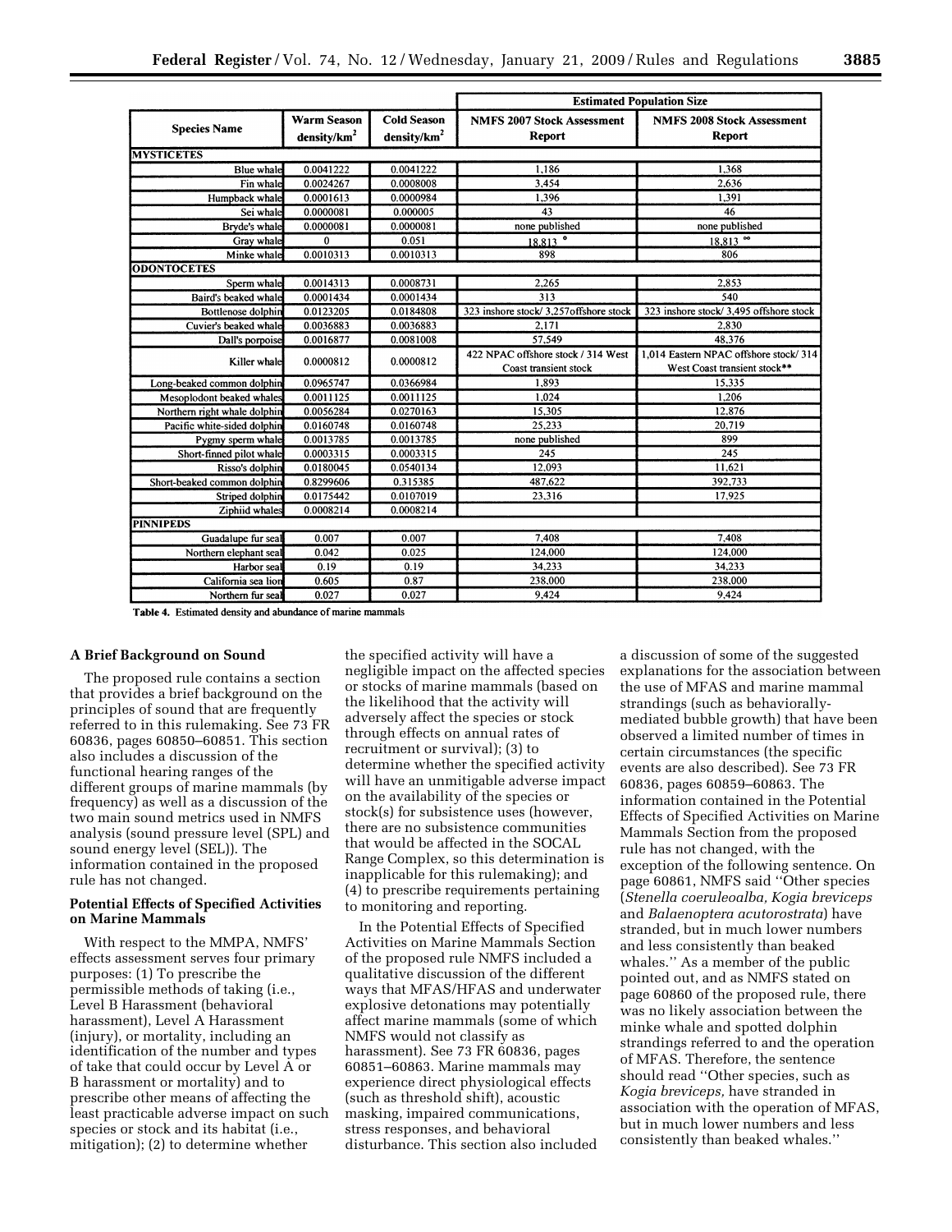| Species Name | Warm Season density/km$^2$ | Cold Season density/km$^2$ | Estimated Population Size | |
|---|---|---|---|---|
| | | | NMFS 2007 Stock Assessment Report | NMFS 2008 Stock Assessment Report |
| **MYSTICETES** | | | | |
| Blue whale | 0.0041222 | 0.0041222 | 1,186 | 1,368 |
| Fin whale | 0.0024267 | 0.0008008 | 3,454 | 2,636 |
| Humpback whale | 0.0001613 | 0.0000984 | 1,396 | 1,391 |
| Sei whale | 0.0000081 | 0.000005 | 43 | 46 |
| Bryde's whale | 0.0000081 | 0.0000081 | none published | none published |
| Gray whale | 0 | 0.051 | 18,813 * | 18,813 ** |
| Minke whale | 0.0010313 | 0.0010313 | 898 | 806 |
| **ODONTOCETES** | | | | |
| Sperm whale | 0.0014313 | 0.0008731 | 2,265 | 2,853 |
| Baird's beaked whale | 0.0001434 | 0.0001434 | 313 | 540 |
| Bottlenose dolphin | 0.0123205 | 0.0184808 | 323 inshore stock/ 3,257offshore stock | 323 inshore stock/ 3,495 offshore stock |
| Cuvier's beaked whale | 0.0036883 | 0.0036883 | 2,171 | 2,830 |
| Dall's porpoise | 0.0016877 | 0.0081008 | 57,549 | 48,376 |
| Killer whale | 0.0000812 | 0.0000812 | 422 NPAC offshore stock / 314 West Coast transient stock | 1,014 Eastern NPAC offshore stock/ 314 West Coast transient stock** |
| Long-beaked common dolphin | 0.0965747 | 0.0366984 | 1,893 | 15,335 |
| Mesoplodont beaked whales | 0.0011125 | 0.0011125 | 1,024 | 1,206 |
| Northern right whale dolphin | 0.0056284 | 0.0270163 | 15,305 | 12,876 |
| Pacific white-sided dolphin | 0.0160748 | 0.0160748 | 25,233 | 20,719 |
| Pygmy sperm whale | 0.0013785 | 0.0013785 | none published | 899 |
| Short-finned pilot whale | 0.0003315 | 0.0003315 | 245 | 245 |
| Risso's dolphin | 0.0180045 | 0.0540134 | 12,093 | 11,621 |
| Short-beaked common dolphin | 0.8299606 | 0.315385 | 487,622 | 392,733 |
| Striped dolphin | 0.0175442 | 0.0107019 | 23,316 | 17,925 |
| Ziphiid whales | 0.0008214 | 0.0008214 | | |
| **PINNIPEDS** | | | | |
| Guadalupe fur seal | 0.007 | 0.007 | 7,408 | 7,408 |
| Northern elephant seal | 0.042 | 0.025 | 124,000 | 124,000 |
| Harbor seal | 0.19 | 0.19 | 34,233 | 34,233 |
| California sea lion | 0.605 | 0.87 | 238,000 | 238,000 |
| Northern fur seal | 0.027 | 0.027 | 9,424 | 9,424 |

**Table 4.** Estimated density and abundance of marine mammals

### A Brief Background on Sound

The proposed rule contains a section that provides a brief background on the principles of sound that are frequently referred to in this rulemaking. See 73 FR 60836, pages 60850–60851. This section also includes a discussion of the functional hearing ranges of the different groups of marine mammals (by frequency) as well as a discussion of the two main sound metrics used in NMFS analysis (sound pressure level (SPL) and sound energy level (SEL)). The information contained in the proposed rule has not changed.

### Potential Effects of Specified Activities on Marine Mammals

With respect to the MMPA, NMFS' effects assessment serves four primary purposes: (1) To prescribe the permissible methods of taking (i.e., Level B Harassment (behavioral harassment), Level A Harassment (injury), or mortality, including an identification of the number and types of take that could occur by Level A or B harassment or mortality) and to prescribe other means of affecting the least practicable adverse impact on such species or stock and its habitat (i.e., mitigation); (2) to determine whether the specified activity will have a negligible impact on the affected species or stocks of marine mammals (based on the likelihood that the activity will adversely affect the species or stock through effects on annual rates of recruitment or survival); (3) to determine whether the specified activity will have an unmitigable adverse impact on the availability of the species or stock(s) for subsistence uses (however, there are no subsistence communities that would be affected in the SOCAL Range Complex, so this determination is inapplicable for this rulemaking); and (4) to prescribe requirements pertaining to monitoring and reporting.

In the Potential Effects of Specified Activities on Marine Mammals Section of the proposed rule NMFS included a qualitative discussion of the different ways that MFAS/HFAS and underwater explosive detonations may potentially affect marine mammals (some of which NMFS would not classify as harassment). See 73 FR 60836, pages 60851–60863. Marine mammals may experience direct physiological effects (such as threshold shift), acoustic masking, impaired communications, stress responses, and behavioral disturbance. This section also included a discussion of some of the suggested explanations for the association between the use of MFAS and marine mammal strandings (such as behaviorally-mediated bubble growth) that have been observed a limited number of times in certain circumstances (the specific events are also described). See 73 FR 60836, pages 60859–60863. The information contained in the Potential Effects of Specified Activities on Marine Mammals Section from the proposed rule has not changed, with the exception of the following sentence. On page 60861, NMFS said ''Other species (*Stenella coeruleoalba, Kogia breviceps* and *Balaenoptera acutorostrata*) have stranded, but in much lower numbers and less consistently than beaked whales.'' As a member of the public pointed out, and as NMFS stated on page 60860 of the proposed rule, there was no likely association between the minke whale and spotted dolphin strandings referred to and the operation of MFAS. Therefore, the sentence should read ''Other species, such as *Kogia breviceps,* have stranded in association with the operation of MFAS, but in much lower numbers and less consistently than beaked whales.''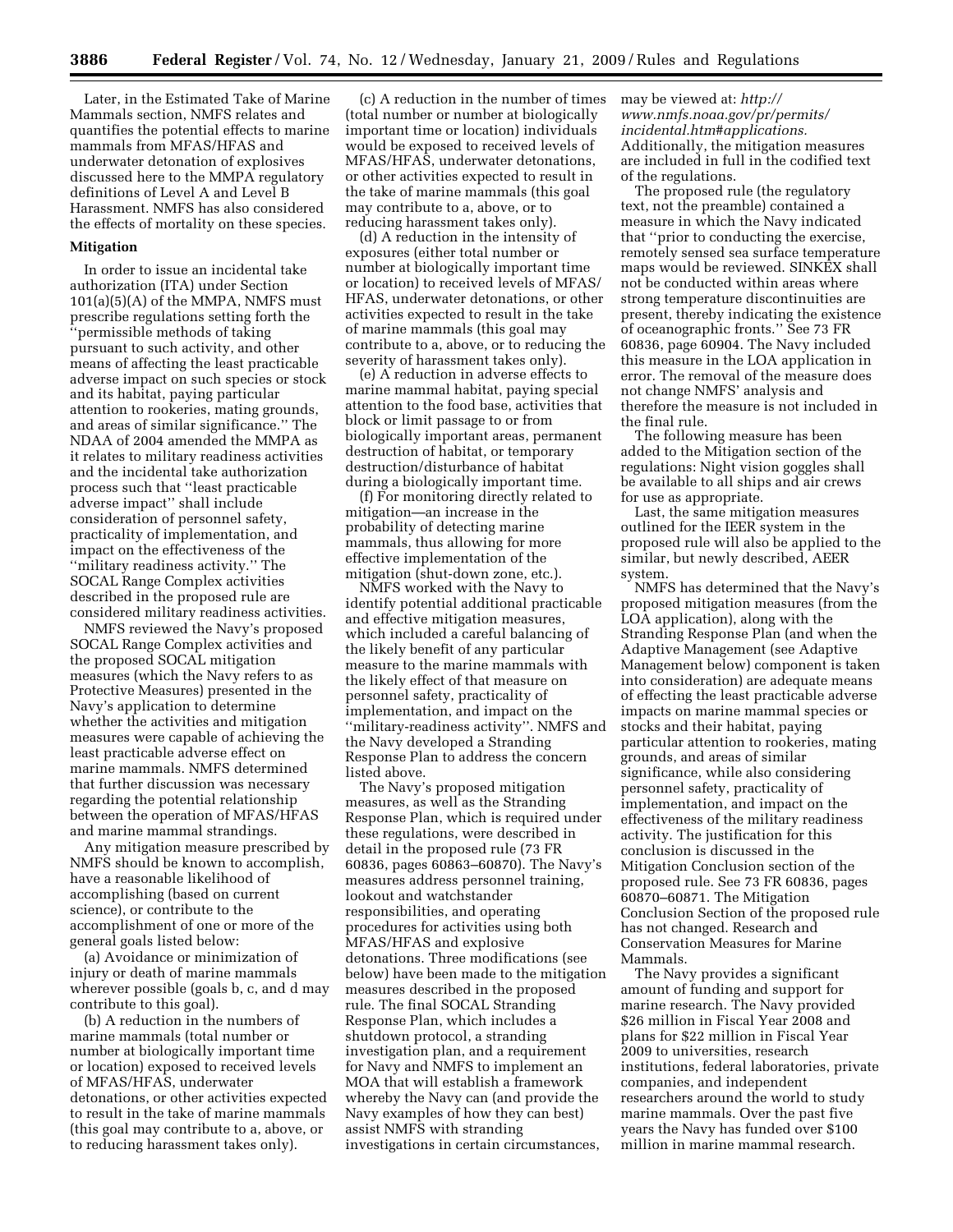Later, in the Estimated Take of Marine Mammals section, NMFS relates and quantifies the potential effects to marine mammals from MFAS/HFAS and underwater detonation of explosives discussed here to the MMPA regulatory definitions of Level A and Level B Harassment. NMFS has also considered the effects of mortality on these species.

## Mitigation

In order to issue an incidental take authorization (ITA) under Section 101(a)(5)(A) of the MMPA, NMFS must prescribe regulations setting forth the ''permissible methods of taking pursuant to such activity, and other means of affecting the least practicable adverse impact on such species or stock and its habitat, paying particular attention to rookeries, mating grounds, and areas of similar significance.'' The NDAA of 2004 amended the MMPA as it relates to military readiness activities and the incidental take authorization process such that ''least practicable adverse impact'' shall include consideration of personnel safety, practicality of implementation, and impact on the effectiveness of the ''military readiness activity.'' The SOCAL Range Complex activities described in the proposed rule are considered military readiness activities.

NMFS reviewed the Navy's proposed SOCAL Range Complex activities and the proposed SOCAL mitigation measures (which the Navy refers to as Protective Measures) presented in the Navy's application to determine whether the activities and mitigation measures were capable of achieving the least practicable adverse effect on marine mammals. NMFS determined that further discussion was necessary regarding the potential relationship between the operation of MFAS/HFAS and marine mammal strandings.

Any mitigation measure prescribed by NMFS should be known to accomplish, have a reasonable likelihood of accomplishing (based on current science), or contribute to the accomplishment of one or more of the general goals listed below:

(a) Avoidance or minimization of injury or death of marine mammals wherever possible (goals b, c, and d may contribute to this goal).

(b) A reduction in the numbers of marine mammals (total number or number at biologically important time or location) exposed to received levels of MFAS/HFAS, underwater detonations, or other activities expected to result in the take of marine mammals (this goal may contribute to a, above, or to reducing harassment takes only).

(c) A reduction in the number of times (total number or number at biologically important time or location) individuals would be exposed to received levels of MFAS/HFAS, underwater detonations, or other activities expected to result in the take of marine mammals (this goal may contribute to a, above, or to reducing harassment takes only).

(d) A reduction in the intensity of exposures (either total number or number at biologically important time or location) to received levels of MFAS/HFAS, underwater detonations, or other activities expected to result in the take of marine mammals (this goal may contribute to a, above, or to reducing the severity of harassment takes only).

(e) A reduction in adverse effects to marine mammal habitat, paying special attention to the food base, activities that block or limit passage to or from biologically important areas, permanent destruction of habitat, or temporary destruction/disturbance of habitat during a biologically important time.

(f) For monitoring directly related to mitigation—an increase in the probability of detecting marine mammals, thus allowing for more effective implementation of the mitigation (shut-down zone, etc.).

NMFS worked with the Navy to identify potential additional practicable and effective mitigation measures, which included a careful balancing of the likely benefit of any particular measure to the marine mammals with the likely effect of that measure on personnel safety, practicality of implementation, and impact on the ''military-readiness activity''. NMFS and the Navy developed a Stranding Response Plan to address the concern listed above.

The Navy's proposed mitigation measures, as well as the Stranding Response Plan, which is required under these regulations, were described in detail in the proposed rule (73 FR 60836, pages 60863–60870). The Navy's measures address personnel training, lookout and watchstander responsibilities, and operating procedures for activities using both MFAS/HFAS and explosive detonations. Three modifications (see below) have been made to the mitigation measures described in the proposed rule. The final SOCAL Stranding Response Plan, which includes a shutdown protocol, a stranding investigation plan, and a requirement for Navy and NMFS to implement an MOA that will establish a framework whereby the Navy can (and provide the Navy examples of how they can best) assist NMFS with stranding investigations in certain circumstances, may be viewed at: *http://www.nmfs.noaa.gov/pr/permits/incidental.htm#applications.* Additionally, the mitigation measures are included in full in the codified text of the regulations.

The proposed rule (the regulatory text, not the preamble) contained a measure in which the Navy indicated that ''prior to conducting the exercise, remotely sensed sea surface temperature maps would be reviewed. SINKEX shall not be conducted within areas where strong temperature discontinuities are present, thereby indicating the existence of oceanographic fronts.'' See 73 FR 60836, page 60904. The Navy included this measure in the LOA application in error. The removal of the measure does not change NMFS' analysis and therefore the measure is not included in the final rule.

The following measure has been added to the Mitigation section of the regulations: Night vision goggles shall be available to all ships and air crews for use as appropriate.

Last, the same mitigation measures outlined for the IEER system in the proposed rule will also be applied to the similar, but newly described, AEER system.

NMFS has determined that the Navy's proposed mitigation measures (from the LOA application), along with the Stranding Response Plan (and when the Adaptive Management (see Adaptive Management below) component is taken into consideration) are adequate means of effecting the least practicable adverse impacts on marine mammal species or stocks and their habitat, paying particular attention to rookeries, mating grounds, and areas of similar significance, while also considering personnel safety, practicality of implementation, and impact on the effectiveness of the military readiness activity. The justification for this conclusion is discussed in the Mitigation Conclusion section of the proposed rule. See 73 FR 60836, pages 60870–60871. The Mitigation Conclusion Section of the proposed rule has not changed. Research and Conservation Measures for Marine Mammals.

The Navy provides a significant amount of funding and support for marine research. The Navy provided $26 million in Fiscal Year 2008 and plans for $22 million in Fiscal Year 2009 to universities, research institutions, federal laboratories, private companies, and independent researchers around the world to study marine mammals. Over the past five years the Navy has funded over $100 million in marine mammal research.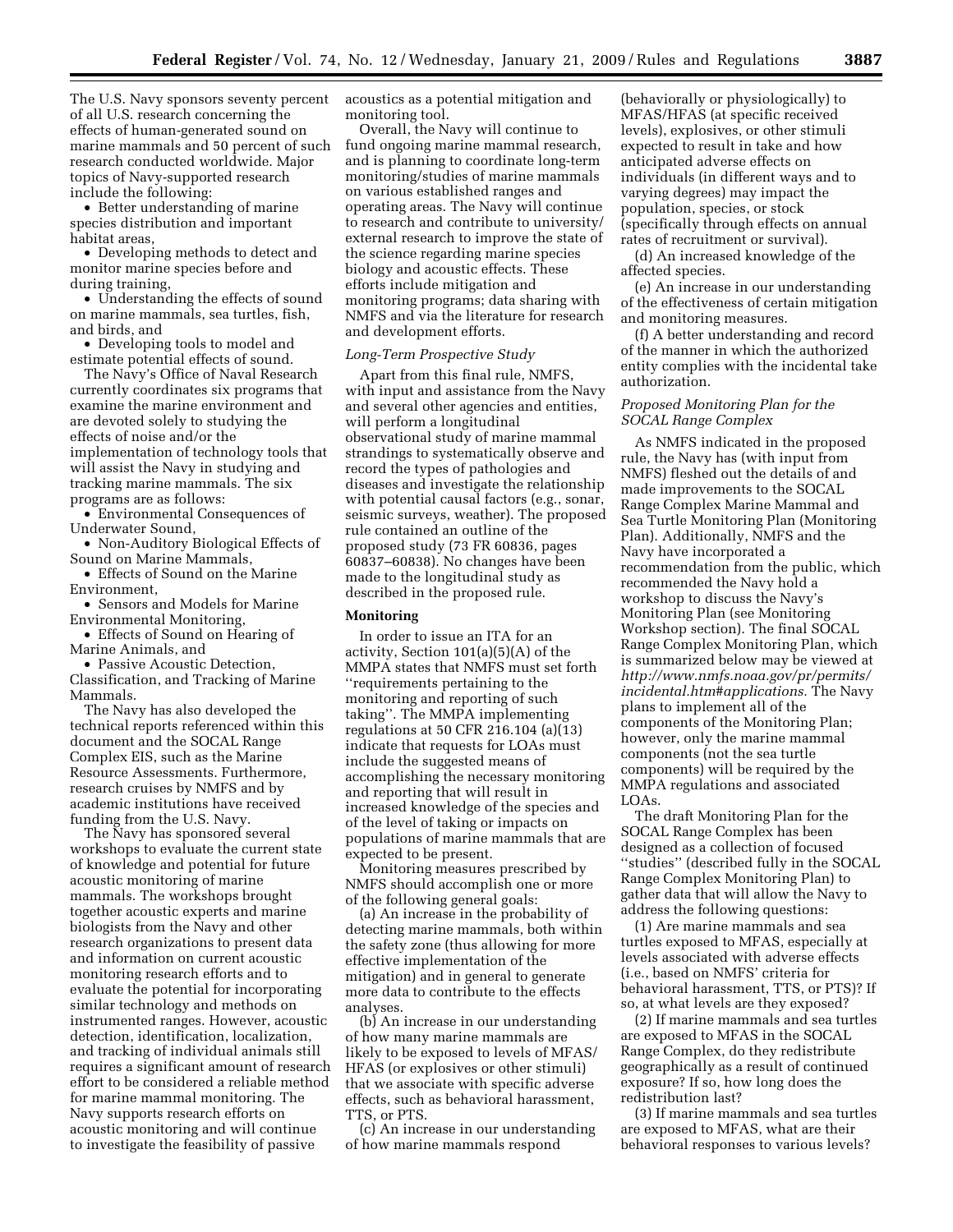The U.S. Navy sponsors seventy percent of all U.S. research concerning the effects of human-generated sound on marine mammals and 50 percent of such research conducted worldwide. Major topics of Navy-supported research include the following:

- Better understanding of marine species distribution and important habitat areas,
- Developing methods to detect and monitor marine species before and during training,
- Understanding the effects of sound on marine mammals, sea turtles, fish, and birds, and
- Developing tools to model and estimate potential effects of sound.

The Navy's Office of Naval Research currently coordinates six programs that examine the marine environment and are devoted solely to studying the effects of noise and/or the implementation of technology tools that will assist the Navy in studying and tracking marine mammals. The six programs are as follows:

- Environmental Consequences of Underwater Sound,
- Non-Auditory Biological Effects of Sound on Marine Mammals,
- Effects of Sound on the Marine Environment,
- Sensors and Models for Marine Environmental Monitoring,
- Effects of Sound on Hearing of Marine Animals, and
- Passive Acoustic Detection, Classification, and Tracking of Marine Mammals.

The Navy has also developed the technical reports referenced within this document and the SOCAL Range Complex EIS, such as the Marine Resource Assessments. Furthermore, research cruises by NMFS and by academic institutions have received funding from the U.S. Navy.

The Navy has sponsored several workshops to evaluate the current state of knowledge and potential for future acoustic monitoring of marine mammals. The workshops brought together acoustic experts and marine biologists from the Navy and other research organizations to present data and information on current acoustic monitoring research efforts and to evaluate the potential for incorporating similar technology and methods on instrumented ranges. However, acoustic detection, identification, localization, and tracking of individual animals still requires a significant amount of research effort to be considered a reliable method for marine mammal monitoring. The Navy supports research efforts on acoustic monitoring and will continue to investigate the feasibility of passive acoustics as a potential mitigation and monitoring tool.

Overall, the Navy will continue to fund ongoing marine mammal research, and is planning to coordinate long-term monitoring/studies of marine mammals on various established ranges and operating areas. The Navy will continue to research and contribute to university/external research to improve the state of the science regarding marine species biology and acoustic effects. These efforts include mitigation and monitoring programs; data sharing with NMFS and via the literature for research and development efforts.

*Long-Term Prospective Study*

Apart from this final rule, NMFS, with input and assistance from the Navy and several other agencies and entities, will perform a longitudinal observational study of marine mammal strandings to systematically observe and record the types of pathologies and diseases and investigate the relationship with potential causal factors (e.g., sonar, seismic surveys, weather). The proposed rule contained an outline of the proposed study (73 FR 60836, pages 60837–60838). No changes have been made to the longitudinal study as described in the proposed rule.

**Monitoring**

In order to issue an ITA for an activity, Section 101(a)(5)(A) of the MMPA states that NMFS must set forth ''requirements pertaining to the monitoring and reporting of such taking''. The MMPA implementing regulations at 50 CFR 216.104 (a)(13) indicate that requests for LOAs must include the suggested means of accomplishing the necessary monitoring and reporting that will result in increased knowledge of the species and of the level of taking or impacts on populations of marine mammals that are expected to be present.

Monitoring measures prescribed by NMFS should accomplish one or more of the following general goals:

(a) An increase in the probability of detecting marine mammals, both within the safety zone (thus allowing for more effective implementation of the mitigation) and in general to generate more data to contribute to the effects analyses.

(b) An increase in our understanding of how many marine mammals are likely to be exposed to levels of MFAS/HFAS (or explosives or other stimuli) that we associate with specific adverse effects, such as behavioral harassment, TTS, or PTS.

(c) An increase in our understanding of how marine mammals respond (behaviorally or physiologically) to MFAS/HFAS (at specific received levels), explosives, or other stimuli expected to result in take and how anticipated adverse effects on individuals (in different ways and to varying degrees) may impact the population, species, or stock (specifically through effects on annual rates of recruitment or survival).

(d) An increased knowledge of the affected species.

(e) An increase in our understanding of the effectiveness of certain mitigation and monitoring measures.

(f) A better understanding and record of the manner in which the authorized entity complies with the incidental take authorization.

*Proposed Monitoring Plan for the SOCAL Range Complex*

As NMFS indicated in the proposed rule, the Navy has (with input from NMFS) fleshed out the details of and made improvements to the SOCAL Range Complex Marine Mammal and Sea Turtle Monitoring Plan (Monitoring Plan). Additionally, NMFS and the Navy have incorporated a recommendation from the public, which recommended the Navy hold a workshop to discuss the Navy's Monitoring Plan (see Monitoring Workshop section). The final SOCAL Range Complex Monitoring Plan, which is summarized below may be viewed at *http://www.nmfs.noaa.gov/pr/permits/incidental.htm#applications.* The Navy plans to implement all of the components of the Monitoring Plan; however, only the marine mammal components (not the sea turtle components) will be required by the MMPA regulations and associated LOAs.

The draft Monitoring Plan for the SOCAL Range Complex has been designed as a collection of focused ''studies'' (described fully in the SOCAL Range Complex Monitoring Plan) to gather data that will allow the Navy to address the following questions:

(1) Are marine mammals and sea turtles exposed to MFAS, especially at levels associated with adverse effects (i.e., based on NMFS' criteria for behavioral harassment, TTS, or PTS)? If so, at what levels are they exposed?

(2) If marine mammals and sea turtles are exposed to MFAS in the SOCAL Range Complex, do they redistribute geographically as a result of continued exposure? If so, how long does the redistribution last?

(3) If marine mammals and sea turtles are exposed to MFAS, what are their behavioral responses to various levels?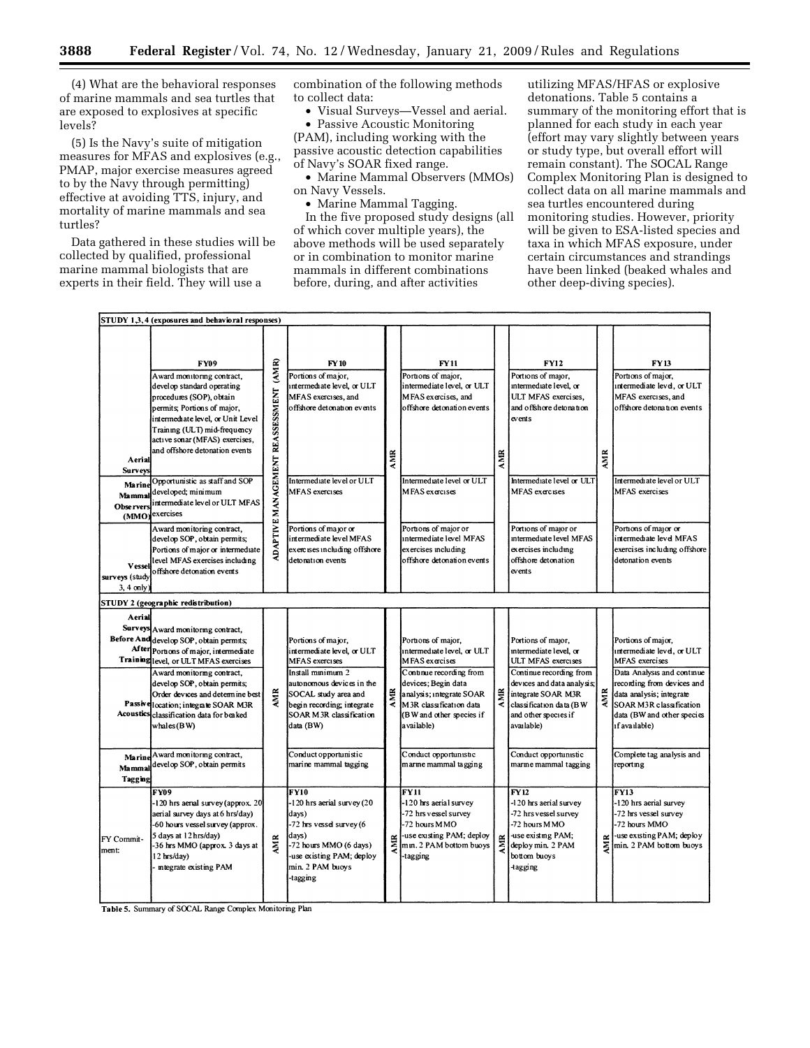(4) What are the behavioral responses of marine mammals and sea turtles that are exposed to explosives at specific levels?

(5) Is the Navy's suite of mitigation measures for MFAS and explosives (e.g., PMAP, major exercise measures agreed to by the Navy through permitting) effective at avoiding TTS, injury, and mortality of marine mammals and sea turtles?

Data gathered in these studies will be collected by qualified, professional marine mammal biologists that are experts in their field. They will use a combination of the following methods to collect data:

- Visual Surveys—Vessel and aerial.
- Passive Acoustic Monitoring (PAM), including working with the passive acoustic detection capabilities of Navy's SOAR fixed range.
- Marine Mammal Observers (MMOs) on Navy Vessels.
- Marine Mammal Tagging.

In the five proposed study designs (all of which cover multiple years), the above methods will be used separately or in combination to monitor marine mammals in different combinations before, during, and after activities utilizing MFAS/HFAS or explosive detonations. Table 5 contains a summary of the monitoring effort that is planned for each study in each year (effort may vary slightly between years or study type, but overall effort will remain constant). The SOCAL Range Complex Monitoring Plan is designed to collect data on all marine mammals and sea turtles encountered during monitoring studies. However, priority will be given to ESA-listed species and taxa in which MFAS exposure, under certain circumstances and strandings have been linked (beaked whales and other deep-diving species).

| | FY09 | | FY10 | | FY11 | | FY12 | | FY13 |
|---|---|---|---|---|---|---|---|---|---|
| **STUDY 1,3,4 (exposures and behavioral responses)** | | | | | | | | | |
| Aerial Surveys | Award monitoring contract, develop standard operating procedures (SOP), obtain permits; Portions of major, intermediate level, or Unit Level Training (ULT) mid-frequency active sonar (MFAS) exercises, and offshore detonation events | ADAPTIVE MANAGEMENT REASSESSMENT (AMR) | Portions of major, intermediate level, or ULT MFAS exercises, and offshore detonation events | AMR | Portions of major, intermediate level, or ULT MFAS exercises, and offshore detonation events | AMR | Portions of major, intermediate level, or ULT MFAS exercises, and offshore detonation events | AMR | Portions of major, intermediate level, or ULT MFAS exercises, and offshore detonation events |
| Marine Mammal Observers (MMO) | Opportunistic as staff and SOP developed; minimum intermediate level or ULT MFAS exercises | | Intermediate level or ULT MFAS exercises | | Intermediate level or ULT MFAS exercises | | Intermediate level or ULT MFAS exercises | | Intermediate level or ULT MFAS exercises |
| Vessel surveys (study 3, 4 only) | Award monitoring contract, develop SOP, obtain permits; Portions of major or intermediate level MFAS exercises including offshore detonation events | | Portions of major or intermediate level MFAS exercises including offshore detonation events | | Portions of major or intermediate level MFAS exercises including offshore detonation events | | Portions of major or intermediate level MFAS exercises including offshore detonation events | | Portions of major or intermediate level MFAS exercises including offshore detonation events |
| **STUDY 2 (geographic redistribution)** | | | | | | | | | |
| Aerial Surveys Before And After Training | Award monitoring contract, develop SOP, obtain permits; Portions of major, intermediate level, or ULT MFAS exercises | AMR | Portions of major, intermediate level, or ULT MFAS exercises | AMR | Portions of major, intermediate level, or ULT MFAS exercises | AMR | Portions of major, intermediate level, or ULT MFAS exercises | AMR | Portions of major, intermediate level, or ULT MFAS exercises |
| Passive Acoustics | Award monitoring contract, develop SOP, obtain permits; Order devices and determine best location; integrate SOAR M3R classification data for beaked whales (BW) | | Install minimum 2 autonomous devices in the SOCAL study area and begin recording; integrate SOAR M3R classification data (BW) | | Continue recording from devices; Begin data analysis; integrate SOAR M3R classification data (BW and other species if available) | | Continue recording from devices and data analysis; integrate SOAR M3R classification data (BW and other species if available) | | Data Analysis and continue recording from devices and data analysis; integrate SOAR M3R classification data (BW and other species if available) |
| Marine Mammal Tagging | Award monitoring contract, develop SOP, obtain permits | | Conduct opportunistic marine mammal tagging | | Conduct opportunistic marine mammal tagging | | Conduct opportunistic marine mammal tagging | | Complete tag analysis and reporting |
| FY Commitment: | FY09<br>-120 hrs aerial survey (approx. 20 aerial survey days at 6 hrs/day)<br>-60 hours vessel survey (approx. 5 days at 12 hrs/day)<br>-36 hrs MMO (approx. 3 days at 12 hrs/day)<br>- integrate existing PAM | AMR | FY10<br>-120 hrs aerial survey (20 days)<br>-72 hrs vessel survey (6 days)<br>-72 hours MMO (6 days)<br>-use existing PAM; deploy min. 2 PAM buoys<br>-tagging | AMR | FY11<br>-120 hrs aerial survey<br>-72 hrs vessel survey<br>-72 hours MMO<br>-use existing PAM; deploy min. 2 PAM bottom buoys<br>-tagging | AMR | FY12<br>-120 hrs aerial survey<br>-72 hrs vessel survey<br>-72 hours MMO<br>-use existing PAM; deploy min. 2 PAM bottom buoys<br>-tagging | AMR | FY13<br>-120 hrs aerial survey<br>-72 hrs vessel survey<br>-72 hours MMO<br>-use existing PAM; deploy min. 2 PAM bottom buoys |

**Table 5.** Summary of SOCAL Range Complex Monitoring Plan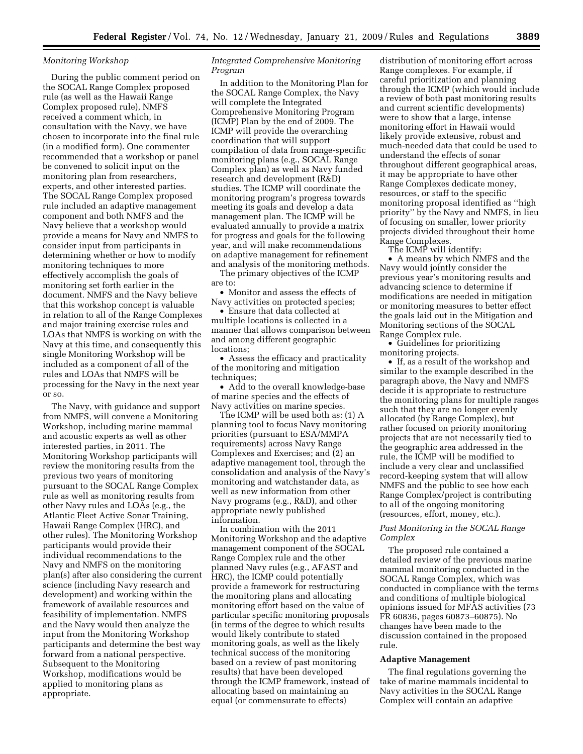*Monitoring Workshop*

During the public comment period on the SOCAL Range Complex proposed rule (as well as the Hawaii Range Complex proposed rule), NMFS received a comment which, in consultation with the Navy, we have chosen to incorporate into the final rule (in a modified form). One commenter recommended that a workshop or panel be convened to solicit input on the monitoring plan from researchers, experts, and other interested parties. The SOCAL Range Complex proposed rule included an adaptive management component and both NMFS and the Navy believe that a workshop would provide a means for Navy and NMFS to consider input from participants in determining whether or how to modify monitoring techniques to more effectively accomplish the goals of monitoring set forth earlier in the document. NMFS and the Navy believe that this workshop concept is valuable in relation to all of the Range Complexes and major training exercise rules and LOAs that NMFS is working on with the Navy at this time, and consequently this single Monitoring Workshop will be included as a component of all of the rules and LOAs that NMFS will be processing for the Navy in the next year or so.

The Navy, with guidance and support from NMFS, will convene a Monitoring Workshop, including marine mammal and acoustic experts as well as other interested parties, in 2011. The Monitoring Workshop participants will review the monitoring results from the previous two years of monitoring pursuant to the SOCAL Range Complex rule as well as monitoring results from other Navy rules and LOAs (e.g., the Atlantic Fleet Active Sonar Training, Hawaii Range Complex (HRC), and other rules). The Monitoring Workshop participants would provide their individual recommendations to the Navy and NMFS on the monitoring plan(s) after also considering the current science (including Navy research and development) and working within the framework of available resources and feasibility of implementation. NMFS and the Navy would then analyze the input from the Monitoring Workshop participants and determine the best way forward from a national perspective. Subsequent to the Monitoring Workshop, modifications would be applied to monitoring plans as appropriate.

*Integrated Comprehensive Monitoring Program*

In addition to the Monitoring Plan for the SOCAL Range Complex, the Navy will complete the Integrated Comprehensive Monitoring Program (ICMP) Plan by the end of 2009. The ICMP will provide the overarching coordination that will support compilation of data from range-specific monitoring plans (e.g., SOCAL Range Complex plan) as well as Navy funded research and development (R&D) studies. The ICMP will coordinate the monitoring program's progress towards meeting its goals and develop a data management plan. The ICMP will be evaluated annually to provide a matrix for progress and goals for the following year, and will make recommendations on adaptive management for refinement and analysis of the monitoring methods.

The primary objectives of the ICMP are to:

- Monitor and assess the effects of Navy activities on protected species;
- Ensure that data collected at multiple locations is collected in a manner that allows comparison between and among different geographic locations;
- Assess the efficacy and practicality of the monitoring and mitigation techniques;
- Add to the overall knowledge-base of marine species and the effects of Navy activities on marine species.

The ICMP will be used both as: (1) A planning tool to focus Navy monitoring priorities (pursuant to ESA/MMPA requirements) across Navy Range Complexes and Exercises; and (2) an adaptive management tool, through the consolidation and analysis of the Navy's monitoring and watchstander data, as well as new information from other Navy programs (e.g., R&D), and other appropriate newly published information.

In combination with the 2011 Monitoring Workshop and the adaptive management component of the SOCAL Range Complex rule and the other planned Navy rules (e.g., AFAST and HRC), the ICMP could potentially provide a framework for restructuring the monitoring plans and allocating monitoring effort based on the value of particular specific monitoring proposals (in terms of the degree to which results would likely contribute to stated monitoring goals, as well as the likely technical success of the monitoring based on a review of past monitoring results) that have been developed through the ICMP framework, instead of allocating based on maintaining an equal (or commensurate to effects) distribution of monitoring effort across Range complexes. For example, if careful prioritization and planning through the ICMP (which would include a review of both past monitoring results and current scientific developments) were to show that a large, intense monitoring effort in Hawaii would likely provide extensive, robust and much-needed data that could be used to understand the effects of sonar throughout different geographical areas, it may be appropriate to have other Range Complexes dedicate money, resources, or staff to the specific monitoring proposal identified as "high priority" by the Navy and NMFS, in lieu of focusing on smaller, lower priority projects divided throughout their home Range Complexes.

The ICMP will identify:

- A means by which NMFS and the Navy would jointly consider the previous year's monitoring results and advancing science to determine if modifications are needed in mitigation or monitoring measures to better effect the goals laid out in the Mitigation and Monitoring sections of the SOCAL Range Complex rule.
- Guidelines for prioritizing monitoring projects.
- If, as a result of the workshop and similar to the example described in the paragraph above, the Navy and NMFS decide it is appropriate to restructure the monitoring plans for multiple ranges such that they are no longer evenly allocated (by Range Complex), but rather focused on priority monitoring projects that are not necessarily tied to the geographic area addressed in the rule, the ICMP will be modified to include a very clear and unclassified record-keeping system that will allow NMFS and the public to see how each Range Complex/project is contributing to all of the ongoing monitoring (resources, effort, money, etc.).

*Past Monitoring in the SOCAL Range Complex*

The proposed rule contained a detailed review of the previous marine mammal monitoring conducted in the SOCAL Range Complex, which was conducted in compliance with the terms and conditions of multiple biological opinions issued for MFAS activities (73 FR 60836, pages 60873–60875). No changes have been made to the discussion contained in the proposed rule.

**Adaptive Management**

The final regulations governing the take of marine mammals incidental to Navy activities in the SOCAL Range Complex will contain an adaptive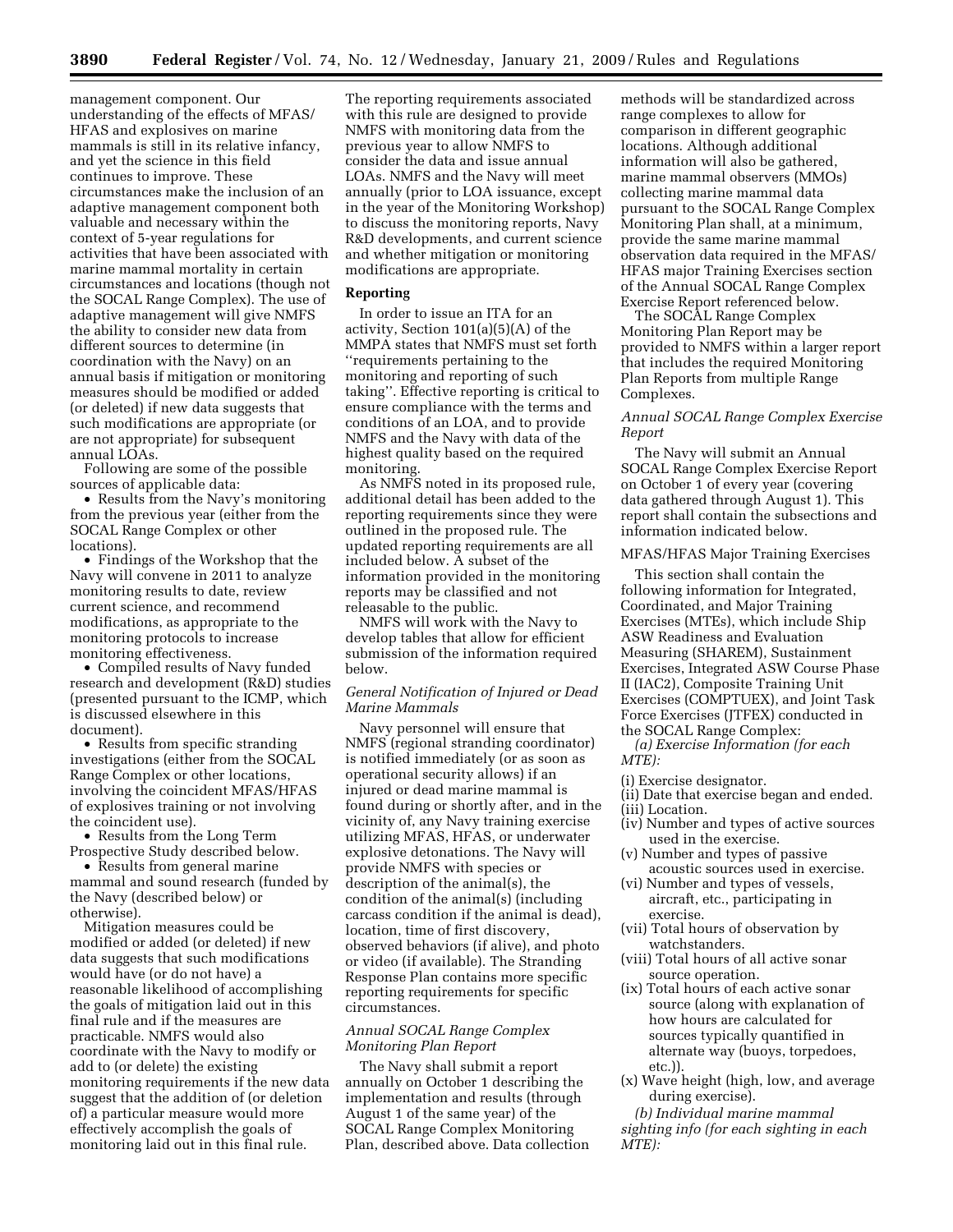management component. Our understanding of the effects of MFAS/HFAS and explosives on marine mammals is still in its relative infancy, and yet the science in this field continues to improve. These circumstances make the inclusion of an adaptive management component both valuable and necessary within the context of 5-year regulations for activities that have been associated with marine mammal mortality in certain circumstances and locations (though not the SOCAL Range Complex). The use of adaptive management will give NMFS the ability to consider new data from different sources to determine (in coordination with the Navy) on an annual basis if mitigation or monitoring measures should be modified or added (or deleted) if new data suggests that such modifications are appropriate (or are not appropriate) for subsequent annual LOAs.

Following are some of the possible sources of applicable data:

- Results from the Navy's monitoring from the previous year (either from the SOCAL Range Complex or other locations).
- Findings of the Workshop that the Navy will convene in 2011 to analyze monitoring results to date, review current science, and recommend modifications, as appropriate to the monitoring protocols to increase monitoring effectiveness.
- Compiled results of Navy funded research and development (R&D) studies (presented pursuant to the ICMP, which is discussed elsewhere in this document).
- Results from specific stranding investigations (either from the SOCAL Range Complex or other locations, involving the coincident MFAS/HFAS of explosives training or not involving the coincident use).
- Results from the Long Term Prospective Study described below.
- Results from general marine mammal and sound research (funded by the Navy (described below) or otherwise).

Mitigation measures could be modified or added (or deleted) if new data suggests that such modifications would have (or do not have) a reasonable likelihood of accomplishing the goals of mitigation laid out in this final rule and if the measures are practicable. NMFS would also coordinate with the Navy to modify or add to (or delete) the existing monitoring requirements if the new data suggest that the addition of (or deletion of) a particular measure would more effectively accomplish the goals of monitoring laid out in this final rule.

The reporting requirements associated with this rule are designed to provide NMFS with monitoring data from the previous year to allow NMFS to consider the data and issue annual LOAs. NMFS and the Navy will meet annually (prior to LOA issuance, except in the year of the Monitoring Workshop) to discuss the monitoring reports, Navy R&D developments, and current science and whether mitigation or monitoring modifications are appropriate.

## Reporting

In order to issue an ITA for an activity, Section 101(a)(5)(A) of the MMPA states that NMFS must set forth "requirements pertaining to the monitoring and reporting of such taking". Effective reporting is critical to ensure compliance with the terms and conditions of an LOA, and to provide NMFS and the Navy with data of the highest quality based on the required monitoring.

As NMFS noted in its proposed rule, additional detail has been added to the reporting requirements since they were outlined in the proposed rule. The updated reporting requirements are all included below. A subset of the information provided in the monitoring reports may be classified and not releasable to the public.

NMFS will work with the Navy to develop tables that allow for efficient submission of the information required below.

### *General Notification of Injured or Dead Marine Mammals*

Navy personnel will ensure that NMFS (regional stranding coordinator) is notified immediately (or as soon as operational security allows) if an injured or dead marine mammal is found during or shortly after, and in the vicinity of, any Navy training exercise utilizing MFAS, HFAS, or underwater explosive detonations. The Navy will provide NMFS with species or description of the animal(s), the condition of the animal(s) (including carcass condition if the animal is dead), location, time of first discovery, observed behaviors (if alive), and photo or video (if available). The Stranding Response Plan contains more specific reporting requirements for specific circumstances.

### *Annual SOCAL Range Complex Monitoring Plan Report*

The Navy shall submit a report annually on October 1 describing the implementation and results (through August 1 of the same year) of the SOCAL Range Complex Monitoring Plan, described above. Data collection methods will be standardized across range complexes to allow for comparison in different geographic locations. Although additional information will also be gathered, marine mammal observers (MMOs) collecting marine mammal data pursuant to the SOCAL Range Complex Monitoring Plan shall, at a minimum, provide the same marine mammal observation data required in the MFAS/HFAS major Training Exercises section of the Annual SOCAL Range Complex Exercise Report referenced below.

The SOCAL Range Complex Monitoring Plan Report may be provided to NMFS within a larger report that includes the required Monitoring Plan Reports from multiple Range Complexes.

### *Annual SOCAL Range Complex Exercise Report*

The Navy will submit an Annual SOCAL Range Complex Exercise Report on October 1 of every year (covering data gathered through August 1). This report shall contain the subsections and information indicated below.

#### MFAS/HFAS Major Training Exercises

This section shall contain the following information for Integrated, Coordinated, and Major Training Exercises (MTEs), which include Ship ASW Readiness and Evaluation Measuring (SHAREM), Sustainment Exercises, Integrated ASW Course Phase II (IAC2), Composite Training Unit Exercises (COMPTUEX), and Joint Task Force Exercises (JTFEX) conducted in the SOCAL Range Complex:

*(a) Exercise Information (for each MTE):*

(i) Exercise designator.
(ii) Date that exercise began and ended.
(iii) Location.
(iv) Number and types of active sources used in the exercise.
(v) Number and types of passive acoustic sources used in exercise.
(vi) Number and types of vessels, aircraft, etc., participating in exercise.
(vii) Total hours of observation by watchstanders.
(viii) Total hours of all active sonar source operation.
(ix) Total hours of each active sonar source (along with explanation of how hours are calculated for sources typically quantified in alternate way (buoys, torpedoes, etc.)).
(x) Wave height (high, low, and average during exercise).

*(b) Individual marine mammal sighting info (for each sighting in each MTE):*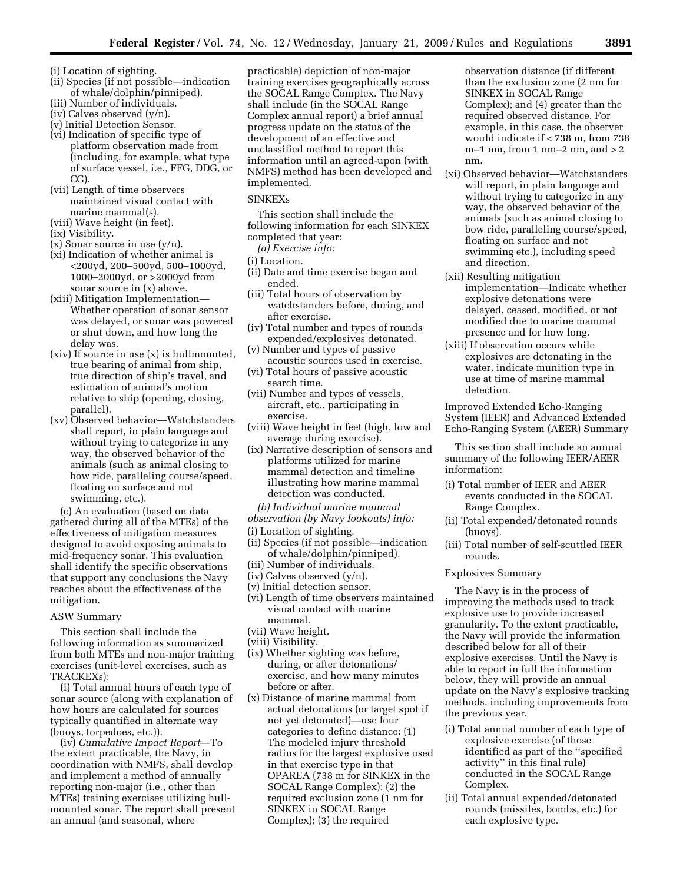(i) Location of sighting.
(ii) Species (if not possible—indication of whale/dolphin/pinniped).
(iii) Number of individuals.
(iv) Calves observed (y/n).
(v) Initial Detection Sensor.
(vi) Indication of specific type of platform observation made from (including, for example, what type of surface vessel, i.e., FFG, DDG, or CG).
(vii) Length of time observers maintained visual contact with marine mammal(s).
(viii) Wave height (in feet).
(ix) Visibility.
(x) Sonar source in use (y/n).
(xi) Indication of whether animal is <200yd, 200–500yd, 500–1000yd, 1000–2000yd, or >2000yd from sonar source in (x) above.
(xiii) Mitigation Implementation—Whether operation of sonar sensor was delayed, or sonar was powered or shut down, and how long the delay was.
(xiv) If source in use (x) is hullmounted, true bearing of animal from ship, true direction of ship's travel, and estimation of animal's motion relative to ship (opening, closing, parallel).
(xv) Observed behavior—Watchstanders shall report, in plain language and without trying to categorize in any way, the observed behavior of the animals (such as animal closing to bow ride, paralleling course/speed, floating on surface and not swimming, etc.).

(c) An evaluation (based on data gathered during all of the MTEs) of the effectiveness of mitigation measures designed to avoid exposing animals to mid-frequency sonar. This evaluation shall identify the specific observations that support any conclusions the Navy reaches about the effectiveness of the mitigation.

ASW Summary

This section shall include the following information as summarized from both MTEs and non-major training exercises (unit-level exercises, such as TRACKEXs):

(i) Total annual hours of each type of sonar source (along with explanation of how hours are calculated for sources typically quantified in alternate way (buoys, torpedoes, etc.)).

(iv) *Cumulative Impact Report*—To the extent practicable, the Navy, in coordination with NMFS, shall develop and implement a method of annually reporting non-major (i.e., other than MTEs) training exercises utilizing hull-mounted sonar. The report shall present an annual (and seasonal, where practicable) depiction of non-major training exercises geographically across the SOCAL Range Complex. The Navy shall include (in the SOCAL Range Complex annual report) a brief annual progress update on the status of the development of an effective and unclassified method to report this information until an agreed-upon (with NMFS) method has been developed and implemented.

SINKEXs

This section shall include the following information for each SINKEX completed that year:

*(a) Exercise info:*

(i) Location.
(ii) Date and time exercise began and ended.
(iii) Total hours of observation by watchstanders before, during, and after exercise.
(iv) Total number and types of rounds expended/explosives detonated.
(v) Number and types of passive acoustic sources used in exercise.
(vi) Total hours of passive acoustic search time.
(vii) Number and types of vessels, aircraft, etc., participating in exercise.
(viii) Wave height in feet (high, low and average during exercise).
(ix) Narrative description of sensors and platforms utilized for marine mammal detection and timeline illustrating how marine mammal detection was conducted.

*(b) Individual marine mammal observation (by Navy lookouts) info:*

(i) Location of sighting.
(ii) Species (if not possible—indication of whale/dolphin/pinniped).
(iii) Number of individuals.
(iv) Calves observed (y/n).
(v) Initial detection sensor.
(vi) Length of time observers maintained visual contact with marine mammal.
(vii) Wave height.
(viii) Visibility.
(ix) Whether sighting was before, during, or after detonations/exercise, and how many minutes before or after.
(x) Distance of marine mammal from actual detonations (or target spot if not yet detonated)—use four categories to define distance: (1) The modeled injury threshold radius for the largest explosive used in that exercise type in that OPAREA (738 m for SINKEX in the SOCAL Range Complex); (2) the required exclusion zone (1 nm for SINKEX in SOCAL Range Complex); (3) the required observation distance (if different than the exclusion zone (2 nm for SINKEX in SOCAL Range Complex); and (4) greater than the required observed distance. For example, in this case, the observer would indicate if < 738 m, from 738 m–1 nm, from 1 nm–2 nm, and > 2 nm.
(xi) Observed behavior—Watchstanders will report, in plain language and without trying to categorize in any way, the observed behavior of the animals (such as animal closing to bow ride, paralleling course/speed, floating on surface and not swimming etc.), including speed and direction.
(xii) Resulting mitigation implementation—Indicate whether explosive detonations were delayed, ceased, modified, or not modified due to marine mammal presence and for how long.
(xiii) If observation occurs while explosives are detonating in the water, indicate munition type in use at time of marine mammal detection.

Improved Extended Echo-Ranging System (IEER) and Advanced Extended Echo-Ranging System (AEER) Summary

This section shall include an annual summary of the following IEER/AEER information:

(i) Total number of IEER and AEER events conducted in the SOCAL Range Complex.
(ii) Total expended/detonated rounds (buoys).
(iii) Total number of self-scuttled IEER rounds.

Explosives Summary

The Navy is in the process of improving the methods used to track explosive use to provide increased granularity. To the extent practicable, the Navy will provide the information described below for all of their explosive exercises. Until the Navy is able to report in full the information below, they will provide an annual update on the Navy's explosive tracking methods, including improvements from the previous year.

(i) Total annual number of each type of explosive exercise (of those identified as part of the "specified activity" in this final rule) conducted in the SOCAL Range Complex.
(ii) Total annual expended/detonated rounds (missiles, bombs, etc.) for each explosive type.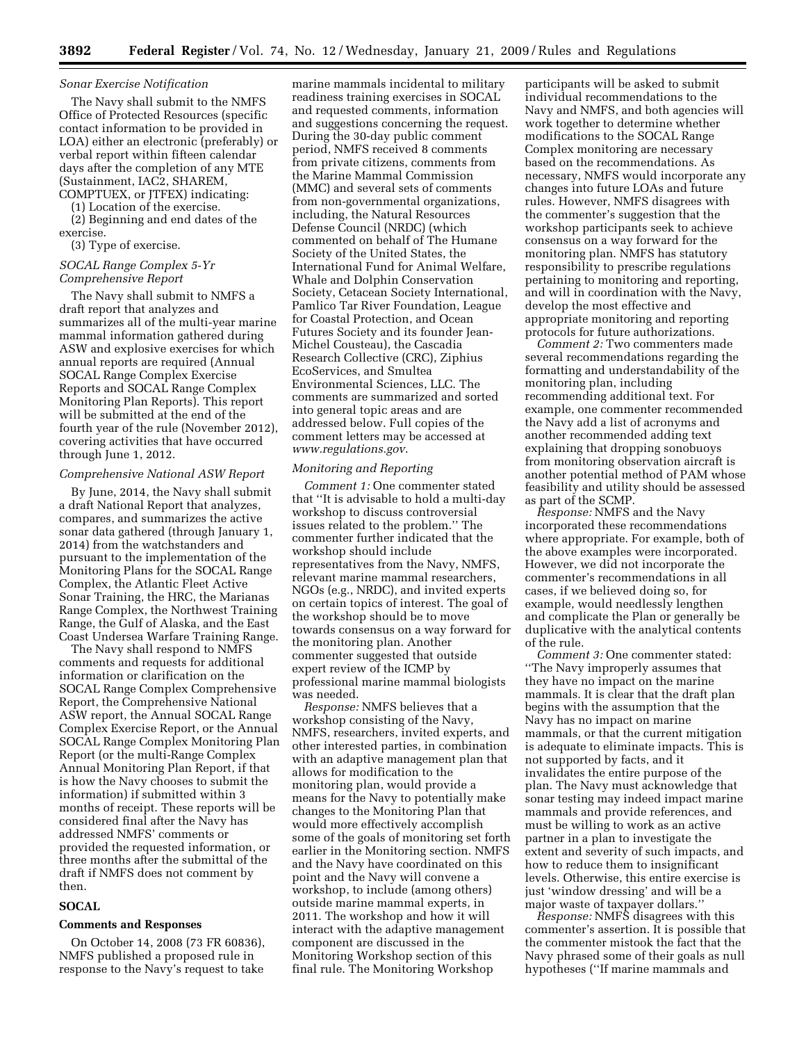*Sonar Exercise Notification*

The Navy shall submit to the NMFS Office of Protected Resources (specific contact information to be provided in LOA) either an electronic (preferably) or verbal report within fifteen calendar days after the completion of any MTE (Sustainment, IAC2, SHAREM, COMPTUEX, or JTFEX) indicating:

(1) Location of the exercise.

(2) Beginning and end dates of the exercise.

(3) Type of exercise.

*SOCAL Range Complex 5-Yr Comprehensive Report*

The Navy shall submit to NMFS a draft report that analyzes and summarizes all of the multi-year marine mammal information gathered during ASW and explosive exercises for which annual reports are required (Annual SOCAL Range Complex Exercise Reports and SOCAL Range Complex Monitoring Plan Reports). This report will be submitted at the end of the fourth year of the rule (November 2012), covering activities that have occurred through June 1, 2012.

*Comprehensive National ASW Report*

By June, 2014, the Navy shall submit a draft National Report that analyzes, compares, and summarizes the active sonar data gathered (through January 1, 2014) from the watchstanders and pursuant to the implementation of the Monitoring Plans for the SOCAL Range Complex, the Atlantic Fleet Active Sonar Training, the HRC, the Marianas Range Complex, the Northwest Training Range, the Gulf of Alaska, and the East Coast Undersea Warfare Training Range.

The Navy shall respond to NMFS comments and requests for additional information or clarification on the SOCAL Range Complex Comprehensive Report, the Comprehensive National ASW report, the Annual SOCAL Range Complex Exercise Report, or the Annual SOCAL Range Complex Monitoring Plan Report (or the multi-Range Complex Annual Monitoring Plan Report, if that is how the Navy chooses to submit the information) if submitted within 3 months of receipt. These reports will be considered final after the Navy has addressed NMFS' comments or provided the requested information, or three months after the submittal of the draft if NMFS does not comment by then.

## SOCAL

### Comments and Responses

On October 14, 2008 (73 FR 60836), NMFS published a proposed rule in response to the Navy's request to take marine mammals incidental to military readiness training exercises in SOCAL and requested comments, information and suggestions concerning the request. During the 30-day public comment period, NMFS received 8 comments from private citizens, comments from the Marine Mammal Commission (MMC) and several sets of comments from non-governmental organizations, including, the Natural Resources Defense Council (NRDC) (which commented on behalf of The Humane Society of the United States, the International Fund for Animal Welfare, Whale and Dolphin Conservation Society, Cetacean Society International, Pamlico Tar River Foundation, League for Coastal Protection, and Ocean Futures Society and its founder Jean-Michel Cousteau), the Cascadia Research Collective (CRC), Ziphius EcoServices, and Smultea Environmental Sciences, LLC. The comments are summarized and sorted into general topic areas and are addressed below. Full copies of the comment letters may be accessed at *www.regulations.gov*.

*Monitoring and Reporting*

*Comment 1:* One commenter stated that ''It is advisable to hold a multi-day workshop to discuss controversial issues related to the problem.'' The commenter further indicated that the workshop should include representatives from the Navy, NMFS, relevant marine mammal researchers, NGOs (e.g., NRDC), and invited experts on certain topics of interest. The goal of the workshop should be to move towards consensus on a way forward for the monitoring plan. Another commenter suggested that outside expert review of the ICMP by professional marine mammal biologists was needed.

*Response:* NMFS believes that a workshop consisting of the Navy, NMFS, researchers, invited experts, and other interested parties, in combination with an adaptive management plan that allows for modification to the monitoring plan, would provide a means for the Navy to potentially make changes to the Monitoring Plan that would more effectively accomplish some of the goals of monitoring set forth earlier in the Monitoring section. NMFS and the Navy have coordinated on this point and the Navy will convene a workshop, to include (among others) outside marine mammal experts, in 2011. The workshop and how it will interact with the adaptive management component are discussed in the Monitoring Workshop section of this final rule. The Monitoring Workshop participants will be asked to submit individual recommendations to the Navy and NMFS, and both agencies will work together to determine whether modifications to the SOCAL Range Complex monitoring are necessary based on the recommendations. As necessary, NMFS would incorporate any changes into future LOAs and future rules. However, NMFS disagrees with the commenter's suggestion that the workshop participants seek to achieve consensus on a way forward for the monitoring plan. NMFS has statutory responsibility to prescribe regulations pertaining to monitoring and reporting, and will in coordination with the Navy, develop the most effective and appropriate monitoring and reporting protocols for future authorizations.

*Comment 2:* Two commenters made several recommendations regarding the formatting and understandability of the monitoring plan, including recommending additional text. For example, one commenter recommended the Navy add a list of acronyms and another recommended adding text explaining that dropping sonobuoys from monitoring observation aircraft is another potential method of PAM whose feasibility and utility should be assessed as part of the SCMP.

*Response:* NMFS and the Navy incorporated these recommendations where appropriate. For example, both of the above examples were incorporated. However, we did not incorporate the commenter's recommendations in all cases, if we believed doing so, for example, would needlessly lengthen and complicate the Plan or generally be duplicative with the analytical contents of the rule.

*Comment 3:* One commenter stated: ''The Navy improperly assumes that they have no impact on the marine mammals. It is clear that the draft plan begins with the assumption that the Navy has no impact on marine mammals, or that the current mitigation is adequate to eliminate impacts. This is not supported by facts, and it invalidates the entire purpose of the plan. The Navy must acknowledge that sonar testing may indeed impact marine mammals and provide references, and must be willing to work as an active partner in a plan to investigate the extent and severity of such impacts, and how to reduce them to insignificant levels. Otherwise, this entire exercise is just 'window dressing' and will be a major waste of taxpayer dollars.''

*Response:* NMFS disagrees with this commenter's assertion. It is possible that the commenter mistook the fact that the Navy phrased some of their goals as null hypotheses (''If marine mammals and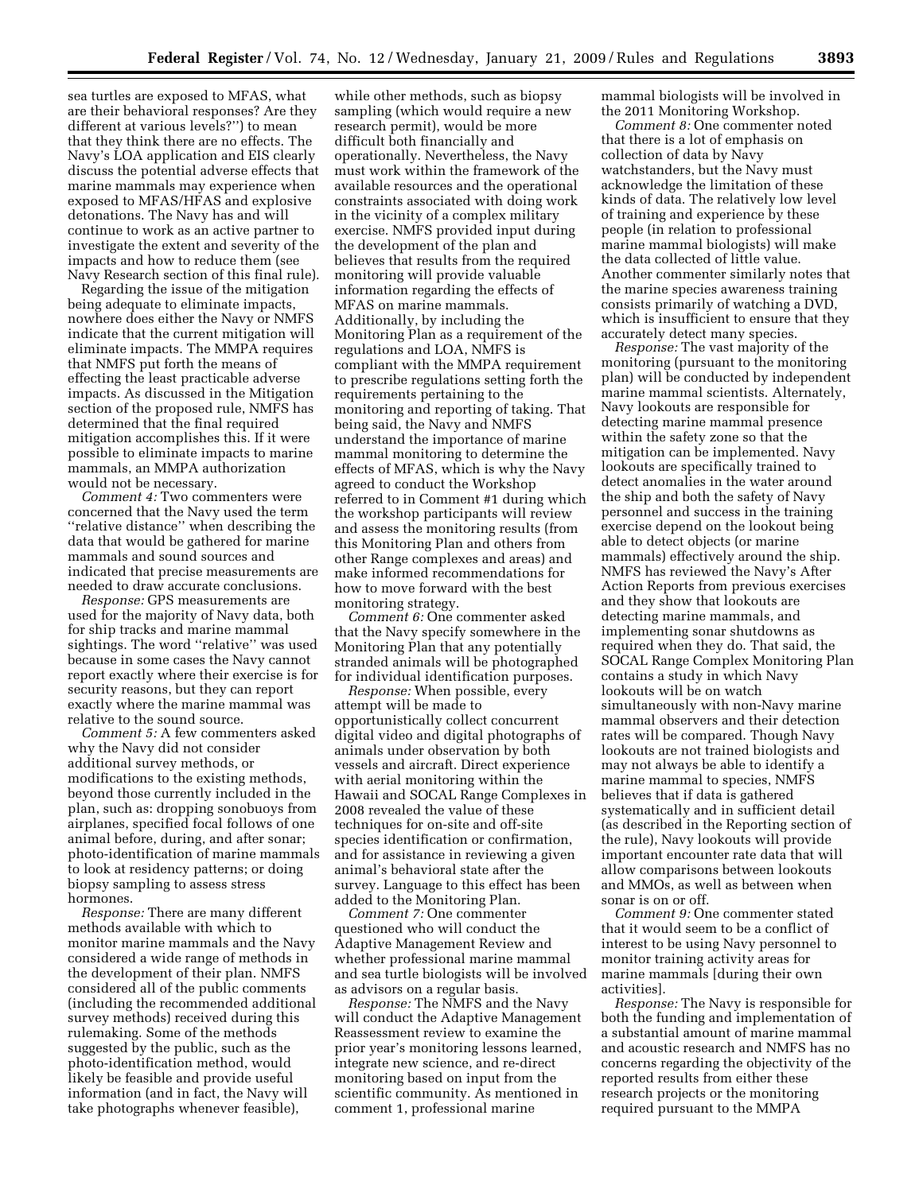sea turtles are exposed to MFAS, what are their behavioral responses? Are they different at various levels?'') to mean that they think there are no effects. The Navy's LOA application and EIS clearly discuss the potential adverse effects that marine mammals may experience when exposed to MFAS/HFAS and explosive detonations. The Navy has and will continue to work as an active partner to investigate the extent and severity of the impacts and how to reduce them (see Navy Research section of this final rule).

Regarding the issue of the mitigation being adequate to eliminate impacts, nowhere does either the Navy or NMFS indicate that the current mitigation will eliminate impacts. The MMPA requires that NMFS put forth the means of effecting the least practicable adverse impacts. As discussed in the Mitigation section of the proposed rule, NMFS has determined that the final required mitigation accomplishes this. If it were possible to eliminate impacts to marine mammals, an MMPA authorization would not be necessary.

*Comment 4:* Two commenters were concerned that the Navy used the term ''relative distance'' when describing the data that would be gathered for marine mammals and sound sources and indicated that precise measurements are needed to draw accurate conclusions.

*Response:* GPS measurements are used for the majority of Navy data, both for ship tracks and marine mammal sightings. The word ''relative'' was used because in some cases the Navy cannot report exactly where their exercise is for security reasons, but they can report exactly where the marine mammal was relative to the sound source.

*Comment 5:* A few commenters asked why the Navy did not consider additional survey methods, or modifications to the existing methods, beyond those currently included in the plan, such as: dropping sonobuoys from airplanes, specified focal follows of one animal before, during, and after sonar; photo-identification of marine mammals to look at residency patterns; or doing biopsy sampling to assess stress hormones.

*Response:* There are many different methods available with which to monitor marine mammals and the Navy considered a wide range of methods in the development of their plan. NMFS considered all of the public comments (including the recommended additional survey methods) received during this rulemaking. Some of the methods suggested by the public, such as the photo-identification method, would likely be feasible and provide useful information (and in fact, the Navy will take photographs whenever feasible), while other methods, such as biopsy sampling (which would require a new research permit), would be more difficult both financially and operationally. Nevertheless, the Navy must work within the framework of the available resources and the operational constraints associated with doing work in the vicinity of a complex military exercise. NMFS provided input during the development of the plan and believes that results from the required monitoring will provide valuable information regarding the effects of MFAS on marine mammals. Additionally, by including the Monitoring Plan as a requirement of the regulations and LOA, NMFS is compliant with the MMPA requirement to prescribe regulations setting forth the requirements pertaining to the monitoring and reporting of taking. That being said, the Navy and NMFS understand the importance of marine mammal monitoring to determine the effects of MFAS, which is why the Navy agreed to conduct the Workshop referred to in Comment #1 during which the workshop participants will review and assess the monitoring results (from this Monitoring Plan and others from other Range complexes and areas) and make informed recommendations for how to move forward with the best monitoring strategy.

*Comment 6:* One commenter asked that the Navy specify somewhere in the Monitoring Plan that any potentially stranded animals will be photographed for individual identification purposes.

*Response:* When possible, every attempt will be made to opportunistically collect concurrent digital video and digital photographs of animals under observation by both vessels and aircraft. Direct experience with aerial monitoring within the Hawaii and SOCAL Range Complexes in 2008 revealed the value of these techniques for on-site and off-site species identification or confirmation, and for assistance in reviewing a given animal's behavioral state after the survey. Language to this effect has been added to the Monitoring Plan.

*Comment 7:* One commenter questioned who will conduct the Adaptive Management Review and whether professional marine mammal and sea turtle biologists will be involved as advisors on a regular basis.

*Response:* The NMFS and the Navy will conduct the Adaptive Management Reassessment review to examine the prior year's monitoring lessons learned, integrate new science, and re-direct monitoring based on input from the scientific community. As mentioned in comment 1, professional marine mammal biologists will be involved in the 2011 Monitoring Workshop.

*Comment 8:* One commenter noted that there is a lot of emphasis on collection of data by Navy watchstanders, but the Navy must acknowledge the limitation of these kinds of data. The relatively low level of training and experience by these people (in relation to professional marine mammal biologists) will make the data collected of little value. Another commenter similarly notes that the marine species awareness training consists primarily of watching a DVD, which is insufficient to ensure that they accurately detect many species.

*Response:* The vast majority of the monitoring (pursuant to the monitoring plan) will be conducted by independent marine mammal scientists. Alternately, Navy lookouts are responsible for detecting marine mammal presence within the safety zone so that the mitigation can be implemented. Navy lookouts are specifically trained to detect anomalies in the water around the ship and both the safety of Navy personnel and success in the training exercise depend on the lookout being able to detect objects (or marine mammals) effectively around the ship. NMFS has reviewed the Navy's After Action Reports from previous exercises and they show that lookouts are detecting marine mammals, and implementing sonar shutdowns as required when they do. That said, the SOCAL Range Complex Monitoring Plan contains a study in which Navy lookouts will be on watch simultaneously with non-Navy marine mammal observers and their detection rates will be compared. Though Navy lookouts are not trained biologists and may not always be able to identify a marine mammal to species, NMFS believes that if data is gathered systematically and in sufficient detail (as described in the Reporting section of the rule), Navy lookouts will provide important encounter rate data that will allow comparisons between lookouts and MMOs, as well as between when sonar is on or off.

*Comment 9:* One commenter stated that it would seem to be a conflict of interest to be using Navy personnel to monitor training activity areas for marine mammals [during their own activities].

*Response:* The Navy is responsible for both the funding and implementation of a substantial amount of marine mammal and acoustic research and NMFS has no concerns regarding the objectivity of the reported results from either these research projects or the monitoring required pursuant to the MMPA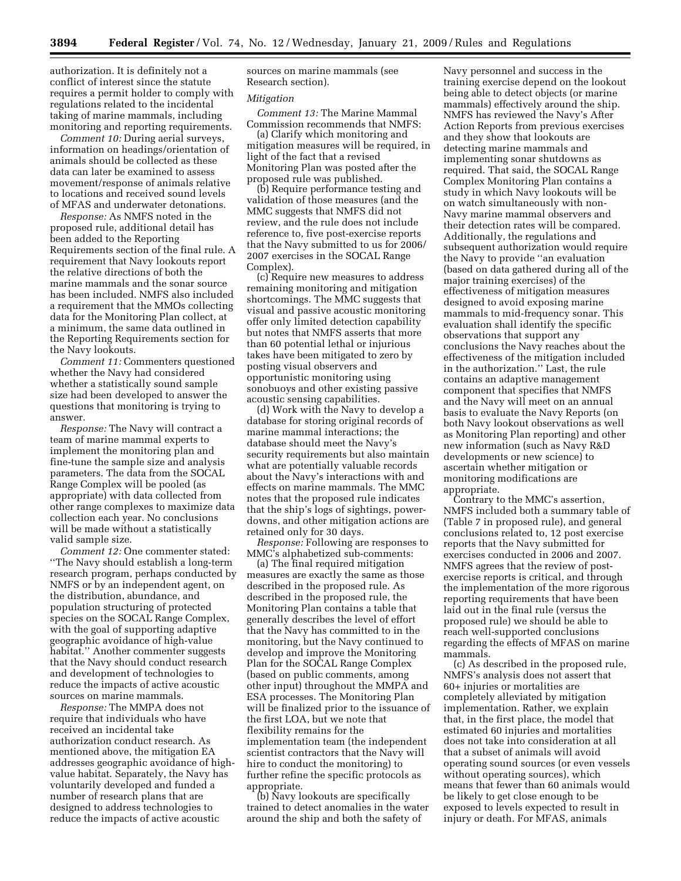authorization. It is definitely not a conflict of interest since the statute requires a permit holder to comply with regulations related to the incidental taking of marine mammals, including monitoring and reporting requirements.

*Comment 10:* During aerial surveys, information on headings/orientation of animals should be collected as these data can later be examined to assess movement/response of animals relative to locations and received sound levels of MFAS and underwater detonations.

*Response:* As NMFS noted in the proposed rule, additional detail has been added to the Reporting Requirements section of the final rule. A requirement that Navy lookouts report the relative directions of both the marine mammals and the sonar source has been included. NMFS also included a requirement that the MMOs collecting data for the Monitoring Plan collect, at a minimum, the same data outlined in the Reporting Requirements section for the Navy lookouts.

*Comment 11:* Commenters questioned whether the Navy had considered whether a statistically sound sample size had been developed to answer the questions that monitoring is trying to answer.

*Response:* The Navy will contract a team of marine mammal experts to implement the monitoring plan and fine-tune the sample size and analysis parameters. The data from the SOCAL Range Complex will be pooled (as appropriate) with data collected from other range complexes to maximize data collection each year. No conclusions will be made without a statistically valid sample size.

*Comment 12:* One commenter stated: ''The Navy should establish a long-term research program, perhaps conducted by NMFS or by an independent agent, on the distribution, abundance, and population structuring of protected species on the SOCAL Range Complex, with the goal of supporting adaptive geographic avoidance of high-value habitat.'' Another commenter suggests that the Navy should conduct research and development of technologies to reduce the impacts of active acoustic sources on marine mammals.

*Response:* The MMPA does not require that individuals who have received an incidental take authorization conduct research. As mentioned above, the mitigation EA addresses geographic avoidance of high-value habitat. Separately, the Navy has voluntarily developed and funded a number of research plans that are designed to address technologies to reduce the impacts of active acoustic sources on marine mammals (see Research section).

*Mitigation*

*Comment 13:* The Marine Mammal Commission recommends that NMFS:

(a) Clarify which monitoring and mitigation measures will be required, in light of the fact that a revised Monitoring Plan was posted after the proposed rule was published.

(b) Require performance testing and validation of those measures (and the MMC suggests that NMFS did not review, and the rule does not include reference to, five post-exercise reports that the Navy submitted to us for 2006/2007 exercises in the SOCAL Range Complex).

(c) Require new measures to address remaining monitoring and mitigation shortcomings. The MMC suggests that visual and passive acoustic monitoring offer only limited detection capability but notes that NMFS asserts that more than 60 potential lethal or injurious takes have been mitigated to zero by posting visual observers and opportunistic monitoring using sonobuoys and other existing passive acoustic sensing capabilities.

(d) Work with the Navy to develop a database for storing original records of marine mammal interactions; the database should meet the Navy's security requirements but also maintain what are potentially valuable records about the Navy's interactions with and effects on marine mammals. The MMC notes that the proposed rule indicates that the ship's logs of sightings, power-downs, and other mitigation actions are retained only for 30 days.

*Response:* Following are responses to MMC's alphabetized sub-comments:

(a) The final required mitigation measures are exactly the same as those described in the proposed rule. As described in the proposed rule, the Monitoring Plan contains a table that generally describes the level of effort that the Navy has committed to in the monitoring, but the Navy continued to develop and improve the Monitoring Plan for the SOCAL Range Complex (based on public comments, among other input) throughout the MMPA and ESA processes. The Monitoring Plan will be finalized prior to the issuance of the first LOA, but we note that flexibility remains for the implementation team (the independent scientist contractors that the Navy will hire to conduct the monitoring) to further refine the specific protocols as appropriate.

(b) Navy lookouts are specifically trained to detect anomalies in the water around the ship and both the safety of Navy personnel and success in the training exercise depend on the lookout being able to detect objects (or marine mammals) effectively around the ship. NMFS has reviewed the Navy's After Action Reports from previous exercises and they show that lookouts are detecting marine mammals and implementing sonar shutdowns as required. That said, the SOCAL Range Complex Monitoring Plan contains a study in which Navy lookouts will be on watch simultaneously with non-Navy marine mammal observers and their detection rates will be compared. Additionally, the regulations and subsequent authorization would require the Navy to provide ''an evaluation (based on data gathered during all of the major training exercises) of the effectiveness of mitigation measures designed to avoid exposing marine mammals to mid-frequency sonar. This evaluation shall identify the specific observations that support any conclusions the Navy reaches about the effectiveness of the mitigation included in the authorization.'' Last, the rule contains an adaptive management component that specifies that NMFS and the Navy will meet on an annual basis to evaluate the Navy Reports (on both Navy lookout observations as well as Monitoring Plan reporting) and other new information (such as Navy R&D developments or new science) to ascertain whether mitigation or monitoring modifications are appropriate.

Contrary to the MMC's assertion, NMFS included both a summary table of (Table 7 in proposed rule), and general conclusions related to, 12 post exercise reports that the Navy submitted for exercises conducted in 2006 and 2007. NMFS agrees that the review of post-exercise reports is critical, and through the implementation of the more rigorous reporting requirements that have been laid out in the final rule (versus the proposed rule) we should be able to reach well-supported conclusions regarding the effects of MFAS on marine mammals.

(c) As described in the proposed rule, NMFS's analysis does not assert that 60+ injuries or mortalities are completely alleviated by mitigation implementation. Rather, we explain that, in the first place, the model that estimated 60 injuries and mortalities does not take into consideration at all that a subset of animals will avoid operating sound sources (or even vessels without operating sources), which means that fewer than 60 animals would be likely to get close enough to be exposed to levels expected to result in injury or death. For MFAS, animals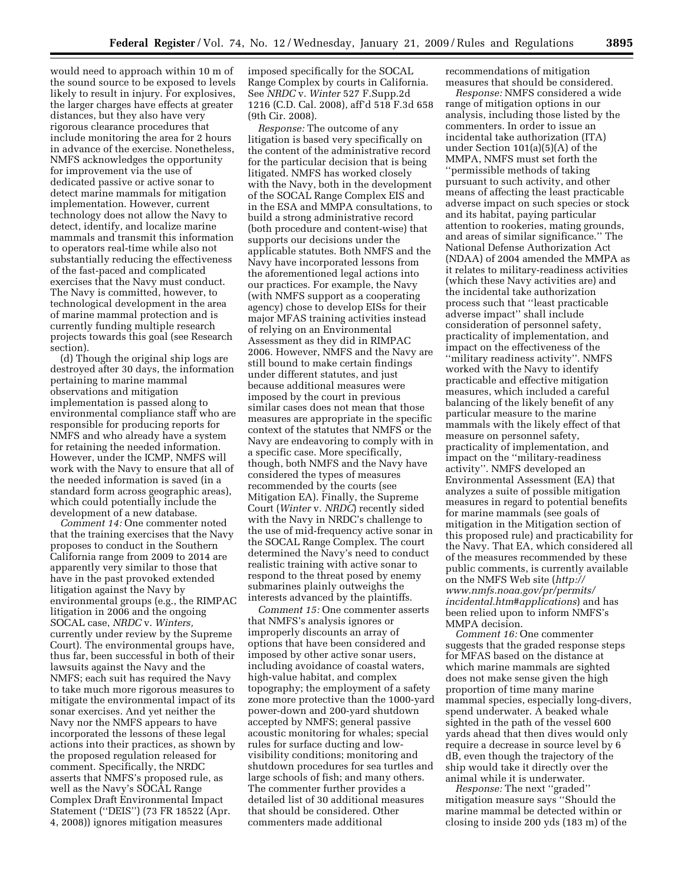would need to approach within 10 m of the sound source to be exposed to levels likely to result in injury. For explosives, the larger charges have effects at greater distances, but they also have very rigorous clearance procedures that include monitoring the area for 2 hours in advance of the exercise. Nonetheless, NMFS acknowledges the opportunity for improvement via the use of dedicated passive or active sonar to detect marine mammals for mitigation implementation. However, current technology does not allow the Navy to detect, identify, and localize marine mammals and transmit this information to operators real-time while also not substantially reducing the effectiveness of the fast-paced and complicated exercises that the Navy must conduct. The Navy is committed, however, to technological development in the area of marine mammal protection and is currently funding multiple research projects towards this goal (see Research section).

(d) Though the original ship logs are destroyed after 30 days, the information pertaining to marine mammal observations and mitigation implementation is passed along to environmental compliance staff who are responsible for producing reports for NMFS and who already have a system for retaining the needed information. However, under the ICMP, NMFS will work with the Navy to ensure that all of the needed information is saved (in a standard form across geographic areas), which could potentially include the development of a new database.

*Comment 14:* One commenter noted that the training exercises that the Navy proposes to conduct in the Southern California range from 2009 to 2014 are apparently very similar to those that have in the past provoked extended litigation against the Navy by environmental groups (e.g., the RIMPAC litigation in 2006 and the ongoing SOCAL case, *NRDC* v. *Winters,* currently under review by the Supreme Court). The environmental groups have, thus far, been successful in both of their lawsuits against the Navy and the NMFS; each suit has required the Navy to take much more rigorous measures to mitigate the environmental impact of its sonar exercises. And yet neither the Navy nor the NMFS appears to have incorporated the lessons of these legal actions into their practices, as shown by the proposed regulation released for comment. Specifically, the NRDC asserts that NMFS's proposed rule, as well as the Navy's SOCAL Range Complex Draft Environmental Impact Statement (''DEIS'') (73 FR 18522 (Apr. 4, 2008)) ignores mitigation measures imposed specifically for the SOCAL Range Complex by courts in California. See *NRDC* v. *Winter* 527 F.Supp.2d 1216 (C.D. Cal. 2008), aff'd 518 F.3d 658 (9th Cir. 2008).

*Response:* The outcome of any litigation is based very specifically on the content of the administrative record for the particular decision that is being litigated. NMFS has worked closely with the Navy, both in the development of the SOCAL Range Complex EIS and in the ESA and MMPA consultations, to build a strong administrative record (both procedure and content-wise) that supports our decisions under the applicable statutes. Both NMFS and the Navy have incorporated lessons from the aforementioned legal actions into our practices. For example, the Navy (with NMFS support as a cooperating agency) chose to develop EISs for their major MFAS training activities instead of relying on an Environmental Assessment as they did in RIMPAC 2006. However, NMFS and the Navy are still bound to make certain findings under different statutes, and just because additional measures were imposed by the court in previous similar cases does not mean that those measures are appropriate in the specific context of the statutes that NMFS or the Navy are endeavoring to comply with in a specific case. More specifically, though, both NMFS and the Navy have considered the types of measures recommended by the courts (see Mitigation EA). Finally, the Supreme Court (*Winter* v. *NRDC*) recently sided with the Navy in NRDC's challenge to the use of mid-frequency active sonar in the SOCAL Range Complex. The court determined the Navy's need to conduct realistic training with active sonar to respond to the threat posed by enemy submarines plainly outweighs the interests advanced by the plaintiffs.

*Comment 15:* One commenter asserts that NMFS's analysis ignores or improperly discounts an array of options that have been considered and imposed by other active sonar users, including avoidance of coastal waters, high-value habitat, and complex topography; the employment of a safety zone more protective than the 1000-yard power-down and 200-yard shutdown accepted by NMFS; general passive acoustic monitoring for whales; special rules for surface ducting and low-visibility conditions; monitoring and shutdown procedures for sea turtles and large schools of fish; and many others. The commenter further provides a detailed list of 30 additional measures that should be considered. Other commenters made additional recommendations of mitigation measures that should be considered.

*Response:* NMFS considered a wide range of mitigation options in our analysis, including those listed by the commenters. In order to issue an incidental take authorization (ITA) under Section 101(a)(5)(A) of the MMPA, NMFS must set forth the ''permissible methods of taking pursuant to such activity, and other means of affecting the least practicable adverse impact on such species or stock and its habitat, paying particular attention to rookeries, mating grounds, and areas of similar significance.'' The National Defense Authorization Act (NDAA) of 2004 amended the MMPA as it relates to military-readiness activities (which these Navy activities are) and the incidental take authorization process such that ''least practicable adverse impact'' shall include consideration of personnel safety, practicality of implementation, and impact on the effectiveness of the ''military readiness activity''. NMFS worked with the Navy to identify practicable and effective mitigation measures, which included a careful balancing of the likely benefit of any particular measure to the marine mammals with the likely effect of that measure on personnel safety, practicality of implementation, and impact on the ''military-readiness activity''. NMFS developed an Environmental Assessment (EA) that analyzes a suite of possible mitigation measures in regard to potential benefits for marine mammals (see goals of mitigation in the Mitigation section of this proposed rule) and practicability for the Navy. That EA, which considered all of the measures recommended by these public comments, is currently available on the NMFS Web site (*http://www.nmfs.noaa.gov/pr/permits/incidental.htm#applications*) and has been relied upon to inform NMFS's MMPA decision.

*Comment 16:* One commenter suggests that the graded response steps for MFAS based on the distance at which marine mammals are sighted does not make sense given the high proportion of time many marine mammal species, especially long-divers, spend underwater. A beaked whale sighted in the path of the vessel 600 yards ahead that then dives would only require a decrease in source level by 6 dB, even though the trajectory of the ship would take it directly over the animal while it is underwater.

*Response:* The next ''graded'' mitigation measure says ''Should the marine mammal be detected within or closing to inside 200 yds (183 m) of the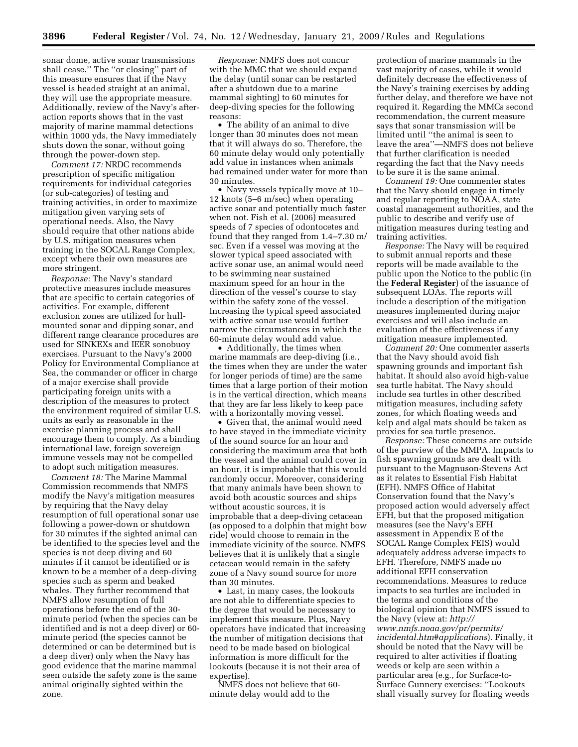sonar dome, active sonar transmissions shall cease.'' The ''or closing'' part of this measure ensures that if the Navy vessel is headed straight at an animal, they will use the appropriate measure. Additionally, review of the Navy's after-action reports shows that in the vast majority of marine mammal detections within 1000 yds, the Navy immediately shuts down the sonar, without going through the power-down step.

*Comment 17:* NRDC recommends prescription of specific mitigation requirements for individual categories (or sub-categories) of testing and training activities, in order to maximize mitigation given varying sets of operational needs. Also, the Navy should require that other nations abide by U.S. mitigation measures when training in the SOCAL Range Complex, except where their own measures are more stringent.

*Response:* The Navy's standard protective measures include measures that are specific to certain categories of activities. For example, different exclusion zones are utilized for hull-mounted sonar and dipping sonar, and different range clearance procedures are used for SINKEXs and IEER sonobuoy exercises. Pursuant to the Navy's 2000 Policy for Environmental Compliance at Sea, the commander or officer in charge of a major exercise shall provide participating foreign units with a description of the measures to protect the environment required of similar U.S. units as early as reasonable in the exercise planning process and shall encourage them to comply. As a binding international law, foreign sovereign immune vessels may not be compelled to adopt such mitigation measures.

*Comment 18:* The Marine Mammal Commission recommends that NMFS modify the Navy's mitigation measures by requiring that the Navy delay resumption of full operational sonar use following a power-down or shutdown for 30 minutes if the sighted animal can be identified to the species level and the species is not deep diving and 60 minutes if it cannot be identified or is known to be a member of a deep-diving species such as sperm and beaked whales. They further recommend that NMFS allow resumption of full operations before the end of the 30-minute period (when the species can be identified and is not a deep diver) or 60-minute period (the species cannot be determined or can be determined but is a deep diver) only when the Navy has good evidence that the marine mammal seen outside the safety zone is the same animal originally sighted within the zone.

*Response:* NMFS does not concur with the MMC that we should expand the delay (until sonar can be restarted after a shutdown due to a marine mammal sighting) to 60 minutes for deep-diving species for the following reasons:

- The ability of an animal to dive longer than 30 minutes does not mean that it will always do so. Therefore, the 60 minute delay would only potentially add value in instances when animals had remained under water for more than 30 minutes.
- Navy vessels typically move at 10–12 knots (5–6 m/sec) when operating active sonar and potentially much faster when not. Fish et al. (2006) measured speeds of 7 species of odontocetes and found that they ranged from 1.4–7.30 m/sec. Even if a vessel was moving at the slower typical speed associated with active sonar use, an animal would need to be swimming near sustained maximum speed for an hour in the direction of the vessel's course to stay within the safety zone of the vessel. Increasing the typical speed associated with active sonar use would further narrow the circumstances in which the 60-minute delay would add value.
- Additionally, the times when marine mammals are deep-diving (i.e., the times when they are under the water for longer periods of time) are the same times that a large portion of their motion is in the vertical direction, which means that they are far less likely to keep pace with a horizontally moving vessel.
- Given that, the animal would need to have stayed in the immediate vicinity of the sound source for an hour and considering the maximum area that both the vessel and the animal could cover in an hour, it is improbable that this would randomly occur. Moreover, considering that many animals have been shown to avoid both acoustic sources and ships without acoustic sources, it is improbable that a deep-diving cetacean (as opposed to a dolphin that might bow ride) would choose to remain in the immediate vicinity of the source. NMFS believes that it is unlikely that a single cetacean would remain in the safety zone of a Navy sound source for more than 30 minutes.
- Last, in many cases, the lookouts are not able to differentiate species to the degree that would be necessary to implement this measure. Plus, Navy operators have indicated that increasing the number of mitigation decisions that need to be made based on biological information is more difficult for the lookouts (because it is not their area of expertise).

NMFS does not believe that 60-minute delay would add to the protection of marine mammals in the vast majority of cases, while it would definitely decrease the effectiveness of the Navy's training exercises by adding further delay, and therefore we have not required it. Regarding the MMCs second recommendation, the current measure says that sonar transmission will be limited until ''the animal is seen to leave the area''—NMFS does not believe that further clarification is needed regarding the fact that the Navy needs to be sure it is the same animal.

*Comment 19:* One commenter states that the Navy should engage in timely and regular reporting to NOAA, state coastal management authorities, and the public to describe and verify use of mitigation measures during testing and training activities.

*Response:* The Navy will be required to submit annual reports and these reports will be made available to the public upon the Notice to the public (in the **Federal Register**) of the issuance of subsequent LOAs. The reports will include a description of the mitigation measures implemented during major exercises and will also include an evaluation of the effectiveness if any mitigation measure implemented.

*Comment 20:* One commenter asserts that the Navy should avoid fish spawning grounds and important fish habitat. It should also avoid high-value sea turtle habitat. The Navy should include sea turtles in other described mitigation measures, including safety zones, for which floating weeds and kelp and algal mats should be taken as proxies for sea turtle presence.

*Response:* These concerns are outside of the purview of the MMPA. Impacts to fish spawning grounds are dealt with pursuant to the Magnuson-Stevens Act as it relates to Essential Fish Habitat (EFH). NMFS Office of Habitat Conservation found that the Navy's proposed action would adversely affect EFH, but that the proposed mitigation measures (see the Navy's EFH assessment in Appendix E of the SOCAL Range Complex FEIS) would adequately address adverse impacts to EFH. Therefore, NMFS made no additional EFH conservation recommendations. Measures to reduce impacts to sea turtles are included in the terms and conditions of the biological opinion that NMFS issued to the Navy (view at: *http://www.nmfs.noaa.gov/pr/permits/incidental.htm#applications*). Finally, it should be noted that the Navy will be required to alter activities if floating weeds or kelp are seen within a particular area (e.g., for Surface-to-Surface Gunnery exercises: ''Lookouts shall visually survey for floating weeds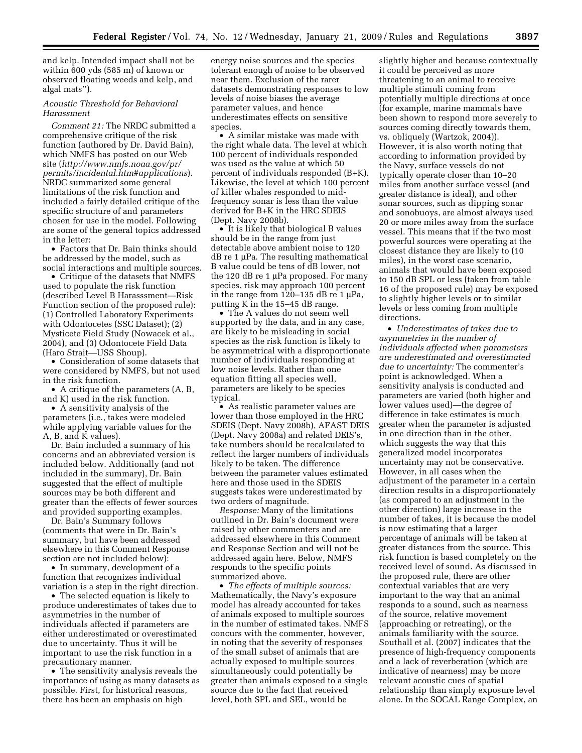and kelp. Intended impact shall not be within 600 yds (585 m) of known or observed floating weeds and kelp, and algal mats'').

### *Acoustic Threshold for Behavioral Harassment*

*Comment 21:* The NRDC submitted a comprehensive critique of the risk function (authored by Dr. David Bain), which NMFS has posted on our Web site (*http://www.nmfs.noaa.gov/pr/permits/incidental.htm#applications*). NRDC summarized some general limitations of the risk function and included a fairly detailed critique of the specific structure of and parameters chosen for use in the model. Following are some of the general topics addressed in the letter:

- Factors that Dr. Bain thinks should be addressed by the model, such as social interactions and multiple sources.
- Critique of the datasets that NMFS used to populate the risk function (described Level B Harasssment—Risk Function section of the proposed rule): (1) Controlled Laboratory Experiments with Odontocetes (SSC Dataset); (2) Mysticete Field Study (Nowacek et al., 2004), and (3) Odontocete Field Data (Haro Strait—USS Shoup).
- Consideration of some datasets that were considered by NMFS, but not used in the risk function.
- A critique of the parameters (A, B, and K) used in the risk function.
- A sensitivity analysis of the parameters (i.e., takes were modeled while applying variable values for the A, B, and K values).

Dr. Bain included a summary of his concerns and an abbreviated version is included below. Additionally (and not included in the summary), Dr. Bain suggested that the effect of multiple sources may be both different and greater than the effects of fewer sources and provided supporting examples.

Dr. Bain's Summary follows (comments that were in Dr. Bain's summary, but have been addressed elsewhere in this Comment Response section are not included below):

- In summary, development of a function that recognizes individual variation is a step in the right direction.
- The selected equation is likely to produce underestimates of takes due to asymmetries in the number of individuals affected if parameters are either underestimated or overestimated due to uncertainty. Thus it will be important to use the risk function in a precautionary manner.
- The sensitivity analysis reveals the importance of using as many datasets as possible. First, for historical reasons, there has been an emphasis on high energy noise sources and the species tolerant enough of noise to be observed near them. Exclusion of the rarer datasets demonstrating responses to low levels of noise biases the average parameter values, and hence underestimates effects on sensitive species.
- A similar mistake was made with the right whale data. The level at which 100 percent of individuals responded was used as the value at which 50 percent of individuals responded (B+K). Likewise, the level at which 100 percent of killer whales responded to mid-frequency sonar is less than the value derived for B+K in the HRC SDEIS (Dept. Navy 2008b).
- It is likely that biological B values should be in the range from just detectable above ambient noise to 120 dB re 1 μPa. The resulting mathematical B value could be tens of dB lower, not the 120 dB re 1 μPa proposed. For many species, risk may approach 100 percent in the range from 120–135 dB re 1 μPa, putting K in the 15–45 dB range.
- The A values do not seem well supported by the data, and in any case, are likely to be misleading in social species as the risk function is likely to be asymmetrical with a disproportionate number of individuals responding at low noise levels. Rather than one equation fitting all species well, parameters are likely to be species typical.
- As realistic parameter values are lower than those employed in the HRC SDEIS (Dept. Navy 2008b), AFAST DEIS (Dept. Navy 2008a) and related DEIS's, take numbers should be recalculated to reflect the larger numbers of individuals likely to be taken. The difference between the parameter values estimated here and those used in the SDEIS suggests takes were underestimated by two orders of magnitude.

*Response:* Many of the limitations outlined in Dr. Bain's document were raised by other commenters and are addressed elsewhere in this Comment and Response Section and will not be addressed again here. Below, NMFS responds to the specific points summarized above.

- *The effects of multiple sources:* Mathematically, the Navy's exposure model has already accounted for takes of animals exposed to multiple sources in the number of estimated takes. NMFS concurs with the commenter, however, in noting that the severity of responses of the small subset of animals that are actually exposed to multiple sources simultaneously could potentially be greater than animals exposed to a single source due to the fact that received level, both SPL and SEL, would be slightly higher and because contextually it could be perceived as more threatening to an animal to receive multiple stimuli coming from potentially multiple directions at once (for example, marine mammals have been shown to respond more severely to sources coming directly towards them, vs. obliquely (Wartzok, 2004)). However, it is also worth noting that according to information provided by the Navy, surface vessels do not typically operate closer than 10–20 miles from another surface vessel (and greater distance is ideal), and other sonar sources, such as dipping sonar and sonobuoys, are almost always used 20 or more miles away from the surface vessel. This means that if the two most powerful sources were operating at the closest distance they are likely to (10 miles), in the worst case scenario, animals that would have been exposed to 150 dB SPL or less (taken from table 16 of the proposed rule) may be exposed to slightly higher levels or to similar levels or less coming from multiple directions.
- *Underestimates of takes due to asymmetries in the number of individuals affected when parameters are underestimated and overestimated due to uncertainty:* The commenter's point is acknowledged. When a sensitivity analysis is conducted and parameters are varied (both higher and lower values used)—the degree of difference in take estimates is much greater when the parameter is adjusted in one direction than in the other, which suggests the way that this generalized model incorporates uncertainty may not be conservative. However, in all cases when the adjustment of the parameter in a certain direction results in a disproportionately (as compared to an adjustment in the other direction) large increase in the number of takes, it is because the model is now estimating that a larger percentage of animals will be taken at greater distances from the source. This risk function is based completely on the received level of sound. As discussed in the proposed rule, there are other contextual variables that are very important to the way that an animal responds to a sound, such as nearness of the source, relative movement (approaching or retreating), or the animals familiarity with the source. Southall et al. (2007) indicates that the presence of high-frequency components and a lack of reverberation (which are indicative of nearness) may be more relevant acoustic cues of spatial relationship than simply exposure level alone. In the SOCAL Range Complex, an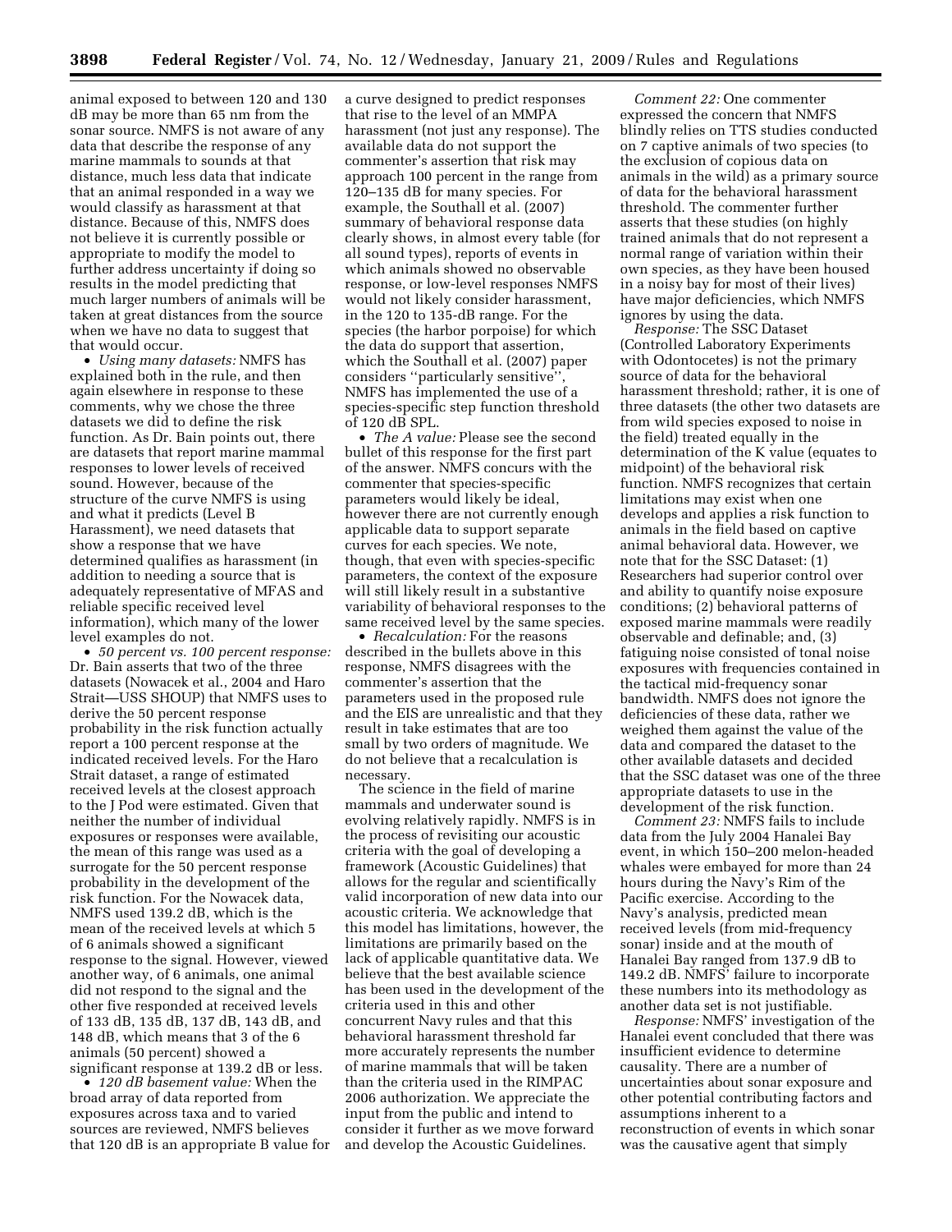animal exposed to between 120 and 130 dB may be more than 65 nm from the sonar source. NMFS is not aware of any data that describe the response of any marine mammals to sounds at that distance, much less data that indicate that an animal responded in a way we would classify as harassment at that distance. Because of this, NMFS does not believe it is currently possible or appropriate to modify the model to further address uncertainty if doing so results in the model predicting that much larger numbers of animals will be taken at great distances from the source when we have no data to suggest that that would occur.

• *Using many datasets:* NMFS has explained both in the rule, and then again elsewhere in response to these comments, why we chose the three datasets we did to define the risk function. As Dr. Bain points out, there are datasets that report marine mammal responses to lower levels of received sound. However, because of the structure of the curve NMFS is using and what it predicts (Level B Harassment), we need datasets that show a response that we have determined qualifies as harassment (in addition to needing a source that is adequately representative of MFAS and reliable specific received level information), which many of the lower level examples do not.

• *50 percent vs. 100 percent response:* Dr. Bain asserts that two of the three datasets (Nowacek et al., 2004 and Haro Strait—USS SHOUP) that NMFS uses to derive the 50 percent response probability in the risk function actually report a 100 percent response at the indicated received levels. For the Haro Strait dataset, a range of estimated received levels at the closest approach to the J Pod were estimated. Given that neither the number of individual exposures or responses were available, the mean of this range was used as a surrogate for the 50 percent response probability in the development of the risk function. For the Nowacek data, NMFS used 139.2 dB, which is the mean of the received levels at which 5 of 6 animals showed a significant response to the signal. However, viewed another way, of 6 animals, one animal did not respond to the signal and the other five responded at received levels of 133 dB, 135 dB, 137 dB, 143 dB, and 148 dB, which means that 3 of the 6 animals (50 percent) showed a significant response at 139.2 dB or less.

• *120 dB basement value:* When the broad array of data reported from exposures across taxa and to varied sources are reviewed, NMFS believes that 120 dB is an appropriate B value for a curve designed to predict responses that rise to the level of an MMPA harassment (not just any response). The available data do not support the commenter's assertion that risk may approach 100 percent in the range from 120–135 dB for many species. For example, the Southall et al. (2007) summary of behavioral response data clearly shows, in almost every table (for all sound types), reports of events in which animals showed no observable response, or low-level responses NMFS would not likely consider harassment, in the 120 to 135-dB range. For the species (the harbor porpoise) for which the data do support that assertion, which the Southall et al. (2007) paper considers ''particularly sensitive'', NMFS has implemented the use of a species-specific step function threshold of 120 dB SPL.

• *The A value:* Please see the second bullet of this response for the first part of the answer. NMFS concurs with the commenter that species-specific parameters would likely be ideal, however there are not currently enough applicable data to support separate curves for each species. We note, though, that even with species-specific parameters, the context of the exposure will still likely result in a substantive variability of behavioral responses to the same received level by the same species.

• *Recalculation:* For the reasons described in the bullets above in this response, NMFS disagrees with the commenter's assertion that the parameters used in the proposed rule and the EIS are unrealistic and that they result in take estimates that are too small by two orders of magnitude. We do not believe that a recalculation is necessary.

The science in the field of marine mammals and underwater sound is evolving relatively rapidly. NMFS is in the process of revisiting our acoustic criteria with the goal of developing a framework (Acoustic Guidelines) that allows for the regular and scientifically valid incorporation of new data into our acoustic criteria. We acknowledge that this model has limitations, however, the limitations are primarily based on the lack of applicable quantitative data. We believe that the best available science has been used in the development of the criteria used in this and other concurrent Navy rules and that this behavioral harassment threshold far more accurately represents the number of marine mammals that will be taken than the criteria used in the RIMPAC 2006 authorization. We appreciate the input from the public and intend to consider it further as we move forward and develop the Acoustic Guidelines.

*Comment 22:* One commenter expressed the concern that NMFS blindly relies on TTS studies conducted on 7 captive animals of two species (to the exclusion of copious data on animals in the wild) as a primary source of data for the behavioral harassment threshold. The commenter further asserts that these studies (on highly trained animals that do not represent a normal range of variation within their own species, as they have been housed in a noisy bay for most of their lives) have major deficiencies, which NMFS ignores by using the data.

*Response:* The SSC Dataset (Controlled Laboratory Experiments with Odontocetes) is not the primary source of data for the behavioral harassment threshold; rather, it is one of three datasets (the other two datasets are from wild species exposed to noise in the field) treated equally in the determination of the K value (equates to midpoint) of the behavioral risk function. NMFS recognizes that certain limitations may exist when one develops and applies a risk function to animals in the field based on captive animal behavioral data. However, we note that for the SSC Dataset: (1) Researchers had superior control over and ability to quantify noise exposure conditions; (2) behavioral patterns of exposed marine mammals were readily observable and definable; and, (3) fatiguing noise consisted of tonal noise exposures with frequencies contained in the tactical mid-frequency sonar bandwidth. NMFS does not ignore the deficiencies of these data, rather we weighed them against the value of the data and compared the dataset to the other available datasets and decided that the SSC dataset was one of the three appropriate datasets to use in the development of the risk function.

*Comment 23:* NMFS fails to include data from the July 2004 Hanalei Bay event, in which 150–200 melon-headed whales were embayed for more than 24 hours during the Navy's Rim of the Pacific exercise. According to the Navy's analysis, predicted mean received levels (from mid-frequency sonar) inside and at the mouth of Hanalei Bay ranged from 137.9 dB to 149.2 dB. NMFS' failure to incorporate these numbers into its methodology as another data set is not justifiable.

*Response:* NMFS' investigation of the Hanalei event concluded that there was insufficient evidence to determine causality. There are a number of uncertainties about sonar exposure and other potential contributing factors and assumptions inherent to a reconstruction of events in which sonar was the causative agent that simply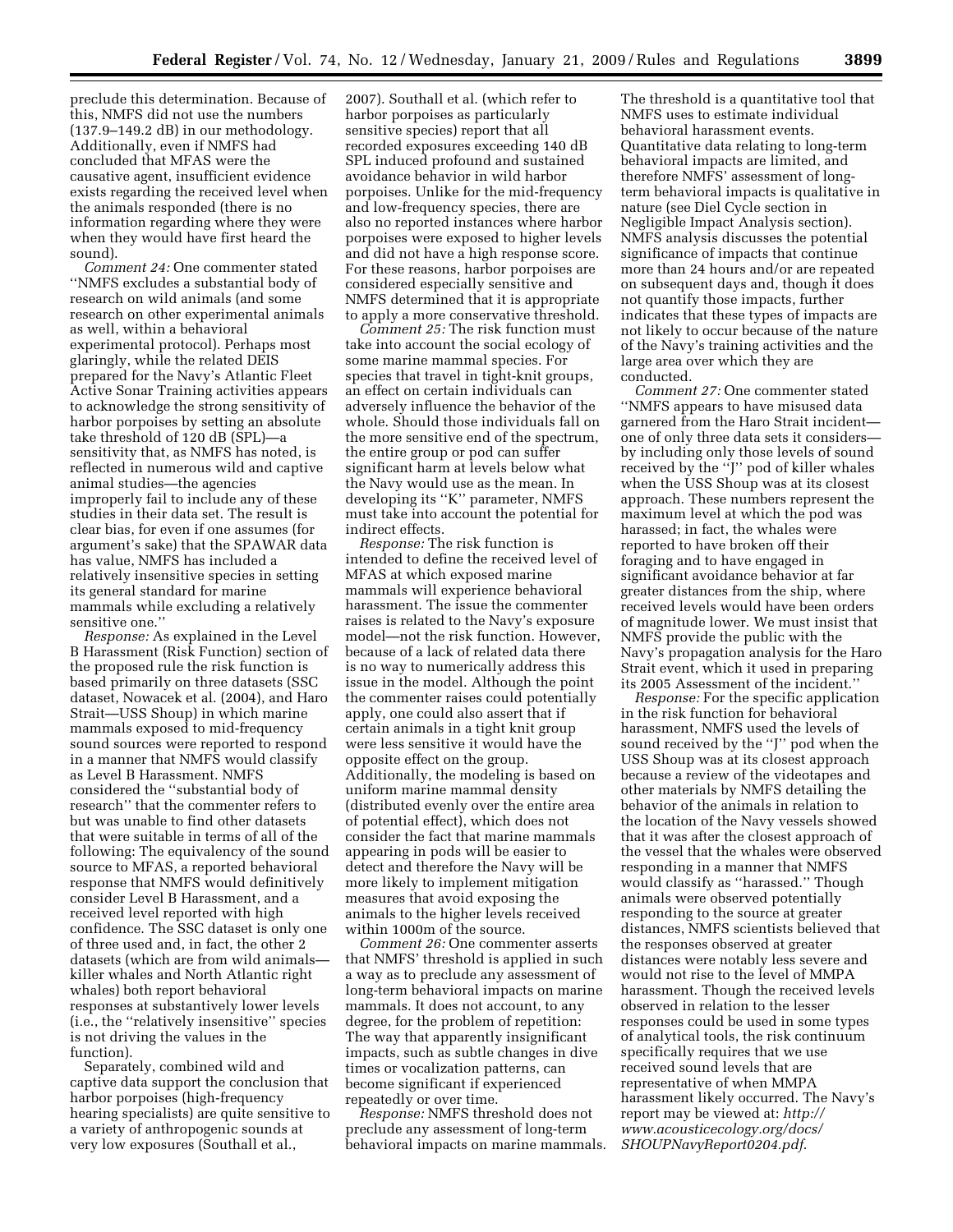preclude this determination. Because of this, NMFS did not use the numbers (137.9–149.2 dB) in our methodology. Additionally, even if NMFS had concluded that MFAS were the causative agent, insufficient evidence exists regarding the received level when the animals responded (there is no information regarding where they were when they would have first heard the sound).

*Comment 24:* One commenter stated ''NMFS excludes a substantial body of research on wild animals (and some research on other experimental animals as well, within a behavioral experimental protocol). Perhaps most glaringly, while the related DEIS prepared for the Navy's Atlantic Fleet Active Sonar Training activities appears to acknowledge the strong sensitivity of harbor porpoises by setting an absolute take threshold of 120 dB (SPL)—a sensitivity that, as NMFS has noted, is reflected in numerous wild and captive animal studies—the agencies improperly fail to include any of these studies in their data set. The result is clear bias, for even if one assumes (for argument's sake) that the SPAWAR data has value, NMFS has included a relatively insensitive species in setting its general standard for marine mammals while excluding a relatively sensitive one.''

*Response:* As explained in the Level B Harassment (Risk Function) section of the proposed rule the risk function is based primarily on three datasets (SSC dataset, Nowacek et al. (2004), and Haro Strait—USS Shoup) in which marine mammals exposed to mid-frequency sound sources were reported to respond in a manner that NMFS would classify as Level B Harassment. NMFS considered the ''substantial body of research'' that the commenter refers to but was unable to find other datasets that were suitable in terms of all of the following: The equivalency of the sound source to MFAS, a reported behavioral response that NMFS would definitively consider Level B Harassment, and a received level reported with high confidence. The SSC dataset is only one of three used and, in fact, the other 2 datasets (which are from wild animals—killer whales and North Atlantic right whales) both report behavioral responses at substantively lower levels (i.e., the ''relatively insensitive'' species is not driving the values in the function).

Separately, combined wild and captive data support the conclusion that harbor porpoises (high-frequency hearing specialists) are quite sensitive to a variety of anthropogenic sounds at very low exposures (Southall et al., 2007). Southall et al. (which refer to harbor porpoises as particularly sensitive species) report that all recorded exposures exceeding 140 dB SPL induced profound and sustained avoidance behavior in wild harbor porpoises. Unlike for the mid-frequency and low-frequency species, there are also no reported instances where harbor porpoises were exposed to higher levels and did not have a high response score. For these reasons, harbor porpoises are considered especially sensitive and NMFS determined that it is appropriate to apply a more conservative threshold.

*Comment 25:* The risk function must take into account the social ecology of some marine mammal species. For species that travel in tight-knit groups, an effect on certain individuals can adversely influence the behavior of the whole. Should those individuals fall on the more sensitive end of the spectrum, the entire group or pod can suffer significant harm at levels below what the Navy would use as the mean. In developing its ''K'' parameter, NMFS must take into account the potential for indirect effects.

*Response:* The risk function is intended to define the received level of MFAS at which exposed marine mammals will experience behavioral harassment. The issue the commenter raises is related to the Navy's exposure model—not the risk function. However, because of a lack of related data there is no way to numerically address this issue in the model. Although the point the commenter raises could potentially apply, one could also assert that if certain animals in a tight knit group were less sensitive it would have the opposite effect on the group. Additionally, the modeling is based on uniform marine mammal density (distributed evenly over the entire area of potential effect), which does not consider the fact that marine mammals appearing in pods will be easier to detect and therefore the Navy will be more likely to implement mitigation measures that avoid exposing the animals to the higher levels received within 1000m of the source.

*Comment 26:* One commenter asserts that NMFS' threshold is applied in such a way as to preclude any assessment of long-term behavioral impacts on marine mammals. It does not account, to any degree, for the problem of repetition: The way that apparently insignificant impacts, such as subtle changes in dive times or vocalization patterns, can become significant if experienced repeatedly or over time.

*Response:* NMFS threshold does not preclude any assessment of long-term behavioral impacts on marine mammals. The threshold is a quantitative tool that NMFS uses to estimate individual behavioral harassment events. Quantitative data relating to long-term behavioral impacts are limited, and therefore NMFS' assessment of long-term behavioral impacts is qualitative in nature (see Diel Cycle section in Negligible Impact Analysis section). NMFS analysis discusses the potential significance of impacts that continue more than 24 hours and/or are repeated on subsequent days and, though it does not quantify those impacts, further indicates that these types of impacts are not likely to occur because of the nature of the Navy's training activities and the large area over which they are conducted.

*Comment 27:* One commenter stated ''NMFS appears to have misused data garnered from the Haro Strait incident—one of only three data sets it considers—by including only those levels of sound received by the ''J'' pod of killer whales when the USS Shoup was at its closest approach. These numbers represent the maximum level at which the pod was harassed; in fact, the whales were reported to have broken off their foraging and to have engaged in significant avoidance behavior at far greater distances from the ship, where received levels would have been orders of magnitude lower. We must insist that NMFS provide the public with the Navy's propagation analysis for the Haro Strait event, which it used in preparing its 2005 Assessment of the incident.''

*Response:* For the specific application in the risk function for behavioral harassment, NMFS used the levels of sound received by the ''J'' pod when the USS Shoup was at its closest approach because a review of the videotapes and other materials by NMFS detailing the behavior of the animals in relation to the location of the Navy vessels showed that it was after the closest approach of the vessel that the whales were observed responding in a manner that NMFS would classify as ''harassed.'' Though animals were observed potentially responding to the source at greater distances, NMFS scientists believed that the responses observed at greater distances were notably less severe and would not rise to the level of MMPA harassment. Though the received levels observed in relation to the lesser responses could be used in some types of analytical tools, the risk continuum specifically requires that we use received sound levels that are representative of when MMPA harassment likely occurred. The Navy's report may be viewed at: *http://www.acousticecology.org/docs/SHOUPNavyReport0204.pdf*.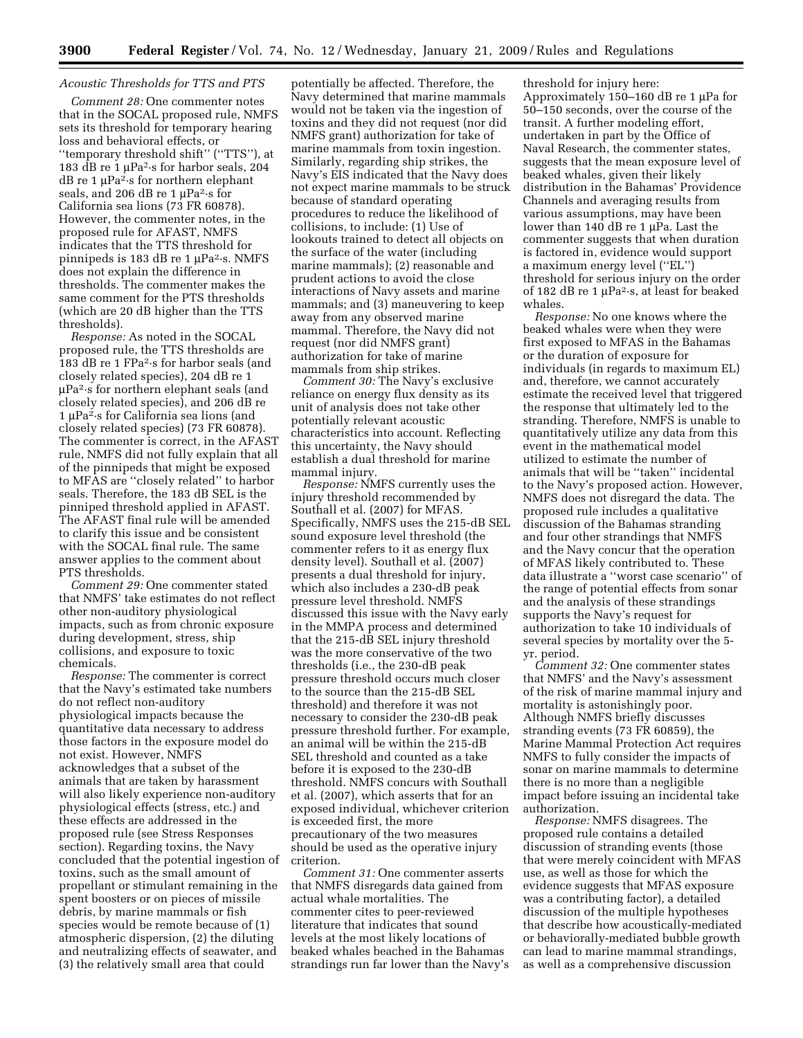### *Acoustic Thresholds for TTS and PTS*

*Comment 28:* One commenter notes that in the SOCAL proposed rule, NMFS sets its threshold for temporary hearing loss and behavioral effects, or ''temporary threshold shift'' (''TTS''), at 183 dB re 1 μPa²·s for harbor seals, 204 dB re 1 μPa²·s for northern elephant seals, and 206 dB re 1 μPa²·s for California sea lions (73 FR 60878). However, the commenter notes, in the proposed rule for AFAST, NMFS indicates that the TTS threshold for pinnipeds is 183 dB re 1 μPa²·s. NMFS does not explain the difference in thresholds. The commenter makes the same comment for the PTS thresholds (which are 20 dB higher than the TTS thresholds).

*Response:* As noted in the SOCAL proposed rule, the TTS thresholds are 183 dB re 1 FPa²·s for harbor seals (and closely related species), 204 dB re 1 μPa²·s for northern elephant seals (and closely related species), and 206 dB re 1 μPa²·s for California sea lions (and closely related species) (73 FR 60878). The commenter is correct, in the AFAST rule, NMFS did not fully explain that all of the pinnipeds that might be exposed to MFAS are ''closely related'' to harbor seals. Therefore, the 183 dB SEL is the pinniped threshold applied in AFAST. The AFAST final rule will be amended to clarify this issue and be consistent with the SOCAL final rule. The same answer applies to the comment about PTS thresholds.

*Comment 29:* One commenter stated that NMFS' take estimates do not reflect other non-auditory physiological impacts, such as from chronic exposure during development, stress, ship collisions, and exposure to toxic chemicals.

*Response:* The commenter is correct that the Navy's estimated take numbers do not reflect non-auditory physiological impacts because the quantitative data necessary to address those factors in the exposure model do not exist. However, NMFS acknowledges that a subset of the animals that are taken by harassment will also likely experience non-auditory physiological effects (stress, etc.) and these effects are addressed in the proposed rule (see Stress Responses section). Regarding toxins, the Navy concluded that the potential ingestion of toxins, such as the small amount of propellant or stimulant remaining in the spent boosters or on pieces of missile debris, by marine mammals or fish species would be remote because of (1) atmospheric dispersion, (2) the diluting and neutralizing effects of seawater, and (3) the relatively small area that could potentially be affected. Therefore, the Navy determined that marine mammals would not be taken via the ingestion of toxins and they did not request (nor did NMFS grant) authorization for take of marine mammals from toxin ingestion. Similarly, regarding ship strikes, the Navy's EIS indicated that the Navy does not expect marine mammals to be struck because of standard operating procedures to reduce the likelihood of collisions, to include: (1) Use of lookouts trained to detect all objects on the surface of the water (including marine mammals); (2) reasonable and prudent actions to avoid the close interactions of Navy assets and marine mammals; and (3) maneuvering to keep away from any observed marine mammal. Therefore, the Navy did not request (nor did NMFS grant) authorization for take of marine mammals from ship strikes.

*Comment 30:* The Navy's exclusive reliance on energy flux density as its unit of analysis does not take other potentially relevant acoustic characteristics into account. Reflecting this uncertainty, the Navy should establish a dual threshold for marine mammal injury.

*Response:* NMFS currently uses the injury threshold recommended by Southall et al. (2007) for MFAS. Specifically, NMFS uses the 215-dB SEL sound exposure level threshold (the commenter refers to it as energy flux density level). Southall et al. (2007) presents a dual threshold for injury, which also includes a 230-dB peak pressure level threshold. NMFS discussed this issue with the Navy early in the MMPA process and determined that the 215-dB SEL injury threshold was the more conservative of the two thresholds (i.e., the 230-dB peak pressure threshold occurs much closer to the source than the 215-dB SEL threshold) and therefore it was not necessary to consider the 230-dB peak pressure threshold further. For example, an animal will be within the 215-dB SEL threshold and counted as a take before it is exposed to the 230-dB threshold. NMFS concurs with Southall et al. (2007), which asserts that for an exposed individual, whichever criterion is exceeded first, the more precautionary of the two measures should be used as the operative injury criterion.

*Comment 31:* One commenter asserts that NMFS disregards data gained from actual whale mortalities. The commenter cites to peer-reviewed literature that indicates that sound levels at the most likely locations of beaked whales beached in the Bahamas strandings run far lower than the Navy's threshold for injury here: Approximately 150–160 dB re 1 μPa for 50–150 seconds, over the course of the transit. A further modeling effort, undertaken in part by the Office of Naval Research, the commenter states, suggests that the mean exposure level of beaked whales, given their likely distribution in the Bahamas' Providence Channels and averaging results from various assumptions, may have been lower than 140 dB re 1 μPa. Last the commenter suggests that when duration is factored in, evidence would support a maximum energy level (''EL'') threshold for serious injury on the order of 182 dB re 1 μPa²·s, at least for beaked whales.

*Response:* No one knows where the beaked whales were when they were first exposed to MFAS in the Bahamas or the duration of exposure for individuals (in regards to maximum EL) and, therefore, we cannot accurately estimate the received level that triggered the response that ultimately led to the stranding. Therefore, NMFS is unable to quantitatively utilize any data from this event in the mathematical model utilized to estimate the number of animals that will be ''taken'' incidental to the Navy's proposed action. However, NMFS does not disregard the data. The proposed rule includes a qualitative discussion of the Bahamas stranding and four other strandings that NMFS and the Navy concur that the operation of MFAS likely contributed to. These data illustrate a ''worst case scenario'' of the range of potential effects from sonar and the analysis of these strandings supports the Navy's request for authorization to take 10 individuals of several species by mortality over the 5-yr. period.

*Comment 32:* One commenter states that NMFS' and the Navy's assessment of the risk of marine mammal injury and mortality is astonishingly poor. Although NMFS briefly discusses stranding events (73 FR 60859), the Marine Mammal Protection Act requires NMFS to fully consider the impacts of sonar on marine mammals to determine there is no more than a negligible impact before issuing an incidental take authorization.

*Response:* NMFS disagrees. The proposed rule contains a detailed discussion of stranding events (those that were merely coincident with MFAS use, as well as those for which the evidence suggests that MFAS exposure was a contributing factor), a detailed discussion of the multiple hypotheses that describe how acoustically-mediated or behaviorally-mediated bubble growth can lead to marine mammal strandings, as well as a comprehensive discussion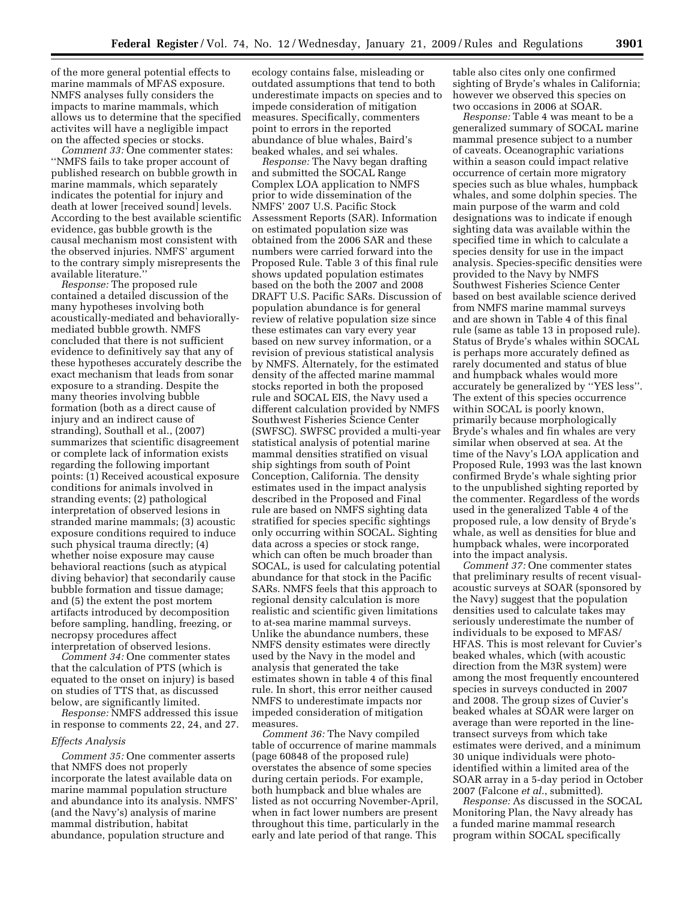of the more general potential effects to marine mammals of MFAS exposure. NMFS analyses fully considers the impacts to marine mammals, which allows us to determine that the specified activites will have a negligible impact on the affected species or stocks.

*Comment 33:* One commenter states: ''NMFS fails to take proper account of published research on bubble growth in marine mammals, which separately indicates the potential for injury and death at lower [received sound] levels. According to the best available scientific evidence, gas bubble growth is the causal mechanism most consistent with the observed injuries. NMFS' argument to the contrary simply misrepresents the available literature.''

*Response:* The proposed rule contained a detailed discussion of the many hypotheses involving both acoustically-mediated and behaviorally-mediated bubble growth. NMFS concluded that there is not sufficient evidence to definitively say that any of these hypotheses accurately describe the exact mechanism that leads from sonar exposure to a stranding. Despite the many theories involving bubble formation (both as a direct cause of injury and an indirect cause of stranding), Southall et al., (2007) summarizes that scientific disagreement or complete lack of information exists regarding the following important points: (1) Received acoustical exposure conditions for animals involved in stranding events; (2) pathological interpretation of observed lesions in stranded marine mammals; (3) acoustic exposure conditions required to induce such physical trauma directly; (4) whether noise exposure may cause behavioral reactions (such as atypical diving behavior) that secondarily cause bubble formation and tissue damage; and (5) the extent the post mortem artifacts introduced by decomposition before sampling, handling, freezing, or necropsy procedures affect interpretation of observed lesions.

*Comment 34:* One commenter states that the calculation of PTS (which is equated to the onset on injury) is based on studies of TTS that, as discussed below, are significantly limited.

*Response:* NMFS addressed this issue in response to comments 22, 24, and 27.

### *Effects Analysis*

*Comment 35:* One commenter asserts that NMFS does not properly incorporate the latest available data on marine mammal population structure and abundance into its analysis. NMFS' (and the Navy's) analysis of marine mammal distribution, habitat abundance, population structure and ecology contains false, misleading or outdated assumptions that tend to both underestimate impacts on species and to impede consideration of mitigation measures. Specifically, commenters point to errors in the reported abundance of blue whales, Baird's beaked whales, and sei whales.

*Response:* The Navy began drafting and submitted the SOCAL Range Complex LOA application to NMFS prior to wide dissemination of the NMFS' 2007 U.S. Pacific Stock Assessment Reports (SAR). Information on estimated population size was obtained from the 2006 SAR and these numbers were carried forward into the Proposed Rule. Table 3 of this final rule shows updated population estimates based on the both the 2007 and 2008 DRAFT U.S. Pacific SARs. Discussion of population abundance is for general review of relative population size since these estimates can vary every year based on new survey information, or a revision of previous statistical analysis by NMFS. Alternately, for the estimated density of the affected marine mammal stocks reported in both the proposed rule and SOCAL EIS, the Navy used a different calculation provided by NMFS Southwest Fisheries Science Center (SWFSC). SWFSC provided a multi-year statistical analysis of potential marine mammal densities stratified on visual ship sightings from south of Point Conception, California. The density estimates used in the impact analysis described in the Proposed and Final rule are based on NMFS sighting data stratified for species specific sightings only occurring within SOCAL. Sighting data across a species or stock range, which can often be much broader than SOCAL, is used for calculating potential abundance for that stock in the Pacific SARs. NMFS feels that this approach to regional density calculation is more realistic and scientific given limitations to at-sea marine mammal surveys. Unlike the abundance numbers, these NMFS density estimates were directly used by the Navy in the model and analysis that generated the take estimates shown in table 4 of this final rule. In short, this error neither caused NMFS to underestimate impacts nor impeded consideration of mitigation measures.

*Comment 36:* The Navy compiled table of occurrence of marine mammals (page 60848 of the proposed rule) overstates the absence of some species during certain periods. For example, both humpback and blue whales are listed as not occurring November-April, when in fact lower numbers are present throughout this time, particularly in the early and late period of that range. This table also cites only one confirmed sighting of Bryde's whales in California; however we observed this species on two occasions in 2006 at SOAR.

*Response:* Table 4 was meant to be a generalized summary of SOCAL marine mammal presence subject to a number of caveats. Oceanographic variations within a season could impact relative occurrence of certain more migratory species such as blue whales, humpback whales, and some dolphin species. The main purpose of the warm and cold designations was to indicate if enough sighting data was available within the specified time in which to calculate a species density for use in the impact analysis. Species-specific densities were provided to the Navy by NMFS Southwest Fisheries Science Center based on best available science derived from NMFS marine mammal surveys and are shown in Table 4 of this final rule (same as table 13 in proposed rule). Status of Bryde's whales within SOCAL is perhaps more accurately defined as rarely documented and status of blue and humpback whales would more accurately be generalized by ''YES less''. The extent of this species occurrence within SOCAL is poorly known, primarily because morphologically Bryde's whales and fin whales are very similar when observed at sea. At the time of the Navy's LOA application and Proposed Rule, 1993 was the last known confirmed Bryde's whale sighting prior to the unpublished sighting reported by the commenter. Regardless of the words used in the generalized Table 4 of the proposed rule, a low density of Bryde's whale, as well as densities for blue and humpback whales, were incorporated into the impact analysis.

*Comment 37:* One commenter states that preliminary results of recent visual-acoustic surveys at SOAR (sponsored by the Navy) suggest that the population densities used to calculate takes may seriously underestimate the number of individuals to be exposed to MFAS/HFAS. This is most relevant for Cuvier's beaked whales, which (with acoustic direction from the M3R system) were among the most frequently encountered species in surveys conducted in 2007 and 2008. The group sizes of Cuvier's beaked whales at SOAR were larger on average than were reported in the line-transect surveys from which take estimates were derived, and a minimum 30 unique individuals were photo-identified within a limited area of the SOAR array in a 5-day period in October 2007 (Falcone *et al.*, submitted).

*Response:* As discussed in the SOCAL Monitoring Plan, the Navy already has a funded marine mammal research program within SOCAL specifically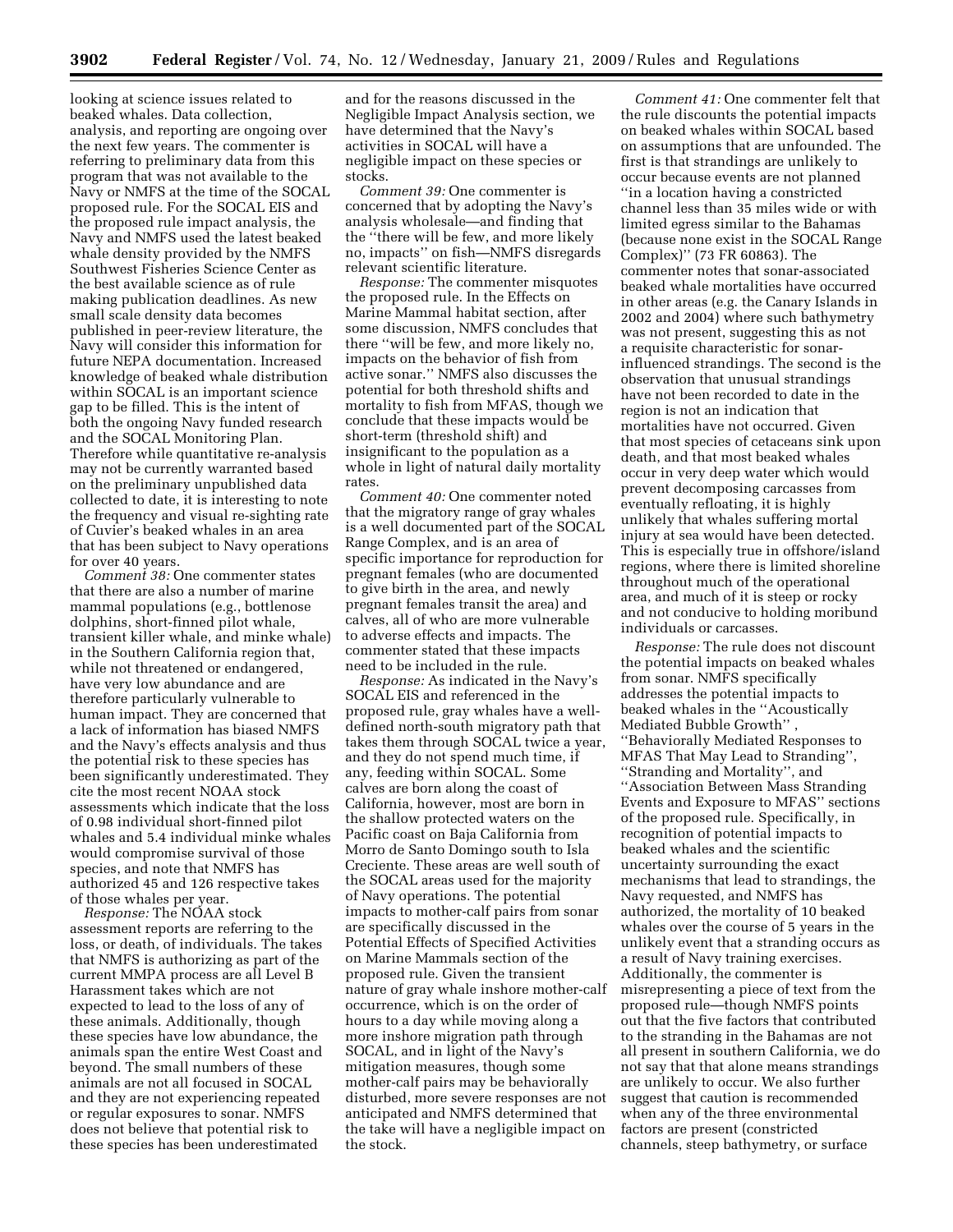looking at science issues related to beaked whales. Data collection, analysis, and reporting are ongoing over the next few years. The commenter is referring to preliminary data from this program that was not available to the Navy or NMFS at the time of the SOCAL proposed rule. For the SOCAL EIS and the proposed rule impact analysis, the Navy and NMFS used the latest beaked whale density provided by the NMFS Southwest Fisheries Science Center as the best available science as of rule making publication deadlines. As new small scale density data becomes published in peer-review literature, the Navy will consider this information for future NEPA documentation. Increased knowledge of beaked whale distribution within SOCAL is an important science gap to be filled. This is the intent of both the ongoing Navy funded research and the SOCAL Monitoring Plan. Therefore while quantitative re-analysis may not be currently warranted based on the preliminary unpublished data collected to date, it is interesting to note the frequency and visual re-sighting rate of Cuvier's beaked whales in an area that has been subject to Navy operations for over 40 years.

*Comment 38:* One commenter states that there are also a number of marine mammal populations (e.g., bottlenose dolphins, short-finned pilot whale, transient killer whale, and minke whale) in the Southern California region that, while not threatened or endangered, have very low abundance and are therefore particularly vulnerable to human impact. They are concerned that a lack of information has biased NMFS and the Navy's effects analysis and thus the potential risk to these species has been significantly underestimated. They cite the most recent NOAA stock assessments which indicate that the loss of 0.98 individual short-finned pilot whales and 5.4 individual minke whales would compromise survival of those species, and note that NMFS has authorized 45 and 126 respective takes of those whales per year.

*Response:* The NOAA stock assessment reports are referring to the loss, or death, of individuals. The takes that NMFS is authorizing as part of the current MMPA process are all Level B Harassment takes which are not expected to lead to the loss of any of these animals. Additionally, though these species have low abundance, the animals span the entire West Coast and beyond. The small numbers of these animals are not all focused in SOCAL and they are not experiencing repeated or regular exposures to sonar. NMFS does not believe that potential risk to these species has been underestimated and for the reasons discussed in the Negligible Impact Analysis section, we have determined that the Navy's activities in SOCAL will have a negligible impact on these species or stocks.

*Comment 39:* One commenter is concerned that by adopting the Navy's analysis wholesale—and finding that the "there will be few, and more likely no, impacts" on fish—NMFS disregards relevant scientific literature.

*Response:* The commenter misquotes the proposed rule. In the Effects on Marine Mammal habitat section, after some discussion, NMFS concludes that there "will be few, and more likely no, impacts on the behavior of fish from active sonar." NMFS also discusses the potential for both threshold shifts and mortality to fish from MFAS, though we conclude that these impacts would be short-term (threshold shift) and insignificant to the population as a whole in light of natural daily mortality rates.

*Comment 40:* One commenter noted that the migratory range of gray whales is a well documented part of the SOCAL Range Complex, and is an area of specific importance for reproduction for pregnant females (who are documented to give birth in the area, and newly pregnant females transit the area) and calves, all of who are more vulnerable to adverse effects and impacts. The commenter stated that these impacts need to be included in the rule.

*Response:* As indicated in the Navy's SOCAL EIS and referenced in the proposed rule, gray whales have a well-defined north-south migratory path that takes them through SOCAL twice a year, and they do not spend much time, if any, feeding within SOCAL. Some calves are born along the coast of California, however, most are born in the shallow protected waters on the Pacific coast on Baja California from Morro de Santo Domingo south to Isla Creciente. These areas are well south of the SOCAL areas used for the majority of Navy operations. The potential impacts to mother-calf pairs from sonar are specifically discussed in the Potential Effects of Specified Activities on Marine Mammals section of the proposed rule. Given the transient nature of gray whale inshore mother-calf occurrence, which is on the order of hours to a day while moving along a more inshore migration path through SOCAL, and in light of the Navy's mitigation measures, though some mother-calf pairs may be behaviorally disturbed, more severe responses are not anticipated and NMFS determined that the take will have a negligible impact on the stock.

*Comment 41:* One commenter felt that the rule discounts the potential impacts on beaked whales within SOCAL based on assumptions that are unfounded. The first is that strandings are unlikely to occur because events are not planned "in a location having a constricted channel less than 35 miles wide or with limited egress similar to the Bahamas (because none exist in the SOCAL Range Complex)" (73 FR 60863). The commenter notes that sonar-associated beaked whale mortalities have occurred in other areas (e.g. the Canary Islands in 2002 and 2004) where such bathymetry was not present, suggesting this as not a requisite characteristic for sonar-influenced strandings. The second is the observation that unusual strandings have not been recorded to date in the region is not an indication that mortalities have not occurred. Given that most species of cetaceans sink upon death, and that most beaked whales occur in very deep water which would prevent decomposing carcasses from eventually refloating, it is highly unlikely that whales suffering mortal injury at sea would have been detected. This is especially true in offshore/island regions, where there is limited shoreline throughout much of the operational area, and much of it is steep or rocky and not conducive to holding moribund individuals or carcasses.

*Response:* The rule does not discount the potential impacts on beaked whales from sonar. NMFS specifically addresses the potential impacts to beaked whales in the "Acoustically Mediated Bubble Growth", "Behaviorally Mediated Responses to MFAS That May Lead to Stranding", "Stranding and Mortality", and "Association Between Mass Stranding Events and Exposure to MFAS" sections of the proposed rule. Specifically, in recognition of potential impacts to beaked whales and the scientific uncertainty surrounding the exact mechanisms that lead to strandings, the Navy requested, and NMFS has authorized, the mortality of 10 beaked whales over the course of 5 years in the unlikely event that a stranding occurs as a result of Navy training exercises. Additionally, the commenter is misrepresenting a piece of text from the proposed rule—though NMFS points out that the five factors that contributed to the stranding in the Bahamas are not all present in southern California, we do not say that that alone means strandings are unlikely to occur. We also further suggest that caution is recommended when any of the three environmental factors are present (constricted channels, steep bathymetry, or surface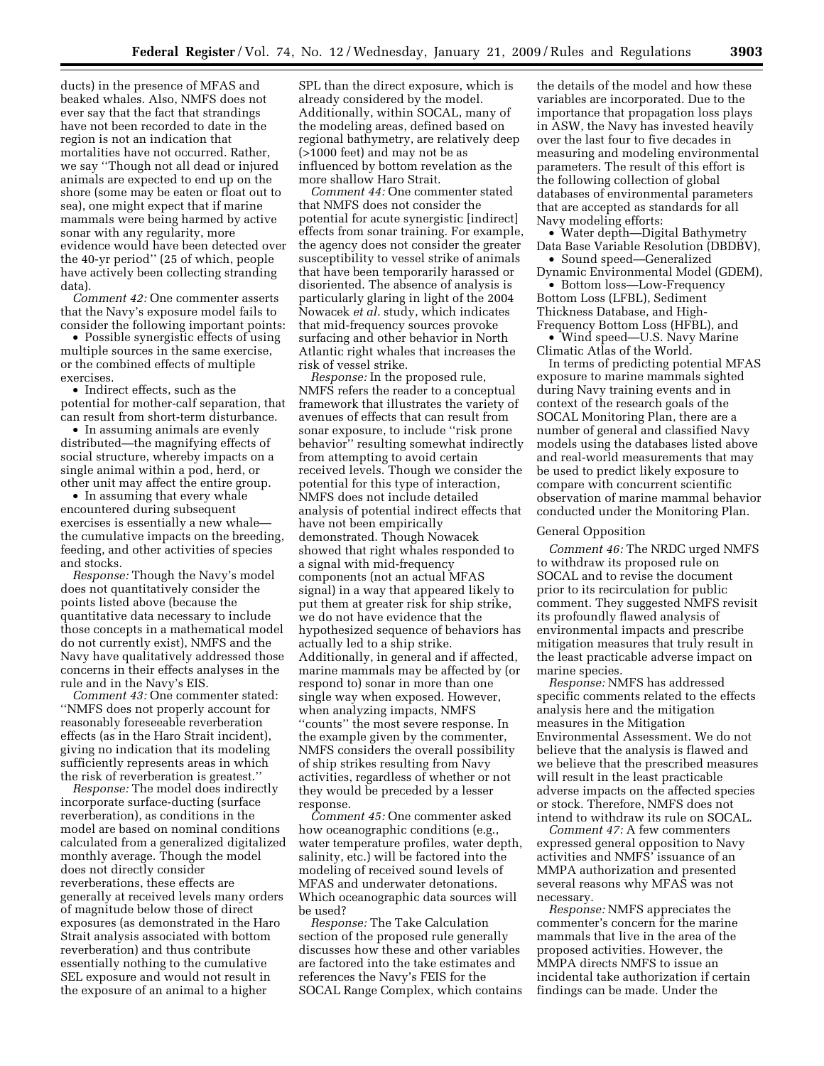ducts) in the presence of MFAS and beaked whales. Also, NMFS does not ever say that the fact that strandings have not been recorded to date in the region is not an indication that mortalities have not occurred. Rather, we say "Though not all dead or injured animals are expected to end up on the shore (some may be eaten or float out to sea), one might expect that if marine mammals were being harmed by active sonar with any regularity, more evidence would have been detected over the 40-yr period" (25 of which, people have actively been collecting stranding data).

*Comment 42:* One commenter asserts that the Navy's exposure model fails to consider the following important points:

- Possible synergistic effects of using multiple sources in the same exercise, or the combined effects of multiple exercises.
- Indirect effects, such as the potential for mother-calf separation, that can result from short-term disturbance.
- In assuming animals are evenly distributed—the magnifying effects of social structure, whereby impacts on a single animal within a pod, herd, or other unit may affect the entire group.
- In assuming that every whale encountered during subsequent exercises is essentially a new whale—the cumulative impacts on the breeding, feeding, and other activities of species and stocks.

*Response:* Though the Navy's model does not quantitatively consider the points listed above (because the quantitative data necessary to include those concepts in a mathematical model do not currently exist), NMFS and the Navy have qualitatively addressed those concerns in their effects analyses in the rule and in the Navy's EIS.

*Comment 43:* One commenter stated: "NMFS does not properly account for reasonably foreseeable reverberation effects (as in the Haro Strait incident), giving no indication that its modeling sufficiently represents areas in which the risk of reverberation is greatest."

*Response:* The model does indirectly incorporate surface-ducting (surface reverberation), as conditions in the model are based on nominal conditions calculated from a generalized digitalized monthly average. Though the model does not directly consider reverberations, these effects are generally at received levels many orders of magnitude below those of direct exposures (as demonstrated in the Haro Strait analysis associated with bottom reverberation) and thus contribute essentially nothing to the cumulative SEL exposure and would not result in the exposure of an animal to a higher SPL than the direct exposure, which is already considered by the model. Additionally, within SOCAL, many of the modeling areas, defined based on regional bathymetry, are relatively deep (>1000 feet) and may not be as influenced by bottom revelation as the more shallow Haro Strait.

*Comment 44:* One commenter stated that NMFS does not consider the potential for acute synergistic [indirect] effects from sonar training. For example, the agency does not consider the greater susceptibility to vessel strike of animals that have been temporarily harassed or disoriented. The absence of analysis is particularly glaring in light of the 2004 Nowacek *et al.* study, which indicates that mid-frequency sources provoke surfacing and other behavior in North Atlantic right whales that increases the risk of vessel strike.

*Response:* In the proposed rule, NMFS refers the reader to a conceptual framework that illustrates the variety of avenues of effects that can result from sonar exposure, to include "risk prone behavior" resulting somewhat indirectly from attempting to avoid certain received levels. Though we consider the potential for this type of interaction, NMFS does not include detailed analysis of potential indirect effects that have not been empirically demonstrated. Though Nowacek showed that right whales responded to a signal with mid-frequency components (not an actual MFAS signal) in a way that appeared likely to put them at greater risk for ship strike, we do not have evidence that the hypothesized sequence of behaviors has actually led to a ship strike. Additionally, in general and if affected, marine mammals may be affected by (or respond to) sonar in more than one single way when exposed. However, when analyzing impacts, NMFS "counts" the most severe response. In the example given by the commenter, NMFS considers the overall possibility of ship strikes resulting from Navy activities, regardless of whether or not they would be preceded by a lesser response.

*Comment 45:* One commenter asked how oceanographic conditions (e.g., water temperature profiles, water depth, salinity, etc.) will be factored into the modeling of received sound levels of MFAS and underwater detonations. Which oceanographic data sources will be used?

*Response:* The Take Calculation section of the proposed rule generally discusses how these and other variables are factored into the take estimates and references the Navy's FEIS for the SOCAL Range Complex, which contains the details of the model and how these variables are incorporated. Due to the importance that propagation loss plays in ASW, the Navy has invested heavily over the last four to five decades in measuring and modeling environmental parameters. The result of this effort is the following collection of global databases of environmental parameters that are accepted as standards for all Navy modeling efforts:

- Water depth—Digital Bathymetry Data Base Variable Resolution (DBDBV),
- Sound speed—Generalized Dynamic Environmental Model (GDEM),
- Bottom loss—Low-Frequency Bottom Loss (LFBL), Sediment Thickness Database, and High-Frequency Bottom Loss (HFBL), and
- Wind speed—U.S. Navy Marine Climatic Atlas of the World.

In terms of predicting potential MFAS exposure to marine mammals sighted during Navy training events and in context of the research goals of the SOCAL Monitoring Plan, there are a number of general and classified Navy models using the databases listed above and real-world measurements that may be used to predict likely exposure to compare with concurrent scientific observation of marine mammal behavior conducted under the Monitoring Plan.

General Opposition

*Comment 46:* The NRDC urged NMFS to withdraw its proposed rule on SOCAL and to revise the document prior to its recirculation for public comment. They suggested NMFS revisit its profoundly flawed analysis of environmental impacts and prescribe mitigation measures that truly result in the least practicable adverse impact on marine species.

*Response:* NMFS has addressed specific comments related to the effects analysis here and the mitigation measures in the Mitigation Environmental Assessment. We do not believe that the analysis is flawed and we believe that the prescribed measures will result in the least practicable adverse impacts on the affected species or stock. Therefore, NMFS does not intend to withdraw its rule on SOCAL.

*Comment 47:* A few commenters expressed general opposition to Navy activities and NMFS' issuance of an MMPA authorization and presented several reasons why MFAS was not necessary.

*Response:* NMFS appreciates the commenter's concern for the marine mammals that live in the area of the proposed activities. However, the MMPA directs NMFS to issue an incidental take authorization if certain findings can be made. Under the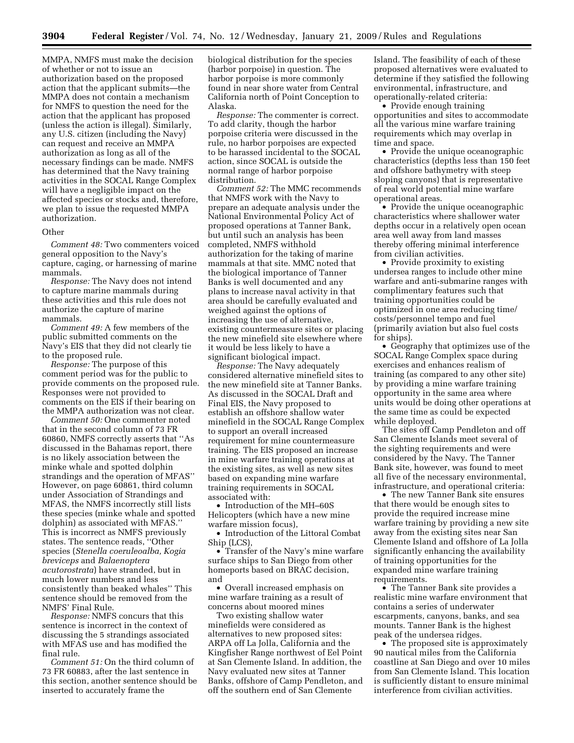MMPA, NMFS must make the decision of whether or not to issue an authorization based on the proposed action that the applicant submits—the MMPA does not contain a mechanism for NMFS to question the need for the action that the applicant has proposed (unless the action is illegal). Similarly, any U.S. citizen (including the Navy) can request and receive an MMPA authorization as long as all of the necessary findings can be made. NMFS has determined that the Navy training activities in the SOCAL Range Complex will have a negligible impact on the affected species or stocks and, therefore, we plan to issue the requested MMPA authorization.

Other

*Comment 48:* Two commenters voiced general opposition to the Navy's capture, caging, or harnessing of marine mammals.

*Response:* The Navy does not intend to capture marine mammals during these activities and this rule does not authorize the capture of marine mammals.

*Comment 49:* A few members of the public submitted comments on the Navy's EIS that they did not clearly tie to the proposed rule.

*Response:* The purpose of this comment period was for the public to provide comments on the proposed rule. Responses were not provided to comments on the EIS if their bearing on the MMPA authorization was not clear.

*Comment 50:* One commenter noted that in the second column of 73 FR 60860, NMFS correctly asserts that ''As discussed in the Bahamas report, there is no likely association between the minke whale and spotted dolphin strandings and the operation of MFAS'' However, on page 60861, third column under Association of Strandings and MFAS, the NMFS incorrectly still lists these species (minke whale and spotted dolphin) as associated with MFAS.'' This is incorrect as NMFS previously states. The sentence reads, ''Other species (*Stenella coeruleoalba, Kogia breviceps* and *Balaenoptera acutorostrata*) have stranded, but in much lower numbers and less consistently than beaked whales'' This sentence should be removed from the NMFS' Final Rule.

*Response:* NMFS concurs that this sentence is incorrect in the context of discussing the 5 strandings associated with MFAS use and has modified the final rule.

*Comment 51:* On the third column of 73 FR 60883, after the last sentence in this section, another sentence should be inserted to accurately frame the biological distribution for the species (harbor porpoise) in question. The harbor porpoise is more commonly found in near shore water from Central California north of Point Conception to Alaska.

*Response:* The commenter is correct. To add clarity, though the harbor porpoise criteria were discussed in the rule, no harbor porpoises are expected to be harassed incidental to the SOCAL action, since SOCAL is outside the normal range of harbor porpoise distribution.

*Comment 52:* The MMC recommends that NMFS work with the Navy to prepare an adequate analysis under the National Environmental Policy Act of proposed operations at Tanner Bank, but until such an analysis has been completed, NMFS withhold authorization for the taking of marine mammals at that site. MMC noted that the biological importance of Tanner Banks is well documented and any plans to increase naval activity in that area should be carefully evaluated and weighed against the options of increasing the use of alternative, existing countermeasure sites or placing the new minefield site elsewhere where it would be less likely to have a significant biological impact.

*Response:* The Navy adequately considered alternative minefield sites to the new minefield site at Tanner Banks. As discussed in the SOCAL Draft and Final EIS, the Navy proposed to establish an offshore shallow water minefield in the SOCAL Range Complex to support an overall increased requirement for mine countermeasure training. The EIS proposed an increase in mine warfare training operations at the existing sites, as well as new sites based on expanding mine warfare training requirements in SOCAL associated with:

- Introduction of the MH–60S Helicopters (which have a new mine warfare mission focus),
- Introduction of the Littoral Combat Ship (LCS),
- Transfer of the Navy's mine warfare surface ships to San Diego from other homeports based on BRAC decision, and
- Overall increased emphasis on mine warfare training as a result of concerns about moored mines

Two existing shallow water minefields were considered as alternatives to new proposed sites: ARPA off La Jolla, California and the Kingfisher Range northwest of Eel Point at San Clemente Island. In addition, the Navy evaluated new sites at Tanner Banks, offshore of Camp Pendleton, and off the southern end of San Clemente Island. The feasibility of each of these proposed alternatives were evaluated to determine if they satisfied the following environmental, infrastructure, and operationally-related criteria:

- Provide enough training opportunities and sites to accommodate all the various mine warfare training requirements which may overlap in time and space.
- Provide the unique oceanographic characteristics (depths less than 150 feet and offshore bathymetry with steep sloping canyons) that is representative of real world potential mine warfare operational areas.
- Provide the unique oceanographic characteristics where shallower water depths occur in a relatively open ocean area well away from land masses thereby offering minimal interference from civilian activities.
- Provide proximity to existing undersea ranges to include other mine warfare and anti-submarine ranges with complimentary features such that training opportunities could be optimized in one area reducing time/costs/personnel tempo and fuel (primarily aviation but also fuel costs for ships).
- Geography that optimizes use of the SOCAL Range Complex space during exercises and enhances realism of training (as compared to any other site) by providing a mine warfare training opportunity in the same area where units would be doing other operations at the same time as could be expected while deployed.

The sites off Camp Pendleton and off San Clemente Islands meet several of the sighting requirements and were considered by the Navy. The Tanner Bank site, however, was found to meet all five of the necessary environmental, infrastructure, and operational criteria:

- The new Tanner Bank site ensures that there would be enough sites to provide the required increase mine warfare training by providing a new site away from the existing sites near San Clemente Island and offshore of La Jolla significantly enhancing the availability of training opportunities for the expanded mine warfare training requirements.
- The Tanner Bank site provides a realistic mine warfare environment that contains a series of underwater escarpments, canyons, banks, and sea mounts. Tanner Bank is the highest peak of the undersea ridges.
- The proposed site is approximately 90 nautical miles from the California coastline at San Diego and over 10 miles from San Clemente Island. This location is sufficiently distant to ensure minimal interference from civilian activities.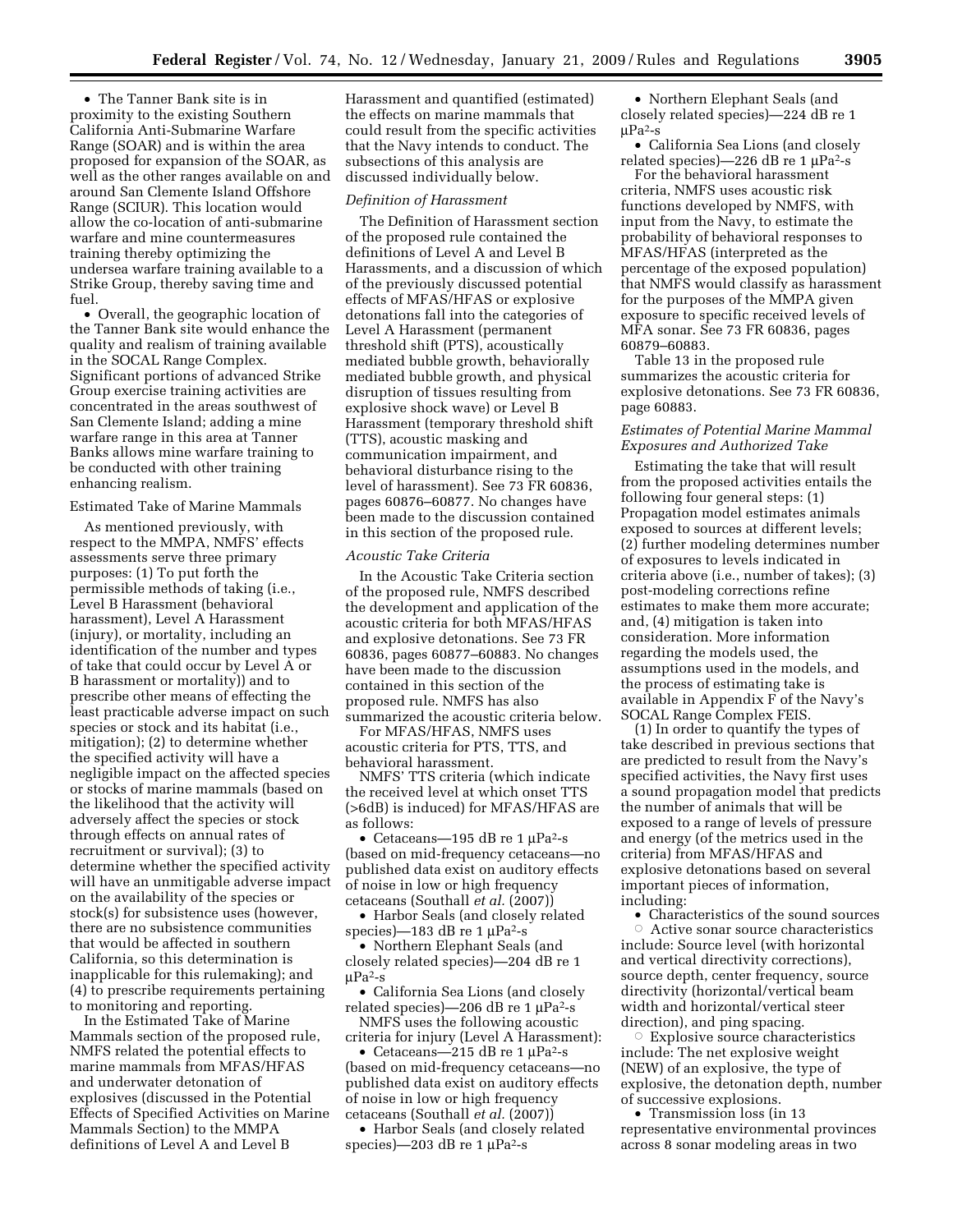- The Tanner Bank site is in proximity to the existing Southern California Anti-Submarine Warfare Range (SOAR) and is within the area proposed for expansion of the SOAR, as well as the other ranges available on and around San Clemente Island Offshore Range (SCIUR). This location would allow the co-location of anti-submarine warfare and mine countermeasures training thereby optimizing the undersea warfare training available to a Strike Group, thereby saving time and fuel.
- Overall, the geographic location of the Tanner Bank site would enhance the quality and realism of training available in the SOCAL Range Complex. Significant portions of advanced Strike Group exercise training activities are concentrated in the areas southwest of San Clemente Island; adding a mine warfare range in this area at Tanner Banks allows mine warfare training to be conducted with other training enhancing realism.

## Estimated Take of Marine Mammals

As mentioned previously, with respect to the MMPA, NMFS' effects assessments serve three primary purposes: (1) To put forth the permissible methods of taking (i.e., Level B Harassment (behavioral harassment), Level A Harassment (injury), or mortality, including an identification of the number and types of take that could occur by Level A or B harassment or mortality)) and to prescribe other means of effecting the least practicable adverse impact on such species or stock and its habitat (i.e., mitigation); (2) to determine whether the specified activity will have a negligible impact on the affected species or stocks of marine mammals (based on the likelihood that the activity will adversely affect the species or stock through effects on annual rates of recruitment or survival); (3) to determine whether the specified activity will have an unmitigable adverse impact on the availability of the species or stock(s) for subsistence uses (however, there are no subsistence communities that would be affected in southern California, so this determination is inapplicable for this rulemaking); and (4) to prescribe requirements pertaining to monitoring and reporting.

In the Estimated Take of Marine Mammals section of the proposed rule, NMFS related the potential effects to marine mammals from MFAS/HFAS and underwater detonation of explosives (discussed in the Potential Effects of Specified Activities on Marine Mammals Section) to the MMPA definitions of Level A and Level B Harassment and quantified (estimated) the effects on marine mammals that could result from the specific activities that the Navy intends to conduct. The subsections of this analysis are discussed individually below.

### *Definition of Harassment*

The Definition of Harassment section of the proposed rule contained the definitions of Level A and Level B Harassments, and a discussion of which of the previously discussed potential effects of MFAS/HFAS or explosive detonations fall into the categories of Level A Harassment (permanent threshold shift (PTS), acoustically mediated bubble growth, behaviorally mediated bubble growth, and physical disruption of tissues resulting from explosive shock wave) or Level B Harassment (temporary threshold shift (TTS), acoustic masking and communication impairment, and behavioral disturbance rising to the level of harassment). See 73 FR 60836, pages 60876–60877. No changes have been made to the discussion contained in this section of the proposed rule.

### *Acoustic Take Criteria*

In the Acoustic Take Criteria section of the proposed rule, NMFS described the development and application of the acoustic criteria for both MFAS/HFAS and explosive detonations. See 73 FR 60836, pages 60877–60883. No changes have been made to the discussion contained in this section of the proposed rule. NMFS has also summarized the acoustic criteria below.

For MFAS/HFAS, NMFS uses acoustic criteria for PTS, TTS, and behavioral harassment.

NMFS' TTS criteria (which indicate the received level at which onset TTS (>6dB) is induced) for MFAS/HFAS are as follows:

- Cetaceans—195 dB re 1 μPa$^2$-s (based on mid-frequency cetaceans—no published data exist on auditory effects of noise in low or high frequency cetaceans (Southall *et al.* (2007))
- Harbor Seals (and closely related species)—183 dB re 1 μPa$^2$-s
- Northern Elephant Seals (and closely related species)—204 dB re 1 μPa$^2$-s
- California Sea Lions (and closely related species)—206 dB re 1 μPa$^2$-s

NMFS uses the following acoustic criteria for injury (Level A Harassment):

- Cetaceans—215 dB re 1 μPa$^2$-s (based on mid-frequency cetaceans—no published data exist on auditory effects of noise in low or high frequency cetaceans (Southall *et al.* (2007))
- Harbor Seals (and closely related species)—203 dB re 1 μPa$^2$-s
- Northern Elephant Seals (and closely related species)—224 dB re 1 μPa$^2$-s
- California Sea Lions (and closely related species)—226 dB re 1 μPa$^2$-s

For the behavioral harassment criteria, NMFS uses acoustic risk functions developed by NMFS, with input from the Navy, to estimate the probability of behavioral responses to MFAS/HFAS (interpreted as the percentage of the exposed population) that NMFS would classify as harassment for the purposes of the MMPA given exposure to specific received levels of MFA sonar. See 73 FR 60836, pages 60879–60883.

Table 13 in the proposed rule summarizes the acoustic criteria for explosive detonations. See 73 FR 60836, page 60883.

### *Estimates of Potential Marine Mammal Exposures and Authorized Take*

Estimating the take that will result from the proposed activities entails the following four general steps: (1) Propagation model estimates animals exposed to sources at different levels; (2) further modeling determines number of exposures to levels indicated in criteria above (i.e., number of takes); (3) post-modeling corrections refine estimates to make them more accurate; and, (4) mitigation is taken into consideration. More information regarding the models used, the assumptions used in the models, and the process of estimating take is available in Appendix F of the Navy's SOCAL Range Complex FEIS.

(1) In order to quantify the types of take described in previous sections that are predicted to result from the Navy's specified activities, the Navy first uses a sound propagation model that predicts the number of animals that will be exposed to a range of levels of pressure and energy (of the metrics used in the criteria) from MFAS/HFAS and explosive detonations based on several important pieces of information, including:

- Characteristics of the sound sources
  - Active sonar source characteristics include: Source level (with horizontal and vertical directivity corrections), source depth, center frequency, source directivity (horizontal/vertical beam width and horizontal/vertical steer direction), and ping spacing.
  - Explosive source characteristics include: The net explosive weight (NEW) of an explosive, the type of explosive, the detonation depth, number of successive explosions.
- Transmission loss (in 13 representative environmental provinces across 8 sonar modeling areas in two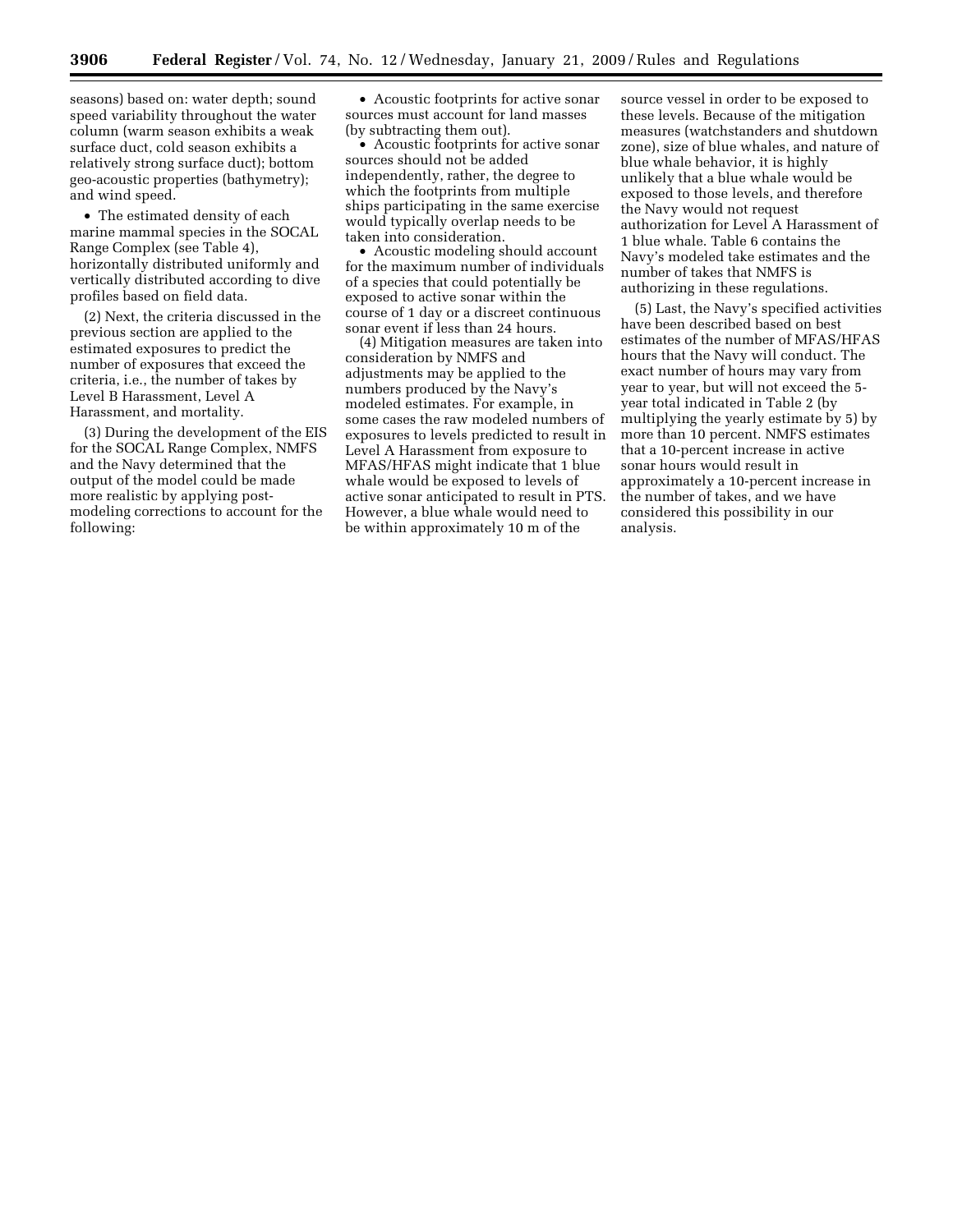seasons) based on: water depth; sound speed variability throughout the water column (warm season exhibits a weak surface duct, cold season exhibits a relatively strong surface duct); bottom geo-acoustic properties (bathymetry); and wind speed.

- The estimated density of each marine mammal species in the SOCAL Range Complex (see Table 4), horizontally distributed uniformly and vertically distributed according to dive profiles based on field data.

(2) Next, the criteria discussed in the previous section are applied to the estimated exposures to predict the number of exposures that exceed the criteria, i.e., the number of takes by Level B Harassment, Level A Harassment, and mortality.

(3) During the development of the EIS for the SOCAL Range Complex, NMFS and the Navy determined that the output of the model could be made more realistic by applying post-modeling corrections to account for the following:

- Acoustic footprints for active sonar sources must account for land masses (by subtracting them out).
- Acoustic footprints for active sonar sources should not be added independently, rather, the degree to which the footprints from multiple ships participating in the same exercise would typically overlap needs to be taken into consideration.
- Acoustic modeling should account for the maximum number of individuals of a species that could potentially be exposed to active sonar within the course of 1 day or a discreet continuous sonar event if less than 24 hours.

(4) Mitigation measures are taken into consideration by NMFS and adjustments may be applied to the numbers produced by the Navy's modeled estimates. For example, in some cases the raw modeled numbers of exposures to levels predicted to result in Level A Harassment from exposure to MFAS/HFAS might indicate that 1 blue whale would be exposed to levels of active sonar anticipated to result in PTS. However, a blue whale would need to be within approximately 10 m of the source vessel in order to be exposed to these levels. Because of the mitigation measures (watchstanders and shutdown zone), size of blue whales, and nature of blue whale behavior, it is highly unlikely that a blue whale would be exposed to those levels, and therefore the Navy would not request authorization for Level A Harassment of 1 blue whale. Table 6 contains the Navy's modeled take estimates and the number of takes that NMFS is authorizing in these regulations.

(5) Last, the Navy's specified activities have been described based on best estimates of the number of MFAS/HFAS hours that the Navy will conduct. The exact number of hours may vary from year to year, but will not exceed the 5-year total indicated in Table 2 (by multiplying the yearly estimate by 5) by more than 10 percent. NMFS estimates that a 10-percent increase in active sonar hours would result in approximately a 10-percent increase in the number of takes, and we have considered this possibility in our analysis.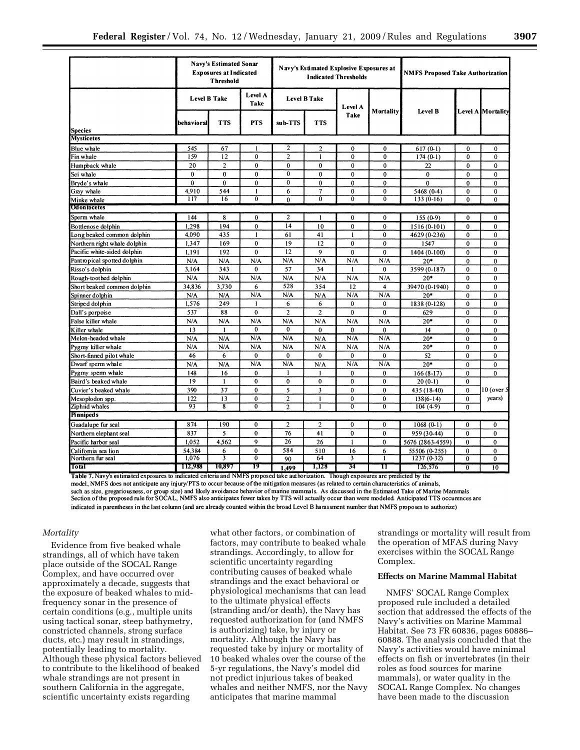| Species | Navy's Estimated Sonar Exposures at Indicated Threshold | | | Navy's Estimated Explosive Exposures at Indicated Thresholds | | | | NMFS Proposed Take Authorization | | |
|---|---|---|---|---|---|---|---|---|---|---|
| | Level B Take | | Level A Take | Level B Take | | Level A Take | Mortality | Level B | Level A | Mortality |
| | behavioral | TTS | PTS | sub-TTS | TTS | | | | | |
| **Mysticetes** | | | | | | | | | | |
| Blue whale | 545 | 67 | 1 | 2 | 2 | 0 | 0 | 617 (0-1) | 0 | 0 |
| Fin whale | 159 | 12 | 0 | 2 | 1 | 0 | 0 | 174 (0-1) | 0 | 0 |
| Humpback whale | 20 | 2 | 0 | 0 | 0 | 0 | 0 | 22 | 0 | 0 |
| Sei whale | 0 | 0 | 0 | 0 | 0 | 0 | 0 | 0 | 0 | 0 |
| Bryde's whale | 0 | 0 | 0 | 0 | 0 | 0 | 0 | 0 | 0 | 0 |
| Gray whale | 4,910 | 544 | 1 | 6 | 7 | 0 | 0 | 5468 (0-4) | 0 | 0 |
| Minke whale | 117 | 16 | 0 | 0 | 0 | 0 | 0 | 133 (0-16) | 0 | 0 |
| **Odontocetes** | | | | | | | | | | |
| Sperm whale | 144 | 8 | 0 | 2 | 1 | 0 | 0 | 155 (0-9) | 0 | 0 |
| Bottlenose dolphin | 1,298 | 194 | 0 | 14 | 10 | 0 | 0 | 1516 (0-101) | 0 | 0 |
| Long beaked common dolphin | 4,090 | 435 | 1 | 61 | 41 | 1 | 0 | 4629 (0-236) | 0 | 0 |
| Northern right whale dolphin | 1,347 | 169 | 0 | 19 | 12 | 0 | 0 | 1547 | 0 | 0 |
| Pacific white-sided dolphin | 1,191 | 192 | 0 | 12 | 9 | 0 | 0 | 1404 (0-100) | 0 | 0 |
| Pantropical spotted dolphin | N/A | N/A | N/A | N/A | N/A | N/A | N/A | 20* | 0 | 0 |
| Risso's dolphin | 3,164 | 343 | 0 | 57 | 34 | 1 | 0 | 3599 (0-187) | 0 | 0 |
| Rough-toothed dolphin | N/A | N/A | N/A | N/A | N/A | N/A | N/A | 20* | 0 | 0 |
| Short beaked common dolphin | 34,836 | 3,730 | 6 | 528 | 354 | 12 | 4 | 39470 (0-1940) | 0 | 0 |
| Spinner dolphin | N/A | N/A | N/A | N/A | N/A | N/A | N/A | 20* | 0 | 0 |
| Striped dolphin | 1,576 | 249 | 1 | 6 | 6 | 0 | 0 | 1838 (0-128) | 0 | 0 |
| Dall's porpoise | 537 | 88 | 0 | 2 | 2 | 0 | 0 | 629 | 0 | 0 |
| False killer whale | N/A | N/A | N/A | N/A | N/A | N/A | N/A | 20* | 0 | 0 |
| Killer whale | 13 | 1 | 0 | 0 | 0 | 0 | 0 | 14 | 0 | 0 |
| Melon-headed whale | N/A | N/A | N/A | N/A | N/A | N/A | N/A | 20* | 0 | 0 |
| Pygmy killer whale | N/A | N/A | N/A | N/A | N/A | N/A | N/A | 20* | 0 | 0 |
| Short-finned pilot whale | 46 | 6 | 0 | 0 | 0 | 0 | 0 | 52 | 0 | 0 |
| Dwarf sperm whale | N/A | N/A | N/A | N/A | N/A | N/A | N/A | 20* | 0 | 0 |
| Pygmy sperm whale | 148 | 16 | 0 | 1 | 1 | 0 | 0 | 166 (8-17) | 0 | 0 |
| Baird's beaked whale | 19 | 1 | 0 | 0 | 0 | 0 | 0 | 20 (0-1) | 0 | 10 (over 5 years) |
| Cuvier's beaked whale | 390 | 37 | 0 | 5 | 3 | 0 | 0 | 435 (18-40) | 0 | |
| Mesoplodon spp. | 122 | 13 | 0 | 2 | 1 | 0 | 0 | 138(6-14) | 0 | |
| Ziphiid whales | 93 | 8 | 0 | 2 | 1 | 0 | 0 | 104 (4-9) | 0 | |
| **Pinnipeds** | | | | | | | | | | |
| Guadalupe fur seal | 874 | 190 | 0 | 2 | 2 | 0 | 0 | 1068 (0-1) | 0 | 0 |
| Northern elephant seal | 837 | 5 | 0 | 76 | 41 | 0 | 0 | 959 (30-44) | 0 | 0 |
| Pacific harbor seal | 1,052 | 4,562 | 9 | 26 | 26 | 1 | 0 | 5676 (2863-4559) | 0 | 0 |
| California sea lion | 54,384 | 6 | 0 | 584 | 510 | 16 | 6 | 55506 (0-255) | 0 | 0 |
| Northern fur seal | 1,076 | 3 | 0 | 90 | 64 | 3 | 1 | 1237 (0-32) | 0 | 0 |
| **Total** | 112,988 | 10,897 | 19 | 1,499 | 1,128 | 34 | 11 | 126,576 | 0 | 10 |

**Table 7.** Navy's estimated exposures to indicated criteria and NMFS proposed take authorization. Though exposures are predicted by the model, NMFS does not anticipate any injury/PTS to occur because of the mitigation measures (as related to certain characteristics of animals, such as size, gregariousness, or group size) and likely avoidance behavior of marine mammals. As discussed in the Estimated Take of Marine Mammals Section of the proposed rule for SOCAL, NMFS also anticipates fewer takes by TTS will actually occur than were modeled. Anticipated TTS occurences are indicated in parentheses in the last column (and are already counted within the broad Level B harassment number that NMFS proposes to authorize)

*Mortality*

Evidence from five beaked whale strandings, all of which have taken place outside of the SOCAL Range Complex, and have occurred over approximately a decade, suggests that the exposure of beaked whales to mid-frequency sonar in the presence of certain conditions (e.g., multiple units using tactical sonar, steep bathymetry, constricted channels, strong surface ducts, etc.) may result in strandings, potentially leading to mortality. Although these physical factors believed to contribute to the likelihood of beaked whale strandings are not present in southern California in the aggregate, scientific uncertainty exists regarding what other factors, or combination of factors, may contribute to beaked whale strandings. Accordingly, to allow for scientific uncertainty regarding contributing causes of beaked whale strandings and the exact behavioral or physiological mechanisms that can lead to the ultimate physical effects (stranding and/or death), the Navy has requested authorization for (and NMFS is authorizing) take, by injury or mortality. Although the Navy has requested take by injury or mortality of 10 beaked whales over the course of the 5-yr regulations, the Navy's model did not predict injurious takes of beaked whales and neither NMFS, nor the Navy anticipates that marine mammal strandings or mortality will result from the operation of MFAS during Navy exercises within the SOCAL Range Complex.

**Effects on Marine Mammal Habitat**

NMFS' SOCAL Range Complex proposed rule included a detailed section that addressed the effects of the Navy's activities on Marine Mammal Habitat. See 73 FR 60836, pages 60886–60888. The analysis concluded that the Navy's activities would have minimal effects on fish or invertebrates (in their roles as food sources for marine mammals), or water quality in the SOCAL Range Complex. No changes have been made to the discussion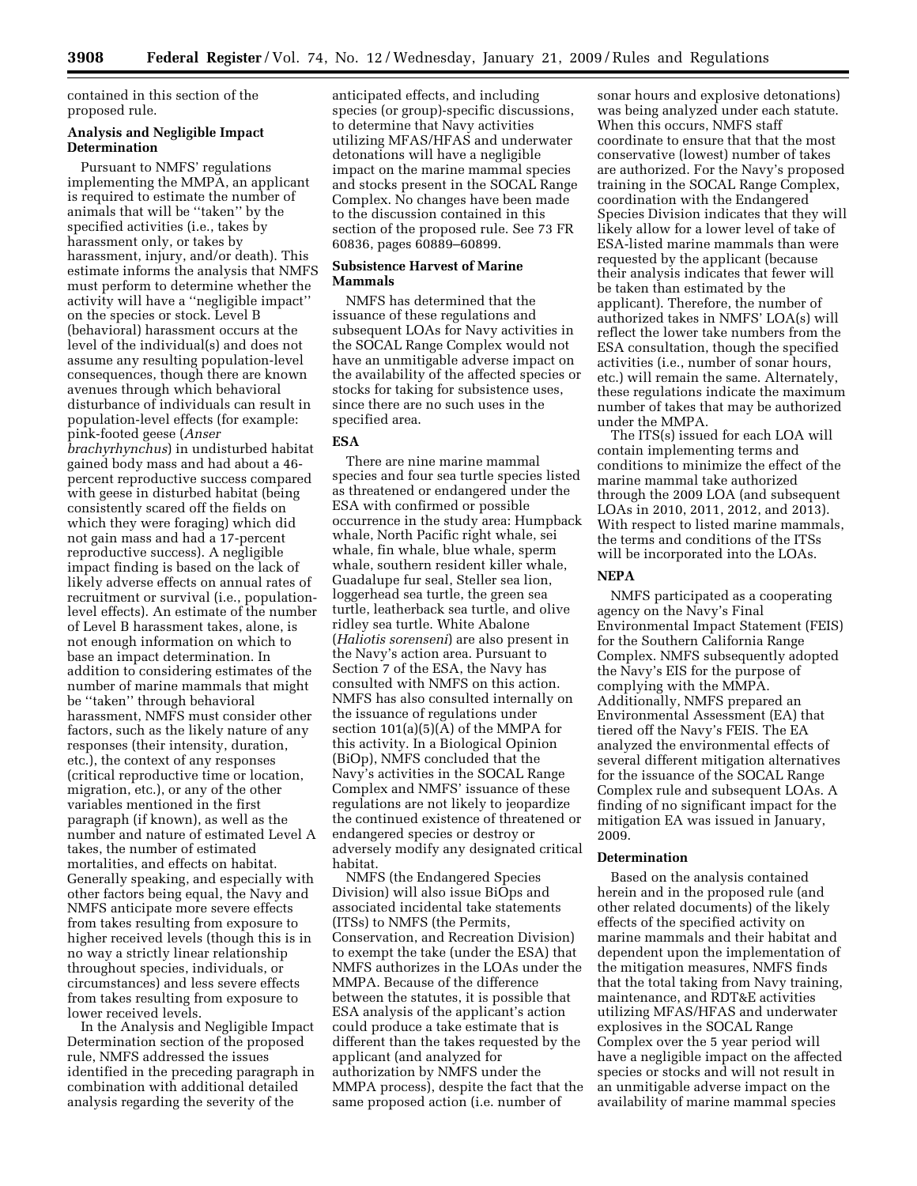contained in this section of the proposed rule.

**Analysis and Negligible Impact Determination**

Pursuant to NMFS' regulations implementing the MMPA, an applicant is required to estimate the number of animals that will be ''taken'' by the specified activities (i.e., takes by harassment only, or takes by harassment, injury, and/or death). This estimate informs the analysis that NMFS must perform to determine whether the activity will have a ''negligible impact'' on the species or stock. Level B (behavioral) harassment occurs at the level of the individual(s) and does not assume any resulting population-level consequences, though there are known avenues through which behavioral disturbance of individuals can result in population-level effects (for example: pink-footed geese (*Anser brachyrhynchus*) in undisturbed habitat gained body mass and had about a 46-percent reproductive success compared with geese in disturbed habitat (being consistently scared off the fields on which they were foraging) which did not gain mass and had a 17-percent reproductive success). A negligible impact finding is based on the lack of likely adverse effects on annual rates of recruitment or survival (i.e., population-level effects). An estimate of the number of Level B harassment takes, alone, is not enough information on which to base an impact determination. In addition to considering estimates of the number of marine mammals that might be ''taken'' through behavioral harassment, NMFS must consider other factors, such as the likely nature of any responses (their intensity, duration, etc.), the context of any responses (critical reproductive time or location, migration, etc.), or any of the other variables mentioned in the first paragraph (if known), as well as the number and nature of estimated Level A takes, the number of estimated mortalities, and effects on habitat. Generally speaking, and especially with other factors being equal, the Navy and NMFS anticipate more severe effects from takes resulting from exposure to higher received levels (though this is in no way a strictly linear relationship throughout species, individuals, or circumstances) and less severe effects from takes resulting from exposure to lower received levels.

In the Analysis and Negligible Impact Determination section of the proposed rule, NMFS addressed the issues identified in the preceding paragraph in combination with additional detailed analysis regarding the severity of the anticipated effects, and including species (or group)-specific discussions, to determine that Navy activities utilizing MFAS/HFAS and underwater detonations will have a negligible impact on the marine mammal species and stocks present in the SOCAL Range Complex. No changes have been made to the discussion contained in this section of the proposed rule. See 73 FR 60836, pages 60889–60899.

**Subsistence Harvest of Marine Mammals**

NMFS has determined that the issuance of these regulations and subsequent LOAs for Navy activities in the SOCAL Range Complex would not have an unmitigable adverse impact on the availability of the affected species or stocks for taking for subsistence uses, since there are no such uses in the specified area.

**ESA**

There are nine marine mammal species and four sea turtle species listed as threatened or endangered under the ESA with confirmed or possible occurrence in the study area: Humpback whale, North Pacific right whale, sei whale, fin whale, blue whale, sperm whale, southern resident killer whale, Guadalupe fur seal, Steller sea lion, loggerhead sea turtle, the green sea turtle, leatherback sea turtle, and olive ridley sea turtle. White Abalone (*Haliotis sorenseni*) are also present in the Navy's action area. Pursuant to Section 7 of the ESA, the Navy has consulted with NMFS on this action. NMFS has also consulted internally on the issuance of regulations under section 101(a)(5)(A) of the MMPA for this activity. In a Biological Opinion (BiOp), NMFS concluded that the Navy's activities in the SOCAL Range Complex and NMFS' issuance of these regulations are not likely to jeopardize the continued existence of threatened or endangered species or destroy or adversely modify any designated critical habitat.

NMFS (the Endangered Species Division) will also issue BiOps and associated incidental take statements (ITSs) to NMFS (the Permits, Conservation, and Recreation Division) to exempt the take (under the ESA) that NMFS authorizes in the LOAs under the MMPA. Because of the difference between the statutes, it is possible that ESA analysis of the applicant's action could produce a take estimate that is different than the takes requested by the applicant (and analyzed for authorization by NMFS under the MMPA process), despite the fact that the same proposed action (i.e. number of sonar hours and explosive detonations) was being analyzed under each statute. When this occurs, NMFS staff coordinate to ensure that that the most conservative (lowest) number of takes are authorized. For the Navy's proposed training in the SOCAL Range Complex, coordination with the Endangered Species Division indicates that they will likely allow for a lower level of take of ESA-listed marine mammals than were requested by the applicant (because their analysis indicates that fewer will be taken than estimated by the applicant). Therefore, the number of authorized takes in NMFS' LOA(s) will reflect the lower take numbers from the ESA consultation, though the specified activities (i.e., number of sonar hours, etc.) will remain the same. Alternately, these regulations indicate the maximum number of takes that may be authorized under the MMPA.

The ITS(s) issued for each LOA will contain implementing terms and conditions to minimize the effect of the marine mammal take authorized through the 2009 LOA (and subsequent LOAs in 2010, 2011, 2012, and 2013). With respect to listed marine mammals, the terms and conditions of the ITSs will be incorporated into the LOAs.

**NEPA**

NMFS participated as a cooperating agency on the Navy's Final Environmental Impact Statement (FEIS) for the Southern California Range Complex. NMFS subsequently adopted the Navy's EIS for the purpose of complying with the MMPA. Additionally, NMFS prepared an Environmental Assessment (EA) that tiered off the Navy's FEIS. The EA analyzed the environmental effects of several different mitigation alternatives for the issuance of the SOCAL Range Complex rule and subsequent LOAs. A finding of no significant impact for the mitigation EA was issued in January, 2009.

**Determination**

Based on the analysis contained herein and in the proposed rule (and other related documents) of the likely effects of the specified activity on marine mammals and their habitat and dependent upon the implementation of the mitigation measures, NMFS finds that the total taking from Navy training, maintenance, and RDT&E activities utilizing MFAS/HFAS and underwater explosives in the SOCAL Range Complex over the 5 year period will have a negligible impact on the affected species or stocks and will not result in an unmitigable adverse impact on the availability of marine mammal species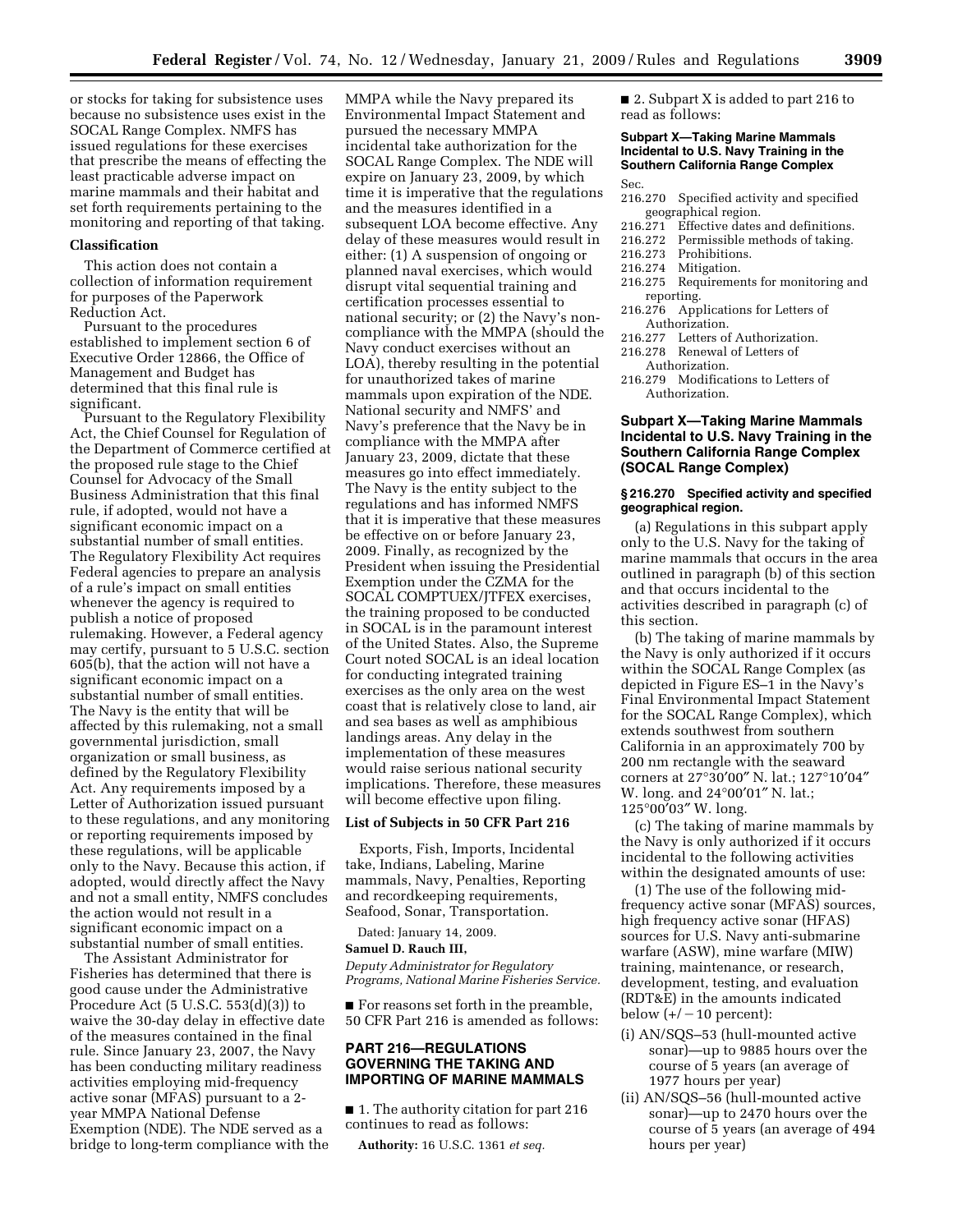or stocks for taking for subsistence uses because no subsistence uses exist in the SOCAL Range Complex. NMFS has issued regulations for these exercises that prescribe the means of effecting the least practicable adverse impact on marine mammals and their habitat and set forth requirements pertaining to the monitoring and reporting of that taking.

### Classification

This action does not contain a collection of information requirement for purposes of the Paperwork Reduction Act.

Pursuant to the procedures established to implement section 6 of Executive Order 12866, the Office of Management and Budget has determined that this final rule is significant.

Pursuant to the Regulatory Flexibility Act, the Chief Counsel for Regulation of the Department of Commerce certified at the proposed rule stage to the Chief Counsel for Advocacy of the Small Business Administration that this final rule, if adopted, would not have a significant economic impact on a substantial number of small entities. The Regulatory Flexibility Act requires Federal agencies to prepare an analysis of a rule's impact on small entities whenever the agency is required to publish a notice of proposed rulemaking. However, a Federal agency may certify, pursuant to 5 U.S.C. section 605(b), that the action will not have a significant economic impact on a substantial number of small entities. The Navy is the entity that will be affected by this rulemaking, not a small governmental jurisdiction, small organization or small business, as defined by the Regulatory Flexibility Act. Any requirements imposed by a Letter of Authorization issued pursuant to these regulations, and any monitoring or reporting requirements imposed by these regulations, will be applicable only to the Navy. Because this action, if adopted, would directly affect the Navy and not a small entity, NMFS concludes the action would not result in a significant economic impact on a substantial number of small entities.

The Assistant Administrator for Fisheries has determined that there is good cause under the Administrative Procedure Act (5 U.S.C. 553(d)(3)) to waive the 30-day delay in effective date of the measures contained in the final rule. Since January 23, 2007, the Navy has been conducting military readiness activities employing mid-frequency active sonar (MFAS) pursuant to a 2-year MMPA National Defense Exemption (NDE). The NDE served as a bridge to long-term compliance with the MMPA while the Navy prepared its Environmental Impact Statement and pursued the necessary MMPA incidental take authorization for the SOCAL Range Complex. The NDE will expire on January 23, 2009, by which time it is imperative that the regulations and the measures identified in a subsequent LOA become effective. Any delay of these measures would result in either: (1) A suspension of ongoing or planned naval exercises, which would disrupt vital sequential training and certification processes essential to national security; or (2) the Navy's non-compliance with the MMPA (should the Navy conduct exercises without an LOA), thereby resulting in the potential for unauthorized takes of marine mammals upon expiration of the NDE. National security and NMFS' and Navy's preference that the Navy be in compliance with the MMPA after January 23, 2009, dictate that these measures go into effect immediately. The Navy is the entity subject to the regulations and has informed NMFS that it is imperative that these measures be effective on or before January 23, 2009. Finally, as recognized by the President when issuing the Presidential Exemption under the CZMA for the SOCAL COMPTUEX/JTFEX exercises, the training proposed to be conducted in SOCAL is in the paramount interest of the United States. Also, the Supreme Court noted SOCAL is an ideal location for conducting integrated training exercises as the only area on the west coast that is relatively close to land, air and sea bases as well as amphibious landings areas. Any delay in the implementation of these measures would raise serious national security implications. Therefore, these measures will become effective upon filing.

### List of Subjects in 50 CFR Part 216

Exports, Fish, Imports, Incidental take, Indians, Labeling, Marine mammals, Navy, Penalties, Reporting and recordkeeping requirements, Seafood, Sonar, Transportation.

Dated: January 14, 2009.

**Samuel D. Rauch III,**

*Deputy Administrator for Regulatory Programs, National Marine Fisheries Service.*

■ For reasons set forth in the preamble, 50 CFR Part 216 is amended as follows:

## PART 216—REGULATIONS GOVERNING THE TAKING AND IMPORTING OF MARINE MAMMALS

■ 1. The authority citation for part 216 continues to read as follows:

**Authority:** 16 U.S.C. 1361 *et seq.*

■ 2. Subpart X is added to part 216 to read as follows:

#### Subpart X—Taking Marine Mammals Incidental to U.S. Navy Training in the Southern California Range Complex

Sec.
216.270 Specified activity and specified geographical region.
216.271 Effective dates and definitions.
216.272 Permissible methods of taking.
216.273 Prohibitions.
216.274 Mitigation.
216.275 Requirements for monitoring and reporting.
216.276 Applications for Letters of Authorization.
216.277 Letters of Authorization.
216.278 Renewal of Letters of Authorization.
216.279 Modifications to Letters of Authorization.

### Subpart X—Taking Marine Mammals Incidental to U.S. Navy Training in the Southern California Range Complex (SOCAL Range Complex)

#### § 216.270 Specified activity and specified geographical region.

(a) Regulations in this subpart apply only to the U.S. Navy for the taking of marine mammals that occurs in the area outlined in paragraph (b) of this section and that occurs incidental to the activities described in paragraph (c) of this section.

(b) The taking of marine mammals by the Navy is only authorized if it occurs within the SOCAL Range Complex (as depicted in Figure ES–1 in the Navy's Final Environmental Impact Statement for the SOCAL Range Complex), which extends southwest from southern California in an approximately 700 by 200 nm rectangle with the seaward corners at 27°30′00″ N. lat.; 127°10′04″ W. long. and 24°00′01″ N. lat.; 125°00′03″ W. long.

(c) The taking of marine mammals by the Navy is only authorized if it occurs incidental to the following activities within the designated amounts of use:

(1) The use of the following mid-frequency active sonar (MFAS) sources, high frequency active sonar (HFAS) sources for U.S. Navy anti-submarine warfare (ASW), mine warfare (MIW) training, maintenance, or research, development, testing, and evaluation (RDT&E) in the amounts indicated below (+/−10 percent):

(i) AN/SQS–53 (hull-mounted active sonar)—up to 9885 hours over the course of 5 years (an average of 1977 hours per year)

(ii) AN/SQS–56 (hull-mounted active sonar)—up to 2470 hours over the course of 5 years (an average of 494 hours per year)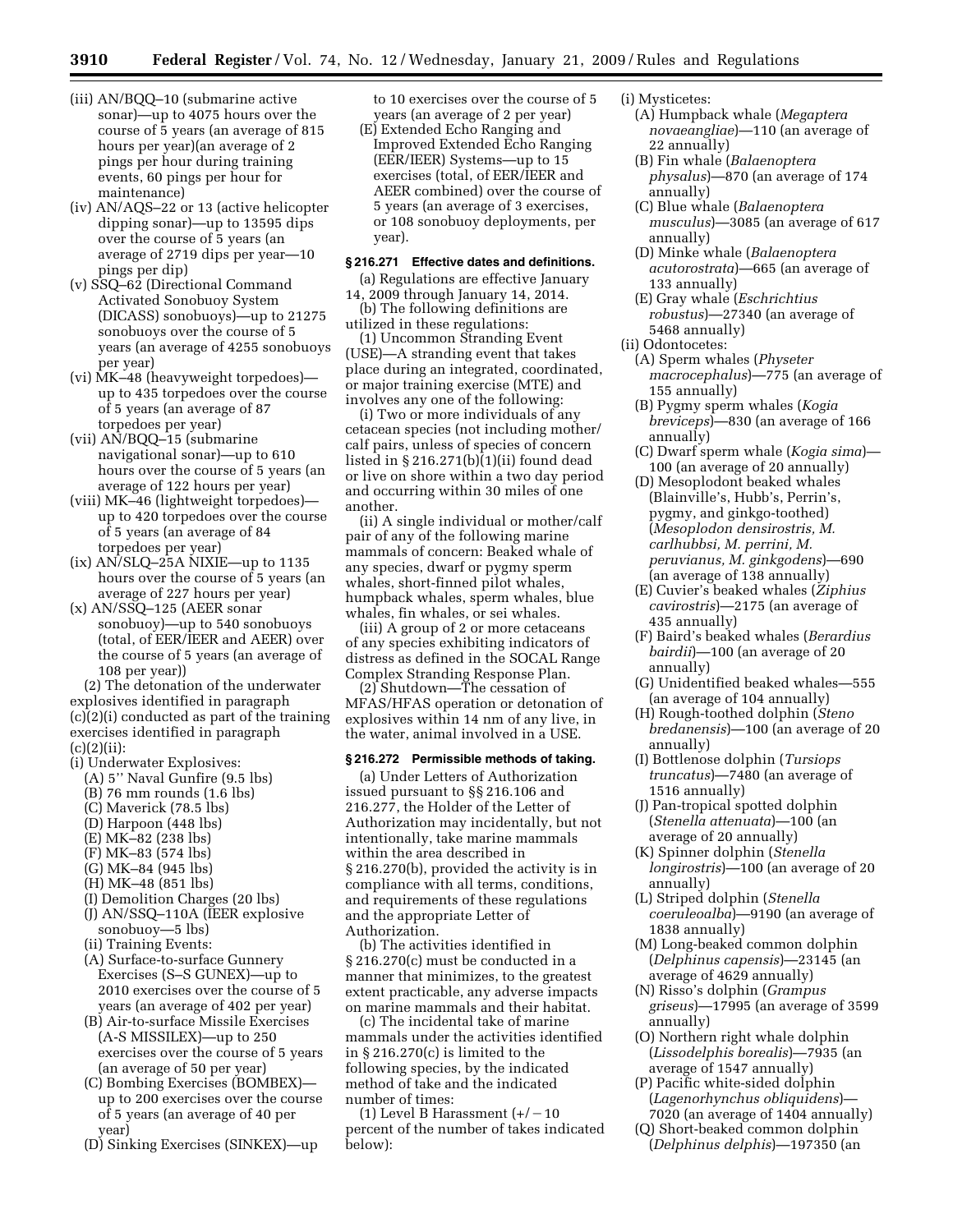(iii) AN/BQQ–10 (submarine active sonar)—up to 4075 hours over the course of 5 years (an average of 815 hours per year)(an average of 2 pings per hour during training events, 60 pings per hour for maintenance)

(iv) AN/AQS–22 or 13 (active helicopter dipping sonar)—up to 13595 dips over the course of 5 years (an average of 2719 dips per year—10 pings per dip)

(v) SSQ–62 (Directional Command Activated Sonobuoy System (DICASS) sonobuoys)—up to 21275 sonobuoys over the course of 5 years (an average of 4255 sonobuoys per year)

(vi) MK–48 (heavyweight torpedoes)—up to 435 torpedoes over the course of 5 years (an average of 87 torpedoes per year)

(vii) AN/BQQ–15 (submarine navigational sonar)—up to 610 hours over the course of 5 years (an average of 122 hours per year)

(viii) MK–46 (lightweight torpedoes)—up to 420 torpedoes over the course of 5 years (an average of 84 torpedoes per year)

(ix) AN/SLQ–25A NIXIE—up to 1135 hours over the course of 5 years (an average of 227 hours per year)

(x) AN/SSQ–125 (AEER sonar sonobuoy)—up to 540 sonobuoys (total, of EER/IEER and AEER) over the course of 5 years (an average of 108 per year))

(2) The detonation of the underwater explosives identified in paragraph (c)(2)(i) conducted as part of the training exercises identified in paragraph (c)(2)(ii):

(i) Underwater Explosives:

(A) 5'' Naval Gunfire (9.5 lbs)

(B) 76 mm rounds (1.6 lbs)

(C) Maverick (78.5 lbs)

(D) Harpoon (448 lbs)

(E) MK–82 (238 lbs)

(F) MK–83 (574 lbs)

(G) MK–84 (945 lbs)

(H) MK–48 (851 lbs)

(I) Demolition Charges (20 lbs)

(J) AN/SSQ–110A (IEER explosive sonobuoy—5 lbs)

(ii) Training Events:

(A) Surface-to-surface Gunnery Exercises (S–S GUNEX)—up to 2010 exercises over the course of 5 years (an average of 402 per year)

(B) Air-to-surface Missile Exercises (A-S MISSILEX)—up to 250 exercises over the course of 5 years (an average of 50 per year)

(C) Bombing Exercises (BOMBEX)—up to 200 exercises over the course of 5 years (an average of 40 per year)

(D) Sinking Exercises (SINKEX)—up to 10 exercises over the course of 5 years (an average of 2 per year)

(E) Extended Echo Ranging and Improved Extended Echo Ranging (EER/IEER) Systems—up to 15 exercises (total, of EER/IEER and AEER combined) over the course of 5 years (an average of 3 exercises, or 108 sonobuoy deployments, per year).

**§ 216.271 Effective dates and definitions.**

(a) Regulations are effective January 14, 2009 through January 14, 2014.

(b) The following definitions are utilized in these regulations:

(1) Uncommon Stranding Event (USE)—A stranding event that takes place during an integrated, coordinated, or major training exercise (MTE) and involves any one of the following:

(i) Two or more individuals of any cetacean species (not including mother/calf pairs, unless of species of concern listed in § 216.271(b)(1)(ii) found dead or live on shore within a two day period and occurring within 30 miles of one another.

(ii) A single individual or mother/calf pair of any of the following marine mammals of concern: Beaked whale of any species, dwarf or pygmy sperm whales, short-finned pilot whales, humpback whales, sperm whales, blue whales, fin whales, or sei whales.

(iii) A group of 2 or more cetaceans of any species exhibiting indicators of distress as defined in the SOCAL Range Complex Stranding Response Plan.

(2) Shutdown—The cessation of MFAS/HFAS operation or detonation of explosives within 14 nm of any live, in the water, animal involved in a USE.

**§ 216.272 Permissible methods of taking.**

(a) Under Letters of Authorization issued pursuant to §§ 216.106 and 216.277, the Holder of the Letter of Authorization may incidentally, but not intentionally, take marine mammals within the area described in § 216.270(b), provided the activity is in compliance with all terms, conditions, and requirements of these regulations and the appropriate Letter of Authorization.

(b) The activities identified in § 216.270(c) must be conducted in a manner that minimizes, to the greatest extent practicable, any adverse impacts on marine mammals and their habitat.

(c) The incidental take of marine mammals under the activities identified in § 216.270(c) is limited to the following species, by the indicated method of take and the indicated number of times:

(1) Level B Harassment (+/−10 percent of the number of takes indicated below):

(i) Mysticetes:

(A) Humpback whale (*Megaptera novaeangliae*)—110 (an average of 22 annually)

(B) Fin whale (*Balaenoptera physalus*)—870 (an average of 174 annually)

(C) Blue whale (*Balaenoptera musculus*)—3085 (an average of 617 annually)

(D) Minke whale (*Balaenoptera acutorostrata*)—665 (an average of 133 annually)

(E) Gray whale (*Eschrichtius robustus*)—27340 (an average of 5468 annually)

(ii) Odontocetes:

(A) Sperm whales (*Physeter macrocephalus*)—775 (an average of 155 annually)

(B) Pygmy sperm whales (*Kogia breviceps*)—830 (an average of 166 annually)

(C) Dwarf sperm whale (*Kogia sima*)—100 (an average of 20 annually)

(D) Mesoplodont beaked whales (Blainville's, Hubb's, Perrin's, pygmy, and ginkgo-toothed) (*Mesoplodon densirostris, M. carlhubbsi, M. perrini, M. peruvianus, M. ginkgodens*)—690 (an average of 138 annually)

(E) Cuvier's beaked whales (*Ziphius cavirostris*)—2175 (an average of 435 annually)

(F) Baird's beaked whales (*Berardius bairdii*)—100 (an average of 20 annually)

(G) Unidentified beaked whales—555 (an average of 104 annually)

(H) Rough-toothed dolphin (*Steno bredanensis*)—100 (an average of 20 annually)

(I) Bottlenose dolphin (*Tursiops truncatus*)—7480 (an average of 1516 annually)

(J) Pan-tropical spotted dolphin (*Stenella attenuata*)—100 (an average of 20 annually)

(K) Spinner dolphin (*Stenella longirostris*)—100 (an average of 20 annually)

(L) Striped dolphin (*Stenella coeruleoalba*)—9190 (an average of 1838 annually)

(M) Long-beaked common dolphin (*Delphinus capensis*)—23145 (an average of 4629 annually)

(N) Risso's dolphin (*Grampus griseus*)—17995 (an average of 3599 annually)

(O) Northern right whale dolphin (*Lissodelphis borealis*)—7935 (an average of 1547 annually)

(P) Pacific white-sided dolphin (*Lagenorhynchus obliquidens*)—7020 (an average of 1404 annually)

(Q) Short-beaked common dolphin (*Delphinus delphis*)—197350 (an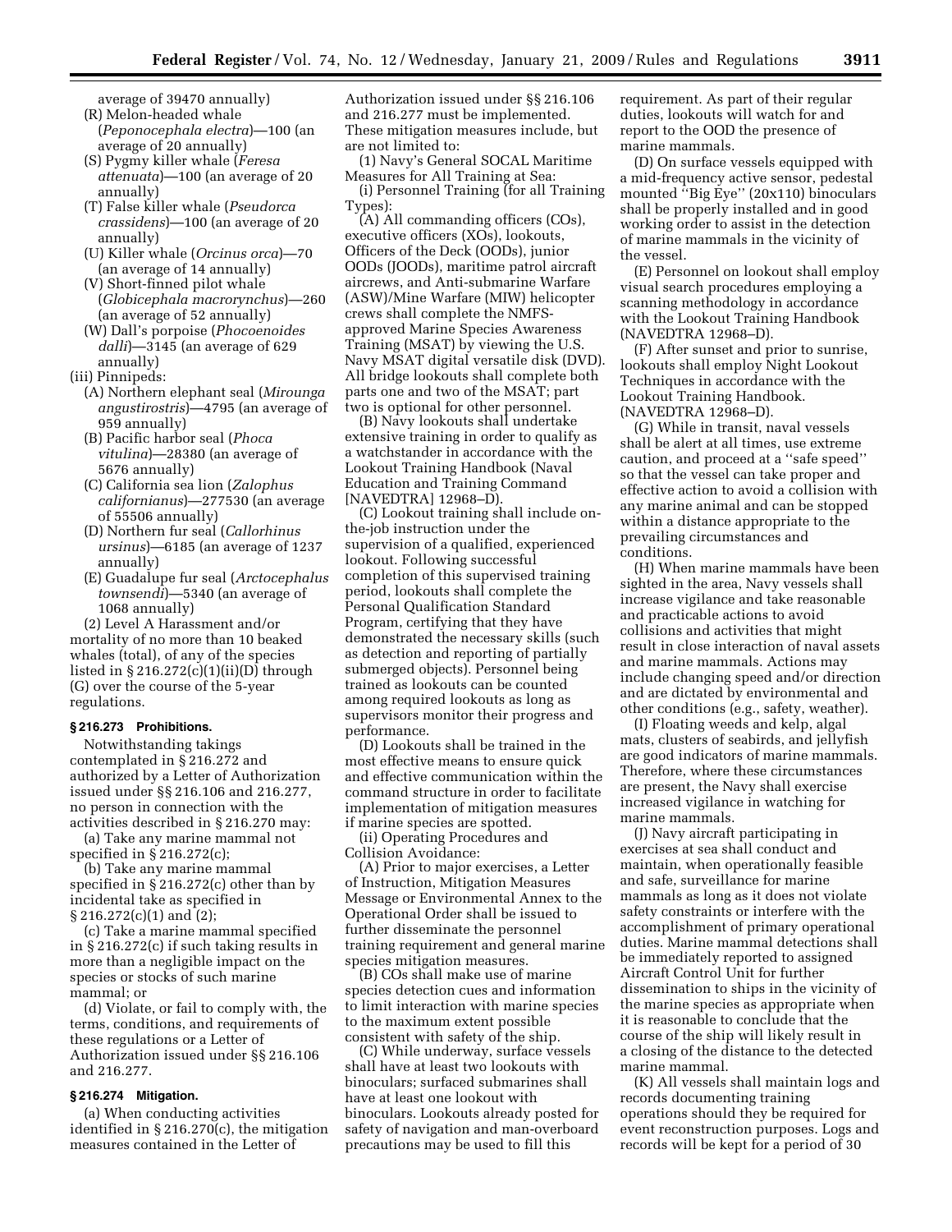average of 39470 annually)

(R) Melon-headed whale (*Peponocephala electra*)—100 (an average of 20 annually)

(S) Pygmy killer whale (*Feresa attenuata*)—100 (an average of 20 annually)

(T) False killer whale (*Pseudorca crassidens*)—100 (an average of 20 annually)

(U) Killer whale (*Orcinus orca*)—70 (an average of 14 annually)

(V) Short-finned pilot whale (*Globicephala macrorynchus*)—260 (an average of 52 annually)

(W) Dall's porpoise (*Phocoenoides dalli*)—3145 (an average of 629 annually)

(iii) Pinnipeds:

(A) Northern elephant seal (*Mirounga angustirostris*)—4795 (an average of 959 annually)

(B) Pacific harbor seal (*Phoca vitulina*)—28380 (an average of 5676 annually)

(C) California sea lion (*Zalophus californianus*)—277530 (an average of 55506 annually)

(D) Northern fur seal (*Callorhinus ursinus*)—6185 (an average of 1237 annually)

(E) Guadalupe fur seal (*Arctocephalus townsendi*)—5340 (an average of 1068 annually)

(2) Level A Harassment and/or mortality of no more than 10 beaked whales (total), of any of the species listed in § 216.272(c)(1)(ii)(D) through (G) over the course of the 5-year regulations.

### § 216.273 Prohibitions.

Notwithstanding takings contemplated in § 216.272 and authorized by a Letter of Authorization issued under §§ 216.106 and 216.277, no person in connection with the activities described in § 216.270 may:

(a) Take any marine mammal not specified in § 216.272(c);

(b) Take any marine mammal specified in § 216.272(c) other than by incidental take as specified in § 216.272(c)(1) and (2);

(c) Take a marine mammal specified in § 216.272(c) if such taking results in more than a negligible impact on the species or stocks of such marine mammal; or

(d) Violate, or fail to comply with, the terms, conditions, and requirements of these regulations or a Letter of Authorization issued under §§ 216.106 and 216.277.

### § 216.274 Mitigation.

(a) When conducting activities identified in § 216.270(c), the mitigation measures contained in the Letter of Authorization issued under §§ 216.106 and 216.277 must be implemented. These mitigation measures include, but are not limited to:

(1) Navy's General SOCAL Maritime Measures for All Training at Sea:

(i) Personnel Training (for all Training Types):

(A) All commanding officers (COs), executive officers (XOs), lookouts, Officers of the Deck (OODs), junior OODs (JOODs), maritime patrol aircraft aircrews, and Anti-submarine Warfare (ASW)/Mine Warfare (MIW) helicopter crews shall complete the NMFS-approved Marine Species Awareness Training (MSAT) by viewing the U.S. Navy MSAT digital versatile disk (DVD). All bridge lookouts shall complete both parts one and two of the MSAT; part two is optional for other personnel.

(B) Navy lookouts shall undertake extensive training in order to qualify as a watchstander in accordance with the Lookout Training Handbook (Naval Education and Training Command [NAVEDTRA] 12968–D).

(C) Lookout training shall include on-the-job instruction under the supervision of a qualified, experienced lookout. Following successful completion of this supervised training period, lookouts shall complete the Personal Qualification Standard Program, certifying that they have demonstrated the necessary skills (such as detection and reporting of partially submerged objects). Personnel being trained as lookouts can be counted among required lookouts as long as supervisors monitor their progress and performance.

(D) Lookouts shall be trained in the most effective means to ensure quick and effective communication within the command structure in order to facilitate implementation of mitigation measures if marine species are spotted.

(ii) Operating Procedures and Collision Avoidance:

(A) Prior to major exercises, a Letter of Instruction, Mitigation Measures Message or Environmental Annex to the Operational Order shall be issued to further disseminate the personnel training requirement and general marine species mitigation measures.

(B) COs shall make use of marine species detection cues and information to limit interaction with marine species to the maximum extent possible consistent with safety of the ship.

(C) While underway, surface vessels shall have at least two lookouts with binoculars; surfaced submarines shall have at least one lookout with binoculars. Lookouts already posted for safety of navigation and man-overboard precautions may be used to fill this requirement. As part of their regular duties, lookouts will watch for and report to the OOD the presence of marine mammals.

(D) On surface vessels equipped with a mid-frequency active sensor, pedestal mounted ''Big Eye'' (20x110) binoculars shall be properly installed and in good working order to assist in the detection of marine mammals in the vicinity of the vessel.

(E) Personnel on lookout shall employ visual search procedures employing a scanning methodology in accordance with the Lookout Training Handbook (NAVEDTRA 12968–D).

(F) After sunset and prior to sunrise, lookouts shall employ Night Lookout Techniques in accordance with the Lookout Training Handbook. (NAVEDTRA 12968–D).

(G) While in transit, naval vessels shall be alert at all times, use extreme caution, and proceed at a ''safe speed'' so that the vessel can take proper and effective action to avoid a collision with any marine animal and can be stopped within a distance appropriate to the prevailing circumstances and conditions.

(H) When marine mammals have been sighted in the area, Navy vessels shall increase vigilance and take reasonable and practicable actions to avoid collisions and activities that might result in close interaction of naval assets and marine mammals. Actions may include changing speed and/or direction and are dictated by environmental and other conditions (e.g., safety, weather).

(I) Floating weeds and kelp, algal mats, clusters of seabirds, and jellyfish are good indicators of marine mammals. Therefore, where these circumstances are present, the Navy shall exercise increased vigilance in watching for marine mammals.

(J) Navy aircraft participating in exercises at sea shall conduct and maintain, when operationally feasible and safe, surveillance for marine mammals as long as it does not violate safety constraints or interfere with the accomplishment of primary operational duties. Marine mammal detections shall be immediately reported to assigned Aircraft Control Unit for further dissemination to ships in the vicinity of the marine species as appropriate when it is reasonable to conclude that the course of the ship will likely result in a closing of the distance to the detected marine mammal.

(K) All vessels shall maintain logs and records documenting training operations should they be required for event reconstruction purposes. Logs and records will be kept for a period of 30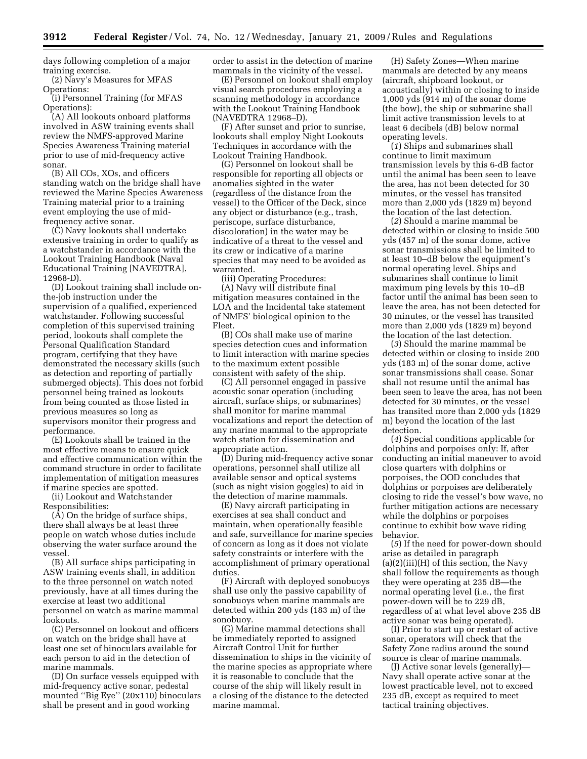days following completion of a major training exercise.

(2) Navy's Measures for MFAS Operations:

(i) Personnel Training (for MFAS Operations):

(A) All lookouts onboard platforms involved in ASW training events shall review the NMFS-approved Marine Species Awareness Training material prior to use of mid-frequency active sonar.

(B) All COs, XOs, and officers standing watch on the bridge shall have reviewed the Marine Species Awareness Training material prior to a training event employing the use of mid-frequency active sonar.

(C) Navy lookouts shall undertake extensive training in order to qualify as a watchstander in accordance with the Lookout Training Handbook (Naval Educational Training [NAVEDTRA], 12968-D).

(D) Lookout training shall include on-the-job instruction under the supervision of a qualified, experienced watchstander. Following successful completion of this supervised training period, lookouts shall complete the Personal Qualification Standard program, certifying that they have demonstrated the necessary skills (such as detection and reporting of partially submerged objects). This does not forbid personnel being trained as lookouts from being counted as those listed in previous measures so long as supervisors monitor their progress and performance.

(E) Lookouts shall be trained in the most effective means to ensure quick and effective communication within the command structure in order to facilitate implementation of mitigation measures if marine species are spotted.

(ii) Lookout and Watchstander Responsibilities:

(A) On the bridge of surface ships, there shall always be at least three people on watch whose duties include observing the water surface around the vessel.

(B) All surface ships participating in ASW training events shall, in addition to the three personnel on watch noted previously, have at all times during the exercise at least two additional personnel on watch as marine mammal lookouts.

(C) Personnel on lookout and officers on watch on the bridge shall have at least one set of binoculars available for each person to aid in the detection of marine mammals.

(D) On surface vessels equipped with mid-frequency active sonar, pedestal mounted "Big Eye" (20x110) binoculars shall be present and in good working order to assist in the detection of marine mammals in the vicinity of the vessel.

(E) Personnel on lookout shall employ visual search procedures employing a scanning methodology in accordance with the Lookout Training Handbook (NAVEDTRA 12968–D).

(F) After sunset and prior to sunrise, lookouts shall employ Night Lookouts Techniques in accordance with the Lookout Training Handbook.

(G) Personnel on lookout shall be responsible for reporting all objects or anomalies sighted in the water (regardless of the distance from the vessel) to the Officer of the Deck, since any object or disturbance (e.g., trash, periscope, surface disturbance, discoloration) in the water may be indicative of a threat to the vessel and its crew or indicative of a marine species that may need to be avoided as warranted.

(iii) Operating Procedures:

(A) Navy will distribute final mitigation measures contained in the LOA and the Incidental take statement of NMFS' biological opinion to the Fleet.

(B) COs shall make use of marine species detection cues and information to limit interaction with marine species to the maximum extent possible consistent with safety of the ship.

(C) All personnel engaged in passive acoustic sonar operation (including aircraft, surface ships, or submarines) shall monitor for marine mammal vocalizations and report the detection of any marine mammal to the appropriate watch station for dissemination and appropriate action.

(D) During mid-frequency active sonar operations, personnel shall utilize all available sensor and optical systems (such as night vision goggles) to aid in the detection of marine mammals.

(E) Navy aircraft participating in exercises at sea shall conduct and maintain, when operationally feasible and safe, surveillance for marine species of concern as long as it does not violate safety constraints or interfere with the accomplishment of primary operational duties.

(F) Aircraft with deployed sonobuoys shall use only the passive capability of sonobuoys when marine mammals are detected within 200 yds (183 m) of the sonobuoy.

(G) Marine mammal detections shall be immediately reported to assigned Aircraft Control Unit for further dissemination to ships in the vicinity of the marine species as appropriate where it is reasonable to conclude that the course of the ship will likely result in a closing of the distance to the detected marine mammal.

(H) Safety Zones—When marine mammals are detected by any means (aircraft, shipboard lookout, or acoustically) within or closing to inside 1,000 yds (914 m) of the sonar dome (the bow), the ship or submarine shall limit active transmission levels to at least 6 decibels (dB) below normal operating levels.

(*1*) Ships and submarines shall continue to limit maximum transmission levels by this 6-dB factor until the animal has been seen to leave the area, has not been detected for 30 minutes, or the vessel has transited more than 2,000 yds (1829 m) beyond the location of the last detection.

(*2*) Should a marine mammal be detected within or closing to inside 500 yds (457 m) of the sonar dome, active sonar transmissions shall be limited to at least 10–dB below the equipment's normal operating level. Ships and submarines shall continue to limit maximum ping levels by this 10–dB factor until the animal has been seen to leave the area, has not been detected for 30 minutes, or the vessel has transited more than 2,000 yds (1829 m) beyond the location of the last detection.

(*3*) Should the marine mammal be detected within or closing to inside 200 yds (183 m) of the sonar dome, active sonar transmissions shall cease. Sonar shall not resume until the animal has been seen to leave the area, has not been detected for 30 minutes, or the vessel has transited more than 2,000 yds (1829 m) beyond the location of the last detection.

(*4*) Special conditions applicable for dolphins and porpoises only: If, after conducting an initial maneuver to avoid close quarters with dolphins or porpoises, the OOD concludes that dolphins or porpoises are deliberately closing to ride the vessel's bow wave, no further mitigation actions are necessary while the dolphins or porpoises continue to exhibit bow wave riding behavior.

(*5*) If the need for power-down should arise as detailed in paragraph (a)(2)(iii)(H) of this section, the Navy shall follow the requirements as though they were operating at 235 dB—the normal operating level (i.e., the first power-down will be to 229 dB, regardless of at what level above 235 dB active sonar was being operated).

(I) Prior to start up or restart of active sonar, operators will check that the Safety Zone radius around the sound source is clear of marine mammals.

(J) Active sonar levels (generally)—Navy shall operate active sonar at the lowest practicable level, not to exceed 235 dB, except as required to meet tactical training objectives.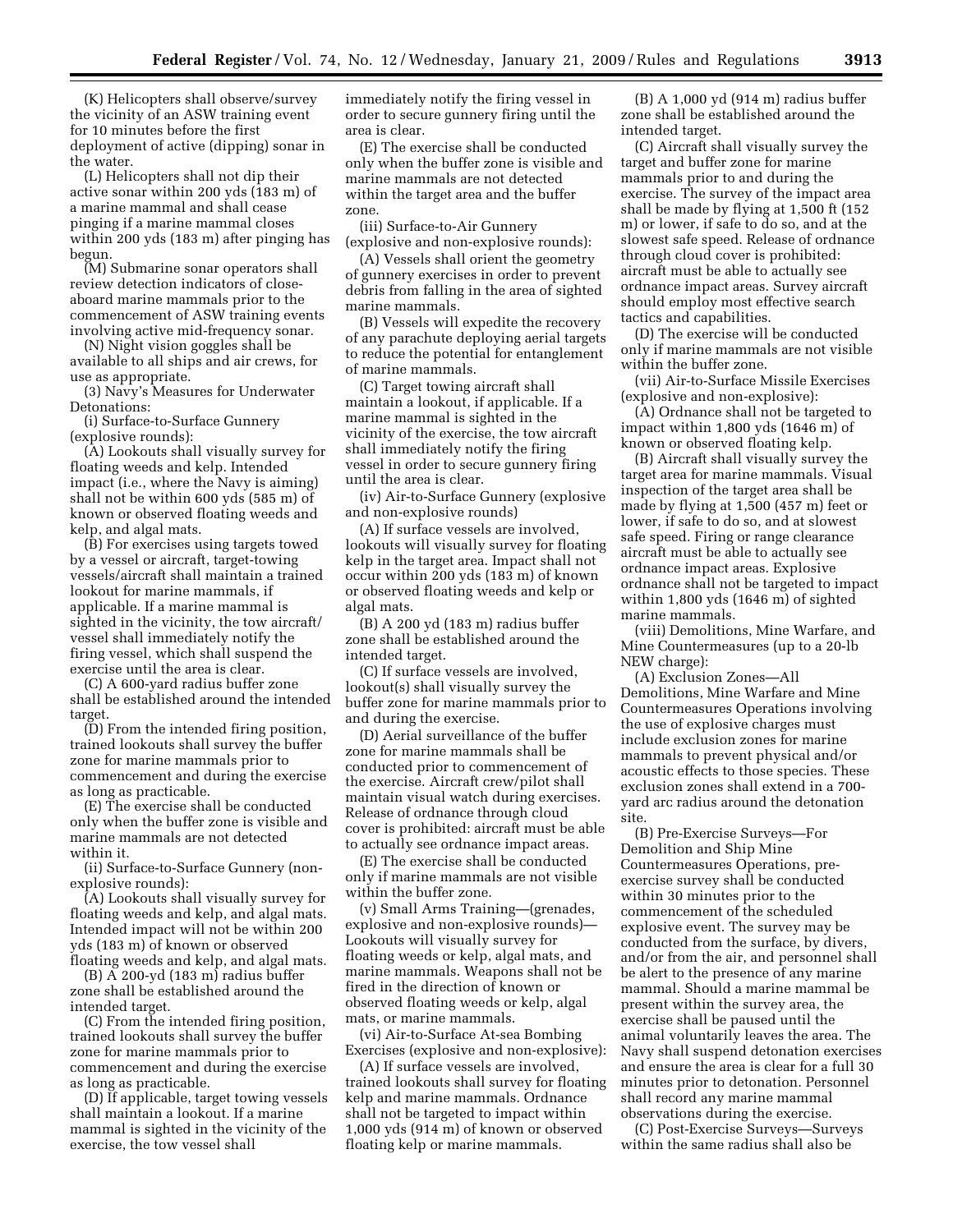(K) Helicopters shall observe/survey the vicinity of an ASW training event for 10 minutes before the first deployment of active (dipping) sonar in the water.

(L) Helicopters shall not dip their active sonar within 200 yds (183 m) of a marine mammal and shall cease pinging if a marine mammal closes within 200 yds (183 m) after pinging has begun.

(M) Submarine sonar operators shall review detection indicators of close-aboard marine mammals prior to the commencement of ASW training events involving active mid-frequency sonar.

(N) Night vision goggles shall be available to all ships and air crews, for use as appropriate.

(3) Navy's Measures for Underwater Detonations:

(i) Surface-to-Surface Gunnery (explosive rounds):

(A) Lookouts shall visually survey for floating weeds and kelp. Intended impact (i.e., where the Navy is aiming) shall not be within 600 yds (585 m) of known or observed floating weeds and kelp, and algal mats.

(B) For exercises using targets towed by a vessel or aircraft, target-towing vessels/aircraft shall maintain a trained lookout for marine mammals, if applicable. If a marine mammal is sighted in the vicinity, the tow aircraft/vessel shall immediately notify the firing vessel, which shall suspend the exercise until the area is clear.

(C) A 600-yard radius buffer zone shall be established around the intended target.

(D) From the intended firing position, trained lookouts shall survey the buffer zone for marine mammals prior to commencement and during the exercise as long as practicable.

(E) The exercise shall be conducted only when the buffer zone is visible and marine mammals are not detected within it.

(ii) Surface-to-Surface Gunnery (non-explosive rounds):

(A) Lookouts shall visually survey for floating weeds and kelp, and algal mats. Intended impact will not be within 200 yds (183 m) of known or observed floating weeds and kelp, and algal mats.

(B) A 200-yd (183 m) radius buffer zone shall be established around the intended target.

(C) From the intended firing position, trained lookouts shall survey the buffer zone for marine mammals prior to commencement and during the exercise as long as practicable.

(D) If applicable, target towing vessels shall maintain a lookout. If a marine mammal is sighted in the vicinity of the exercise, the tow vessel shall immediately notify the firing vessel in order to secure gunnery firing until the area is clear.

(E) The exercise shall be conducted only when the buffer zone is visible and marine mammals are not detected within the target area and the buffer zone.

(iii) Surface-to-Air Gunnery (explosive and non-explosive rounds):

(A) Vessels shall orient the geometry of gunnery exercises in order to prevent debris from falling in the area of sighted marine mammals.

(B) Vessels will expedite the recovery of any parachute deploying aerial targets to reduce the potential for entanglement of marine mammals.

(C) Target towing aircraft shall maintain a lookout, if applicable. If a marine mammal is sighted in the vicinity of the exercise, the tow aircraft shall immediately notify the firing vessel in order to secure gunnery firing until the area is clear.

(iv) Air-to-Surface Gunnery (explosive and non-explosive rounds)

(A) If surface vessels are involved, lookouts will visually survey for floating kelp in the target area. Impact shall not occur within 200 yds (183 m) of known or observed floating weeds and kelp or algal mats.

(B) A 200 yd (183 m) radius buffer zone shall be established around the intended target.

(C) If surface vessels are involved, lookout(s) shall visually survey the buffer zone for marine mammals prior to and during the exercise.

(D) Aerial surveillance of the buffer zone for marine mammals shall be conducted prior to commencement of the exercise. Aircraft crew/pilot shall maintain visual watch during exercises. Release of ordnance through cloud cover is prohibited: aircraft must be able to actually see ordnance impact areas.

(E) The exercise shall be conducted only if marine mammals are not visible within the buffer zone.

(v) Small Arms Training—(grenades, explosive and non-explosive rounds)—Lookouts will visually survey for floating weeds or kelp, algal mats, and marine mammals. Weapons shall not be fired in the direction of known or observed floating weeds or kelp, algal mats, or marine mammals.

(vi) Air-to-Surface At-sea Bombing Exercises (explosive and non-explosive):

(A) If surface vessels are involved, trained lookouts shall survey for floating kelp and marine mammals. Ordnance shall not be targeted to impact within 1,000 yds (914 m) of known or observed floating kelp or marine mammals.

(B) A 1,000 yd (914 m) radius buffer zone shall be established around the intended target.

(C) Aircraft shall visually survey the target and buffer zone for marine mammals prior to and during the exercise. The survey of the impact area shall be made by flying at 1,500 ft (152 m) or lower, if safe to do so, and at the slowest safe speed. Release of ordnance through cloud cover is prohibited: aircraft must be able to actually see ordnance impact areas. Survey aircraft should employ most effective search tactics and capabilities.

(D) The exercise will be conducted only if marine mammals are not visible within the buffer zone.

(vii) Air-to-Surface Missile Exercises (explosive and non-explosive):

(A) Ordnance shall not be targeted to impact within 1,800 yds (1646 m) of known or observed floating kelp.

(B) Aircraft shall visually survey the target area for marine mammals. Visual inspection of the target area shall be made by flying at 1,500 (457 m) feet or lower, if safe to do so, and at slowest safe speed. Firing or range clearance aircraft must be able to actually see ordnance impact areas. Explosive ordnance shall not be targeted to impact within 1,800 yds (1646 m) of sighted marine mammals.

(viii) Demolitions, Mine Warfare, and Mine Countermeasures (up to a 20-lb NEW charge):

(A) Exclusion Zones—All Demolitions, Mine Warfare and Mine Countermeasures Operations involving the use of explosive charges must include exclusion zones for marine mammals to prevent physical and/or acoustic effects to those species. These exclusion zones shall extend in a 700-yard arc radius around the detonation site.

(B) Pre-Exercise Surveys—For Demolition and Ship Mine Countermeasures Operations, pre-exercise survey shall be conducted within 30 minutes prior to the commencement of the scheduled explosive event. The survey may be conducted from the surface, by divers, and/or from the air, and personnel shall be alert to the presence of any marine mammal. Should a marine mammal be present within the survey area, the exercise shall be paused until the animal voluntarily leaves the area. The Navy shall suspend detonation exercises and ensure the area is clear for a full 30 minutes prior to detonation. Personnel shall record any marine mammal observations during the exercise.

(C) Post-Exercise Surveys—Surveys within the same radius shall also be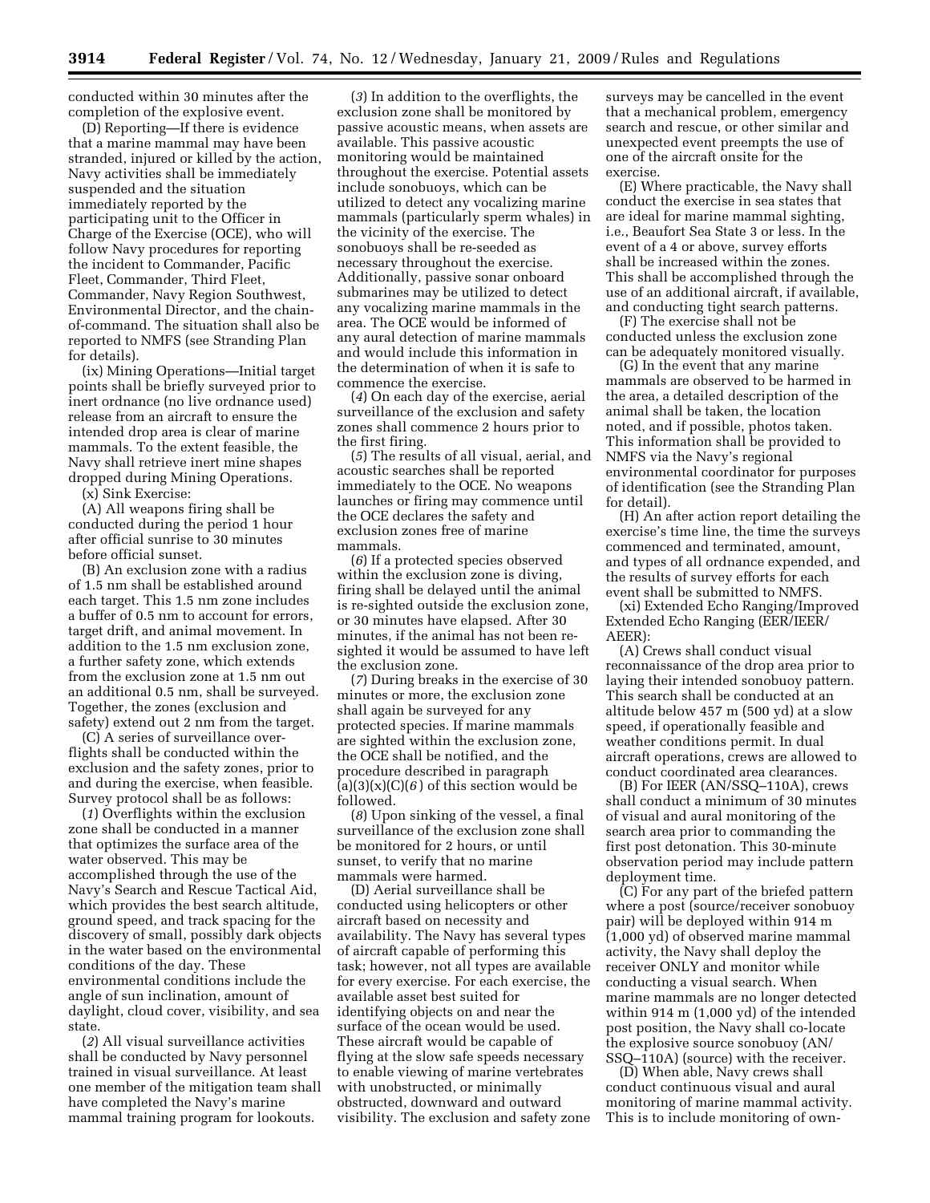conducted within 30 minutes after the completion of the explosive event.

(D) Reporting—If there is evidence that a marine mammal may have been stranded, injured or killed by the action, Navy activities shall be immediately suspended and the situation immediately reported by the participating unit to the Officer in Charge of the Exercise (OCE), who will follow Navy procedures for reporting the incident to Commander, Pacific Fleet, Commander, Third Fleet, Commander, Navy Region Southwest, Environmental Director, and the chain-of-command. The situation shall also be reported to NMFS (see Stranding Plan for details).

(ix) Mining Operations—Initial target points shall be briefly surveyed prior to inert ordnance (no live ordnance used) release from an aircraft to ensure the intended drop area is clear of marine mammals. To the extent feasible, the Navy shall retrieve inert mine shapes dropped during Mining Operations.

(x) Sink Exercise:

(A) All weapons firing shall be conducted during the period 1 hour after official sunrise to 30 minutes before official sunset.

(B) An exclusion zone with a radius of 1.5 nm shall be established around each target. This 1.5 nm zone includes a buffer of 0.5 nm to account for errors, target drift, and animal movement. In addition to the 1.5 nm exclusion zone, a further safety zone, which extends from the exclusion zone at 1.5 nm out an additional 0.5 nm, shall be surveyed. Together, the zones (exclusion and safety) extend out 2 nm from the target.

(C) A series of surveillance over-flights shall be conducted within the exclusion and the safety zones, prior to and during the exercise, when feasible. Survey protocol shall be as follows:

(*1*) Overflights within the exclusion zone shall be conducted in a manner that optimizes the surface area of the water observed. This may be accomplished through the use of the Navy's Search and Rescue Tactical Aid, which provides the best search altitude, ground speed, and track spacing for the discovery of small, possibly dark objects in the water based on the environmental conditions of the day. These environmental conditions include the angle of sun inclination, amount of daylight, cloud cover, visibility, and sea state.

(*2*) All visual surveillance activities shall be conducted by Navy personnel trained in visual surveillance. At least one member of the mitigation team shall have completed the Navy's marine mammal training program for lookouts.

(*3*) In addition to the overflights, the exclusion zone shall be monitored by passive acoustic means, when assets are available. This passive acoustic monitoring would be maintained throughout the exercise. Potential assets include sonobuoys, which can be utilized to detect any vocalizing marine mammals (particularly sperm whales) in the vicinity of the exercise. The sonobuoys shall be re-seeded as necessary throughout the exercise. Additionally, passive sonar onboard submarines may be utilized to detect any vocalizing marine mammals in the area. The OCE would be informed of any aural detection of marine mammals and would include this information in the determination of when it is safe to commence the exercise.

(*4*) On each day of the exercise, aerial surveillance of the exclusion and safety zones shall commence 2 hours prior to the first firing.

(*5*) The results of all visual, aerial, and acoustic searches shall be reported immediately to the OCE. No weapons launches or firing may commence until the OCE declares the safety and exclusion zones free of marine mammals.

(*6*) If a protected species observed within the exclusion zone is diving, firing shall be delayed until the animal is re-sighted outside the exclusion zone, or 30 minutes have elapsed. After 30 minutes, if the animal has not been re-sighted it would be assumed to have left the exclusion zone.

(*7*) During breaks in the exercise of 30 minutes or more, the exclusion zone shall again be surveyed for any protected species. If marine mammals are sighted within the exclusion zone, the OCE shall be notified, and the procedure described in paragraph (a)(3)(x)(C)(*6*) of this section would be followed.

(*8*) Upon sinking of the vessel, a final surveillance of the exclusion zone shall be monitored for 2 hours, or until sunset, to verify that no marine mammals were harmed.

(D) Aerial surveillance shall be conducted using helicopters or other aircraft based on necessity and availability. The Navy has several types of aircraft capable of performing this task; however, not all types are available for every exercise. For each exercise, the available asset best suited for identifying objects on and near the surface of the ocean would be used. These aircraft would be capable of flying at the slow safe speeds necessary to enable viewing of marine vertebrates with unobstructed, or minimally obstructed, downward and outward visibility. The exclusion and safety zone surveys may be cancelled in the event that a mechanical problem, emergency search and rescue, or other similar and unexpected event preempts the use of one of the aircraft onsite for the exercise.

(E) Where practicable, the Navy shall conduct the exercise in sea states that are ideal for marine mammal sighting, i.e., Beaufort Sea State 3 or less. In the event of a 4 or above, survey efforts shall be increased within the zones. This shall be accomplished through the use of an additional aircraft, if available, and conducting tight search patterns.

(F) The exercise shall not be conducted unless the exclusion zone can be adequately monitored visually.

(G) In the event that any marine mammals are observed to be harmed in the area, a detailed description of the animal shall be taken, the location noted, and if possible, photos taken. This information shall be provided to NMFS via the Navy's regional environmental coordinator for purposes of identification (see the Stranding Plan for detail).

(H) An after action report detailing the exercise's time line, the time the surveys commenced and terminated, amount, and types of all ordnance expended, and the results of survey efforts for each event shall be submitted to NMFS.

(xi) Extended Echo Ranging/Improved Extended Echo Ranging (EER/IEER/AEER):

(A) Crews shall conduct visual reconnaissance of the drop area prior to laying their intended sonobuoy pattern. This search shall be conducted at an altitude below 457 m (500 yd) at a slow speed, if operationally feasible and weather conditions permit. In dual aircraft operations, crews are allowed to conduct coordinated area clearances.

(B) For IEER (AN/SSQ–110A), crews shall conduct a minimum of 30 minutes of visual and aural monitoring of the search area prior to commanding the first post detonation. This 30-minute observation period may include pattern deployment time.

(C) For any part of the briefed pattern where a post (source/receiver sonobuoy pair) will be deployed within 914 m (1,000 yd) of observed marine mammal activity, the Navy shall deploy the receiver ONLY and monitor while conducting a visual search. When marine mammals are no longer detected within 914 m (1,000 yd) of the intended post position, the Navy shall co-locate the explosive source sonobuoy (AN/SSQ–110A) (source) with the receiver.

(D) When able, Navy crews shall conduct continuous visual and aural monitoring of marine mammal activity. This is to include monitoring of own-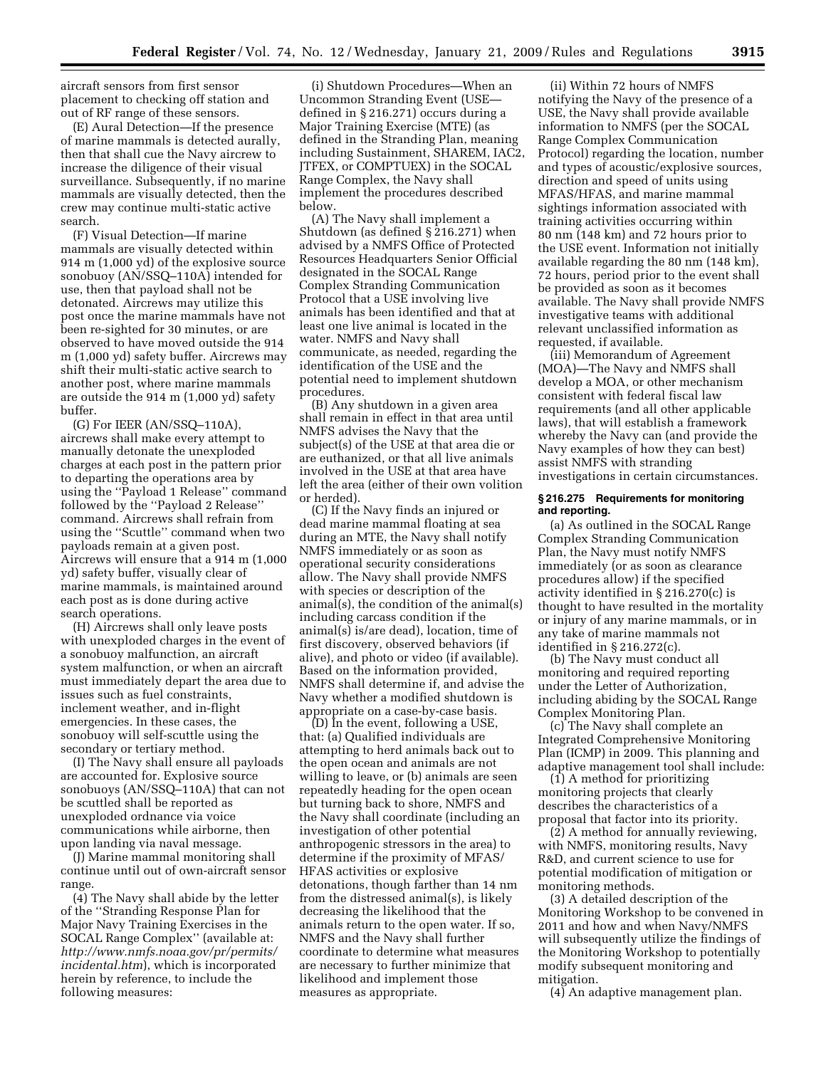aircraft sensors from first sensor placement to checking off station and out of RF range of these sensors.

(E) Aural Detection—If the presence of marine mammals is detected aurally, then that shall cue the Navy aircrew to increase the diligence of their visual surveillance. Subsequently, if no marine mammals are visually detected, then the crew may continue multi-static active search.

(F) Visual Detection—If marine mammals are visually detected within 914 m (1,000 yd) of the explosive source sonobuoy (AN/SSQ–110A) intended for use, then that payload shall not be detonated. Aircrews may utilize this post once the marine mammals have not been re-sighted for 30 minutes, or are observed to have moved outside the 914 m (1,000 yd) safety buffer. Aircrews may shift their multi-static active search to another post, where marine mammals are outside the 914 m (1,000 yd) safety buffer.

(G) For IEER (AN/SSQ–110A), aircrews shall make every attempt to manually detonate the unexploded charges at each post in the pattern prior to departing the operations area by using the ''Payload 1 Release'' command followed by the ''Payload 2 Release'' command. Aircrews shall refrain from using the ''Scuttle'' command when two payloads remain at a given post. Aircrews will ensure that a 914 m (1,000 yd) safety buffer, visually clear of marine mammals, is maintained around each post as is done during active search operations.

(H) Aircrews shall only leave posts with unexploded charges in the event of a sonobuoy malfunction, an aircraft system malfunction, or when an aircraft must immediately depart the area due to issues such as fuel constraints, inclement weather, and in-flight emergencies. In these cases, the sonobuoy will self-scuttle using the secondary or tertiary method.

(I) The Navy shall ensure all payloads are accounted for. Explosive source sonobuoys (AN/SSQ–110A) that can not be scuttled shall be reported as unexploded ordnance via voice communications while airborne, then upon landing via naval message.

(J) Marine mammal monitoring shall continue until out of own-aircraft sensor range.

(4) The Navy shall abide by the letter of the ''Stranding Response Plan for Major Navy Training Exercises in the SOCAL Range Complex'' (available at: *http://www.nmfs.noaa.gov/pr/permits/incidental.htm*), which is incorporated herein by reference, to include the following measures:

(i) Shutdown Procedures—When an Uncommon Stranding Event (USE—defined in § 216.271) occurs during a Major Training Exercise (MTE) (as defined in the Stranding Plan, meaning including Sustainment, SHAREM, IAC2, JTFEX, or COMPTUEX) in the SOCAL Range Complex, the Navy shall implement the procedures described below.

(A) The Navy shall implement a Shutdown (as defined § 216.271) when advised by a NMFS Office of Protected Resources Headquarters Senior Official designated in the SOCAL Range Complex Stranding Communication Protocol that a USE involving live animals has been identified and that at least one live animal is located in the water. NMFS and Navy shall communicate, as needed, regarding the identification of the USE and the potential need to implement shutdown procedures.

(B) Any shutdown in a given area shall remain in effect in that area until NMFS advises the Navy that the subject(s) of the USE at that area die or are euthanized, or that all live animals involved in the USE at that area have left the area (either of their own volition or herded).

(C) If the Navy finds an injured or dead marine mammal floating at sea during an MTE, the Navy shall notify NMFS immediately or as soon as operational security considerations allow. The Navy shall provide NMFS with species or description of the animal(s), the condition of the animal(s) including carcass condition if the animal(s) is/are dead), location, time of first discovery, observed behaviors (if alive), and photo or video (if available). Based on the information provided, NMFS shall determine if, and advise the Navy whether a modified shutdown is appropriate on a case-by-case basis.

(D) In the event, following a USE, that: (a) Qualified individuals are attempting to herd animals back out to the open ocean and animals are not willing to leave, or (b) animals are seen repeatedly heading for the open ocean but turning back to shore, NMFS and the Navy shall coordinate (including an investigation of other potential anthropogenic stressors in the area) to determine if the proximity of MFAS/HFAS activities or explosive detonations, though farther than 14 nm from the distressed animal(s), is likely decreasing the likelihood that the animals return to the open water. If so, NMFS and the Navy shall further coordinate to determine what measures are necessary to further minimize that likelihood and implement those measures as appropriate.

(ii) Within 72 hours of NMFS notifying the Navy of the presence of a USE, the Navy shall provide available information to NMFS (per the SOCAL Range Complex Communication Protocol) regarding the location, number and types of acoustic/explosive sources, direction and speed of units using MFAS/HFAS, and marine mammal sightings information associated with training activities occurring within 80 nm (148 km) and 72 hours prior to the USE event. Information not initially available regarding the 80 nm (148 km), 72 hours, period prior to the event shall be provided as soon as it becomes available. The Navy shall provide NMFS investigative teams with additional relevant unclassified information as requested, if available.

(iii) Memorandum of Agreement (MOA)—The Navy and NMFS shall develop a MOA, or other mechanism consistent with federal fiscal law requirements (and all other applicable laws), that will establish a framework whereby the Navy can (and provide the Navy examples of how they can best) assist NMFS with stranding investigations in certain circumstances.

**§ 216.275 Requirements for monitoring and reporting.**

(a) As outlined in the SOCAL Range Complex Stranding Communication Plan, the Navy must notify NMFS immediately (or as soon as clearance procedures allow) if the specified activity identified in § 216.270(c) is thought to have resulted in the mortality or injury of any marine mammals, or in any take of marine mammals not identified in § 216.272(c).

(b) The Navy must conduct all monitoring and required reporting under the Letter of Authorization, including abiding by the SOCAL Range Complex Monitoring Plan.

(c) The Navy shall complete an Integrated Comprehensive Monitoring Plan (ICMP) in 2009. This planning and adaptive management tool shall include:

(1) A method for prioritizing monitoring projects that clearly describes the characteristics of a proposal that factor into its priority.

(2) A method for annually reviewing, with NMFS, monitoring results, Navy R&D, and current science to use for potential modification of mitigation or monitoring methods.

(3) A detailed description of the Monitoring Workshop to be convened in 2011 and how and when Navy/NMFS will subsequently utilize the findings of the Monitoring Workshop to potentially modify subsequent monitoring and mitigation.

(4) An adaptive management plan.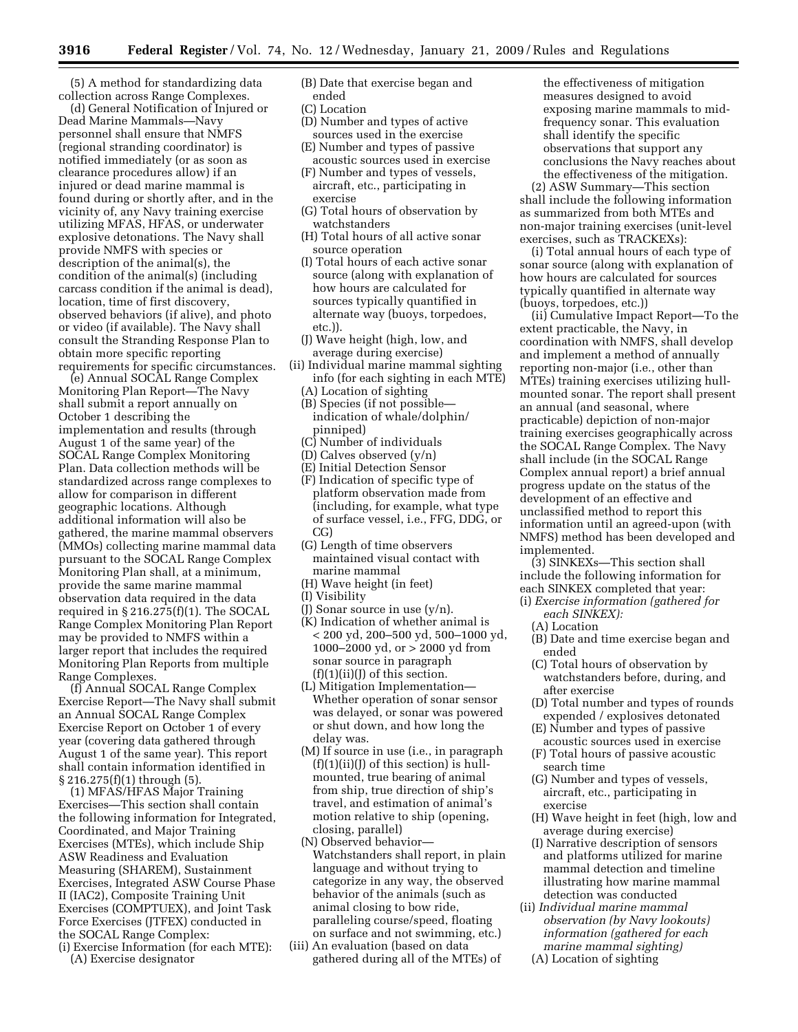(5) A method for standardizing data collection across Range Complexes.

(d) General Notification of Injured or Dead Marine Mammals—Navy personnel shall ensure that NMFS (regional stranding coordinator) is notified immediately (or as soon as clearance procedures allow) if an injured or dead marine mammal is found during or shortly after, and in the vicinity of, any Navy training exercise utilizing MFAS, HFAS, or underwater explosive detonations. The Navy shall provide NMFS with species or description of the animal(s), the condition of the animal(s) (including carcass condition if the animal is dead), location, time of first discovery, observed behaviors (if alive), and photo or video (if available). The Navy shall consult the Stranding Response Plan to obtain more specific reporting requirements for specific circumstances.

(e) Annual SOCAL Range Complex Monitoring Plan Report—The Navy shall submit a report annually on October 1 describing the implementation and results (through August 1 of the same year) of the SOCAL Range Complex Monitoring Plan. Data collection methods will be standardized across range complexes to allow for comparison in different geographic locations. Although additional information will also be gathered, the marine mammal observers (MMOs) collecting marine mammal data pursuant to the SOCAL Range Complex Monitoring Plan shall, at a minimum, provide the same marine mammal observation data required in the data required in § 216.275(f)(1). The SOCAL Range Complex Monitoring Plan Report may be provided to NMFS within a larger report that includes the required Monitoring Plan Reports from multiple Range Complexes.

(f) Annual SOCAL Range Complex Exercise Report—The Navy shall submit an Annual SOCAL Range Complex Exercise Report on October 1 of every year (covering data gathered through August 1 of the same year). This report shall contain information identified in § 216.275(f)(1) through (5).

(1) MFAS/HFAS Major Training Exercises—This section shall contain the following information for Integrated, Coordinated, and Major Training Exercises (MTEs), which include Ship ASW Readiness and Evaluation Measuring (SHAREM), Sustainment Exercises, Integrated ASW Course Phase II (IAC2), Composite Training Unit Exercises (COMPTUEX), and Joint Task Force Exercises (JTFEX) conducted in the SOCAL Range Complex:

(i) Exercise Information (for each MTE):

(A) Exercise designator

(B) Date that exercise began and ended

(C) Location

(D) Number and types of active sources used in the exercise

(E) Number and types of passive acoustic sources used in exercise

(F) Number and types of vessels, aircraft, etc., participating in exercise

(G) Total hours of observation by watchstanders

(H) Total hours of all active sonar source operation

(I) Total hours of each active sonar source (along with explanation of how hours are calculated for sources typically quantified in alternate way (buoys, torpedoes, etc.)).

(J) Wave height (high, low, and average during exercise)

(ii) Individual marine mammal sighting info (for each sighting in each MTE)

(A) Location of sighting

(B) Species (if not possible—indication of whale/dolphin/pinniped)

(C) Number of individuals

(D) Calves observed (y/n)

(E) Initial Detection Sensor

(F) Indication of specific type of platform observation made from (including, for example, what type of surface vessel, i.e., FFG, DDG, or CG)

(G) Length of time observers maintained visual contact with marine mammal

(H) Wave height (in feet)

(I) Visibility

(J) Sonar source in use (y/n).

(K) Indication of whether animal is < 200 yd, 200–500 yd, 500–1000 yd, 1000–2000 yd, or > 2000 yd from sonar source in paragraph (f)(1)(ii)(J) of this section.

(L) Mitigation Implementation—Whether operation of sonar sensor was delayed, or sonar was powered or shut down, and how long the delay was.

(M) If source in use (i.e., in paragraph (f)(1)(ii)(J) of this section) is hull-mounted, true bearing of animal from ship, true direction of ship's travel, and estimation of animal's motion relative to ship (opening, closing, parallel)

(N) Observed behavior—Watchstanders shall report, in plain language and without trying to categorize in any way, the observed behavior of the animals (such as animal closing to bow ride, paralleling course/speed, floating on surface and not swimming, etc.)

(iii) An evaluation (based on data gathered during all of the MTEs) of the effectiveness of mitigation measures designed to avoid exposing marine mammals to mid-frequency sonar. This evaluation shall identify the specific observations that support any conclusions the Navy reaches about the effectiveness of the mitigation.

(2) ASW Summary—This section shall include the following information as summarized from both MTEs and non-major training exercises (unit-level exercises, such as TRACKEXs):

(i) Total annual hours of each type of sonar source (along with explanation of how hours are calculated for sources typically quantified in alternate way (buoys, torpedoes, etc.))

(ii) Cumulative Impact Report—To the extent practicable, the Navy, in coordination with NMFS, shall develop and implement a method of annually reporting non-major (i.e., other than MTEs) training exercises utilizing hull-mounted sonar. The report shall present an annual (and seasonal, where practicable) depiction of non-major training exercises geographically across the SOCAL Range Complex. The Navy shall include (in the SOCAL Range Complex annual report) a brief annual progress update on the status of the development of an effective and unclassified method to report this information until an agreed-upon (with NMFS) method has been developed and implemented.

(3) SINKEXs—This section shall include the following information for each SINKEX completed that year:

(i) *Exercise information (gathered for each SINKEX):*

(A) Location

(B) Date and time exercise began and ended

(C) Total hours of observation by watchstanders before, during, and after exercise

(D) Total number and types of rounds expended / explosives detonated

(E) Number and types of passive acoustic sources used in exercise

(F) Total hours of passive acoustic search time

(G) Number and types of vessels, aircraft, etc., participating in exercise

(H) Wave height in feet (high, low and average during exercise)

(I) Narrative description of sensors and platforms utilized for marine mammal detection and timeline illustrating how marine mammal detection was conducted

(ii) *Individual marine mammal observation (by Navy lookouts) information (gathered for each marine mammal sighting)*

(A) Location of sighting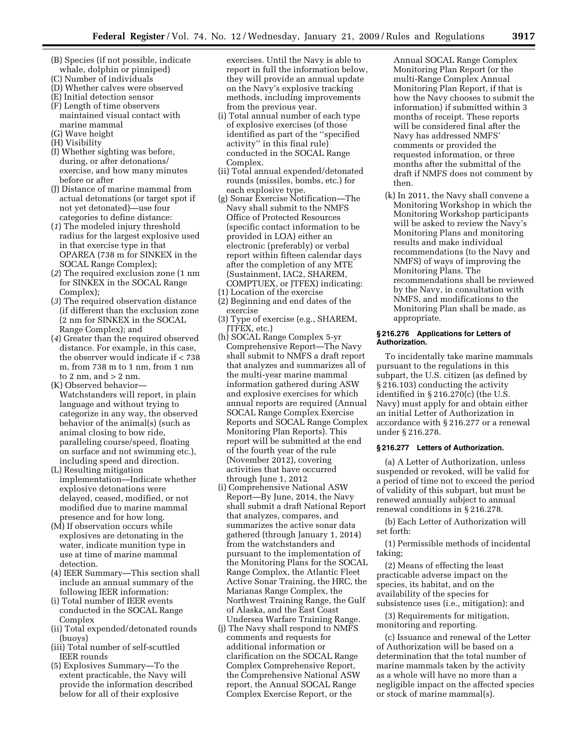(B) Species (if not possible, indicate whale, dolphin or pinniped)
(C) Number of individuals
(D) Whether calves were observed
(E) Initial detection sensor
(F) Length of time observers maintained visual contact with marine mammal
(G) Wave height
(H) Visibility
(I) Whether sighting was before, during, or after detonations/exercise, and how many minutes before or after
(J) Distance of marine mammal from actual detonations (or target spot if not yet detonated)—use four categories to define distance:
(*1*) The modeled injury threshold radius for the largest explosive used in that exercise type in that OPAREA (738 m for SINKEX in the SOCAL Range Complex);
(*2*) The required exclusion zone (1 nm for SINKEX in the SOCAL Range Complex);
(*3*) The required observation distance (if different than the exclusion zone (2 nm for SINKEX in the SOCAL Range Complex); and
(*4*) Greater than the required observed distance. For example, in this case, the observer would indicate if < 738 m, from 738 m to 1 nm, from 1 nm to 2 nm, and > 2 nm.
(K) Observed behavior—Watchstanders will report, in plain language and without trying to categorize in any way, the observed behavior of the animal(s) (such as animal closing to bow ride, paralleling course/speed, floating on surface and not swimming etc.), including speed and direction.
(L) Resulting mitigation implementation—Indicate whether explosive detonations were delayed, ceased, modified, or not modified due to marine mammal presence and for how long.
(M) If observation occurs while explosives are detonating in the water, indicate munition type in use at time of marine mammal detection.
(4) IEER Summary—This section shall include an annual summary of the following IEER information:
(i) Total number of IEER events conducted in the SOCAL Range Complex
(ii) Total expended/detonated rounds (buoys)
(iii) Total number of self-scuttled IEER rounds
(5) Explosives Summary—To the extent practicable, the Navy will provide the information described below for all of their explosive exercises. Until the Navy is able to report in full the information below, they will provide an annual update on the Navy's explosive tracking methods, including improvements from the previous year.
(i) Total annual number of each type of explosive exercises (of those identified as part of the "specified activity" in this final rule) conducted in the SOCAL Range Complex.
(ii) Total annual expended/detonated rounds (missiles, bombs, etc.) for each explosive type.
(g) Sonar Exercise Notification—The Navy shall submit to the NMFS Office of Protected Resources (specific contact information to be provided in LOA) either an electronic (preferably) or verbal report within fifteen calendar days after the completion of any MTE (Sustainment, IAC2, SHAREM, COMPTUEX, or JTFEX) indicating:
(1) Location of the exercise
(2) Beginning and end dates of the exercise
(3) Type of exercise (e.g., SHAREM, JTFEX, etc.)
(h) SOCAL Range Complex 5-yr Comprehensive Report—The Navy shall submit to NMFS a draft report that analyzes and summarizes all of the multi-year marine mammal information gathered during ASW and explosive exercises for which annual reports are required (Annual SOCAL Range Complex Exercise Reports and SOCAL Range Complex Monitoring Plan Reports). This report will be submitted at the end of the fourth year of the rule (November 2012), covering activities that have occurred through June 1, 2012
(i) Comprehensive National ASW Report—By June, 2014, the Navy shall submit a draft National Report that analyzes, compares, and summarizes the active sonar data gathered (through January 1, 2014) from the watchstanders and pursuant to the implementation of the Monitoring Plans for the SOCAL Range Complex, the Atlantic Fleet Active Sonar Training, the HRC, the Marianas Range Complex, the Northwest Training Range, the Gulf of Alaska, and the East Coast Undersea Warfare Training Range.
(j) The Navy shall respond to NMFS comments and requests for additional information or clarification on the SOCAL Range Complex Comprehensive Report, the Comprehensive National ASW report, the Annual SOCAL Range Complex Exercise Report, or the Annual SOCAL Range Complex Monitoring Plan Report (or the multi-Range Complex Annual Monitoring Plan Report, if that is how the Navy chooses to submit the information) if submitted within 3 months of receipt. These reports will be considered final after the Navy has addressed NMFS' comments or provided the requested information, or three months after the submittal of the draft if NMFS does not comment by then.
(k) In 2011, the Navy shall convene a Monitoring Workshop in which the Monitoring Workshop participants will be asked to review the Navy's Monitoring Plans and monitoring results and make individual recommendations (to the Navy and NMFS) of ways of improving the Monitoring Plans. The recommendations shall be reviewed by the Navy, in consultation with NMFS, and modifications to the Monitoring Plan shall be made, as appropriate.

#### § 216.276 Applications for Letters of Authorization.

To incidentally take marine mammals pursuant to the regulations in this subpart, the U.S. citizen (as defined by § 216.103) conducting the activity identified in § 216.270(c) (the U.S. Navy) must apply for and obtain either an initial Letter of Authorization in accordance with § 216.277 or a renewal under § 216.278.

#### § 216.277 Letters of Authorization.

(a) A Letter of Authorization, unless suspended or revoked, will be valid for a period of time not to exceed the period of validity of this subpart, but must be renewed annually subject to annual renewal conditions in § 216.278.

(b) Each Letter of Authorization will set forth:

(1) Permissible methods of incidental taking;

(2) Means of effecting the least practicable adverse impact on the species, its habitat, and on the availability of the species for subsistence uses (i.e., mitigation); and

(3) Requirements for mitigation, monitoring and reporting.

(c) Issuance and renewal of the Letter of Authorization will be based on a determination that the total number of marine mammals taken by the activity as a whole will have no more than a negligible impact on the affected species or stock of marine mammal(s).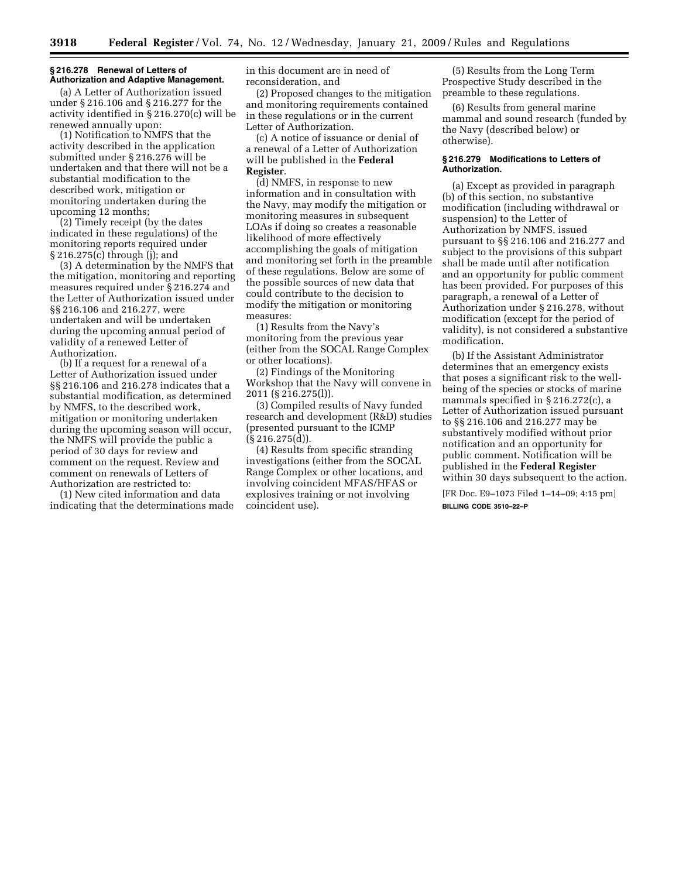### § 216.278 Renewal of Letters of Authorization and Adaptive Management.

(a) A Letter of Authorization issued under § 216.106 and § 216.277 for the activity identified in § 216.270(c) will be renewed annually upon:

(1) Notification to NMFS that the activity described in the application submitted under § 216.276 will be undertaken and that there will not be a substantial modification to the described work, mitigation or monitoring undertaken during the upcoming 12 months;

(2) Timely receipt (by the dates indicated in these regulations) of the monitoring reports required under § 216.275(c) through (j); and

(3) A determination by the NMFS that the mitigation, monitoring and reporting measures required under § 216.274 and the Letter of Authorization issued under §§ 216.106 and 216.277, were undertaken and will be undertaken during the upcoming annual period of validity of a renewed Letter of Authorization.

(b) If a request for a renewal of a Letter of Authorization issued under §§ 216.106 and 216.278 indicates that a substantial modification, as determined by NMFS, to the described work, mitigation or monitoring undertaken during the upcoming season will occur, the NMFS will provide the public a period of 30 days for review and comment on the request. Review and comment on renewals of Letters of Authorization are restricted to:

(1) New cited information and data indicating that the determinations made in this document are in need of reconsideration, and

(2) Proposed changes to the mitigation and monitoring requirements contained in these regulations or in the current Letter of Authorization.

(c) A notice of issuance or denial of a renewal of a Letter of Authorization will be published in the **Federal Register**.

(d) NMFS, in response to new information and in consultation with the Navy, may modify the mitigation or monitoring measures in subsequent LOAs if doing so creates a reasonable likelihood of more effectively accomplishing the goals of mitigation and monitoring set forth in the preamble of these regulations. Below are some of the possible sources of new data that could contribute to the decision to modify the mitigation or monitoring measures:

(1) Results from the Navy's monitoring from the previous year (either from the SOCAL Range Complex or other locations).

(2) Findings of the Monitoring Workshop that the Navy will convene in 2011 (§ 216.275(l)).

(3) Compiled results of Navy funded research and development (R&D) studies (presented pursuant to the ICMP (§ 216.275(d)).

(4) Results from specific stranding investigations (either from the SOCAL Range Complex or other locations, and involving coincident MFAS/HFAS or explosives training or not involving coincident use).

(5) Results from the Long Term Prospective Study described in the preamble to these regulations.

(6) Results from general marine mammal and sound research (funded by the Navy (described below) or otherwise).

### § 216.279 Modifications to Letters of Authorization.

(a) Except as provided in paragraph (b) of this section, no substantive modification (including withdrawal or suspension) to the Letter of Authorization by NMFS, issued pursuant to §§ 216.106 and 216.277 and subject to the provisions of this subpart shall be made until after notification and an opportunity for public comment has been provided. For purposes of this paragraph, a renewal of a Letter of Authorization under § 216.278, without modification (except for the period of validity), is not considered a substantive modification.

(b) If the Assistant Administrator determines that an emergency exists that poses a significant risk to the well-being of the species or stocks of marine mammals specified in § 216.272(c), a Letter of Authorization issued pursuant to §§ 216.106 and 216.277 may be substantively modified without prior notification and an opportunity for public comment. Notification will be published in the **Federal Register** within 30 days subsequent to the action.

[FR Doc. E9–1073 Filed 1–14–09; 4:15 pm]

**BILLING CODE 3510–22–P**